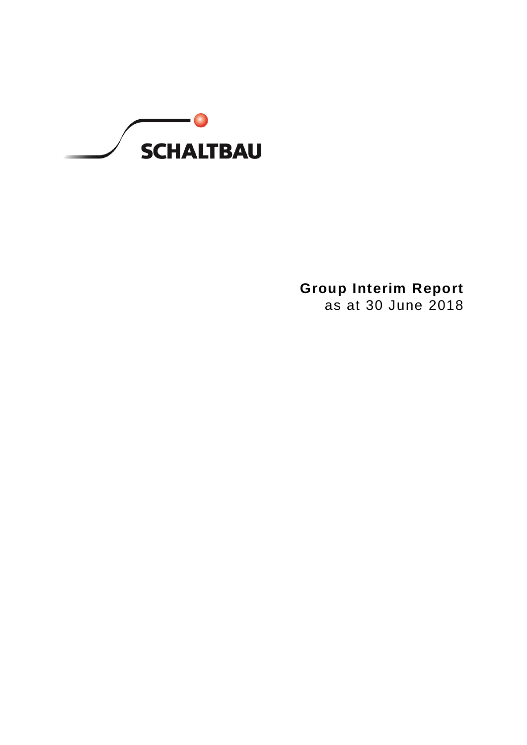SCHALTBAU

# Group Interim Report

as at 30 June 2018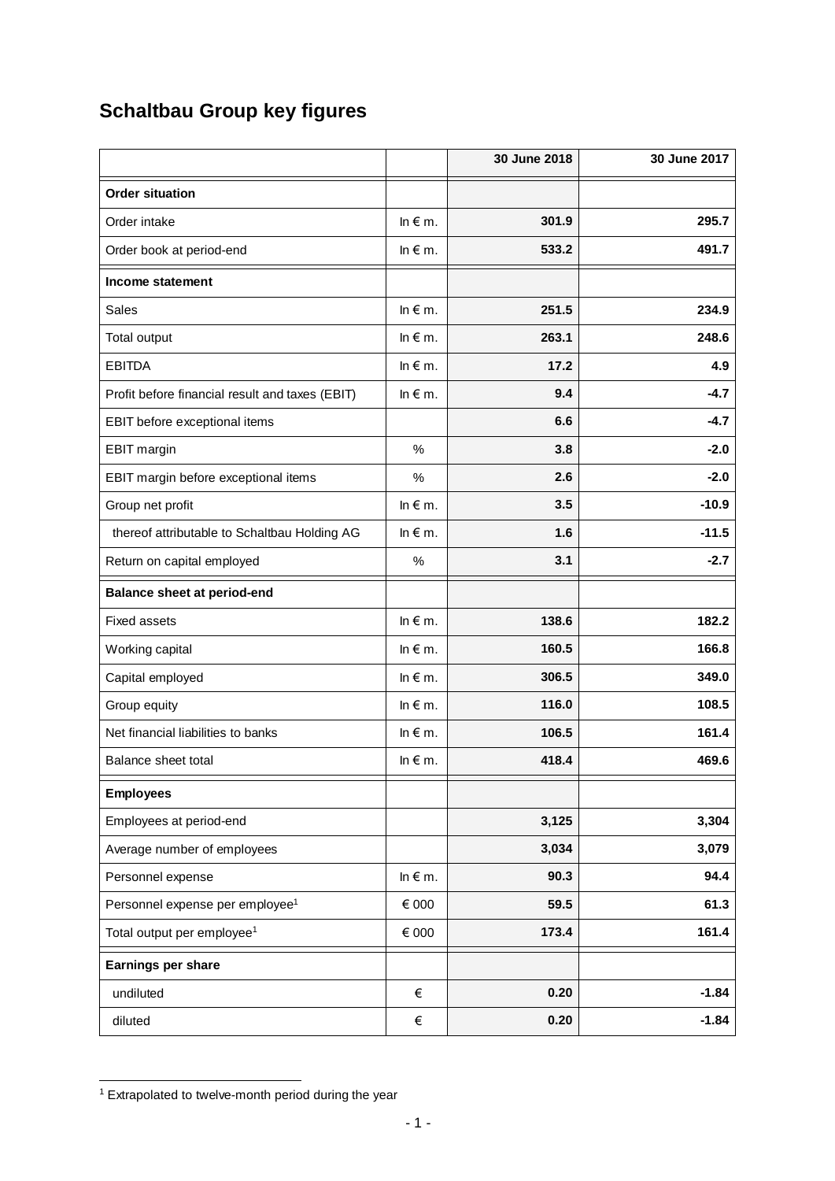# Schaltbau Group key figures

| | | 30 June 2018 | 30 June 2017 |
|---|---|---|---|
| **Order situation** | | | |
| Order intake | In € m. | **301.9** | **295.7** |
| Order book at period-end | In € m. | **533.2** | **491.7** |
| **Income statement** | | | |
| Sales | In € m. | **251.5** | **234.9** |
| Total output | In € m. | **263.1** | **248.6** |
| EBITDA | In € m. | **17.2** | **4.9** |
| Profit before financial result and taxes (EBIT) | In € m. | **9.4** | **-4.7** |
| EBIT before exceptional items | | **6.6** | **-4.7** |
| EBIT margin | % | **3.8** | **-2.0** |
| EBIT margin before exceptional items | % | **2.6** | **-2.0** |
| Group net profit | In € m. | **3.5** | **-10.9** |
| thereof attributable to Schaltbau Holding AG | In € m. | **1.6** | **-11.5** |
| Return on capital employed | % | **3.1** | **-2.7** |
| **Balance sheet at period-end** | | | |
| Fixed assets | In € m. | **138.6** | **182.2** |
| Working capital | In € m. | **160.5** | **166.8** |
| Capital employed | In € m. | **306.5** | **349.0** |
| Group equity | In € m. | **116.0** | **108.5** |
| Net financial liabilities to banks | In € m. | **106.5** | **161.4** |
| Balance sheet total | In € m. | **418.4** | **469.6** |
| **Employees** | | | |
| Employees at period-end | | **3,125** | **3,304** |
| Average number of employees | | **3,034** | **3,079** |
| Personnel expense | In € m. | **90.3** | **94.4** |
| Personnel expense per employee[1] | € 000 | **59.5** | **61.3** |
| Total output per employee[1] | € 000 | **173.4** | **161.4** |
| **Earnings per share** | | | |
| undiluted | € | **0.20** | **-1.84** |
| diluted | € | **0.20** | **-1.84** |

[1] Extrapolated to twelve-month period during the year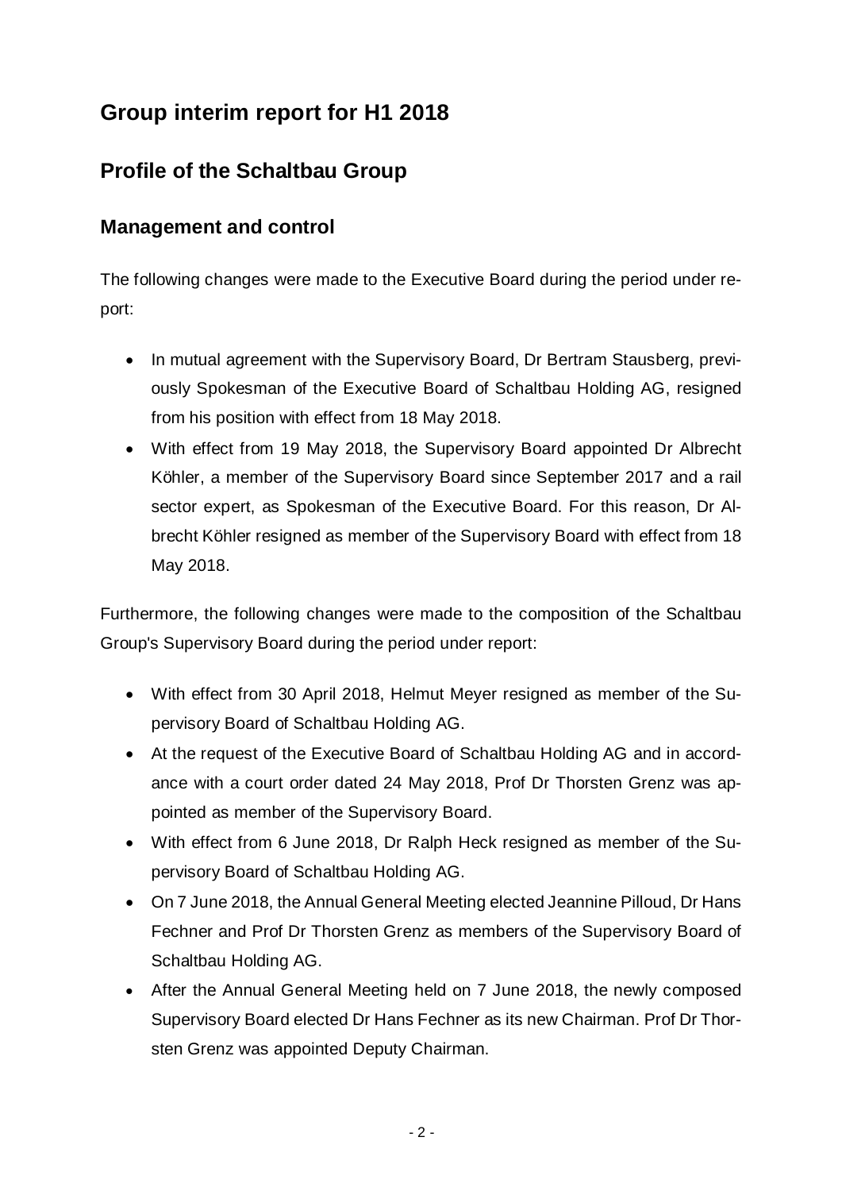# Group interim report for H1 2018

## Profile of the Schaltbau Group

### Management and control

The following changes were made to the Executive Board during the period under report:

- In mutual agreement with the Supervisory Board, Dr Bertram Stausberg, previously Spokesman of the Executive Board of Schaltbau Holding AG, resigned from his position with effect from 18 May 2018.
- With effect from 19 May 2018, the Supervisory Board appointed Dr Albrecht Köhler, a member of the Supervisory Board since September 2017 and a rail sector expert, as Spokesman of the Executive Board. For this reason, Dr Albrecht Köhler resigned as member of the Supervisory Board with effect from 18 May 2018.

Furthermore, the following changes were made to the composition of the Schaltbau Group's Supervisory Board during the period under report:

- With effect from 30 April 2018, Helmut Meyer resigned as member of the Supervisory Board of Schaltbau Holding AG.
- At the request of the Executive Board of Schaltbau Holding AG and in accordance with a court order dated 24 May 2018, Prof Dr Thorsten Grenz was appointed as member of the Supervisory Board.
- With effect from 6 June 2018, Dr Ralph Heck resigned as member of the Supervisory Board of Schaltbau Holding AG.
- On 7 June 2018, the Annual General Meeting elected Jeannine Pilloud, Dr Hans Fechner and Prof Dr Thorsten Grenz as members of the Supervisory Board of Schaltbau Holding AG.
- After the Annual General Meeting held on 7 June 2018, the newly composed Supervisory Board elected Dr Hans Fechner as its new Chairman. Prof Dr Thorsten Grenz was appointed Deputy Chairman.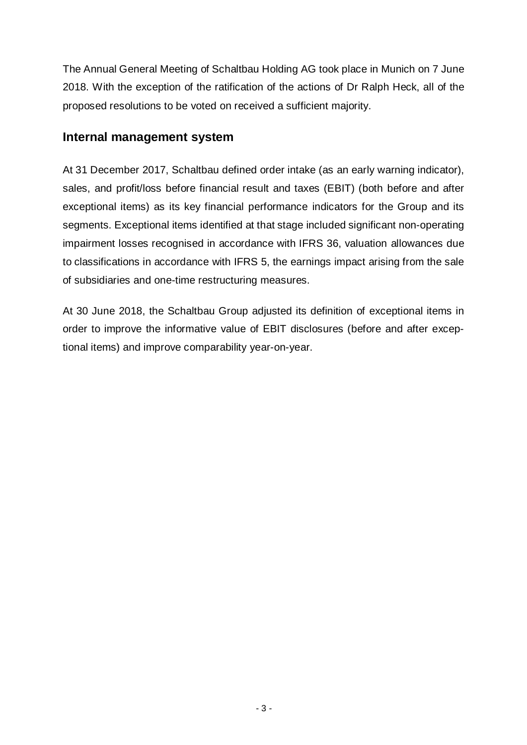The Annual General Meeting of Schaltbau Holding AG took place in Munich on 7 June 2018. With the exception of the ratification of the actions of Dr Ralph Heck, all of the proposed resolutions to be voted on received a sufficient majority.

## Internal management system

At 31 December 2017, Schaltbau defined order intake (as an early warning indicator), sales, and profit/loss before financial result and taxes (EBIT) (both before and after exceptional items) as its key financial performance indicators for the Group and its segments. Exceptional items identified at that stage included significant non-operating impairment losses recognised in accordance with IFRS 36, valuation allowances due to classifications in accordance with IFRS 5, the earnings impact arising from the sale of subsidiaries and one-time restructuring measures.

At 30 June 2018, the Schaltbau Group adjusted its definition of exceptional items in order to improve the informative value of EBIT disclosures (before and after exceptional items) and improve comparability year-on-year.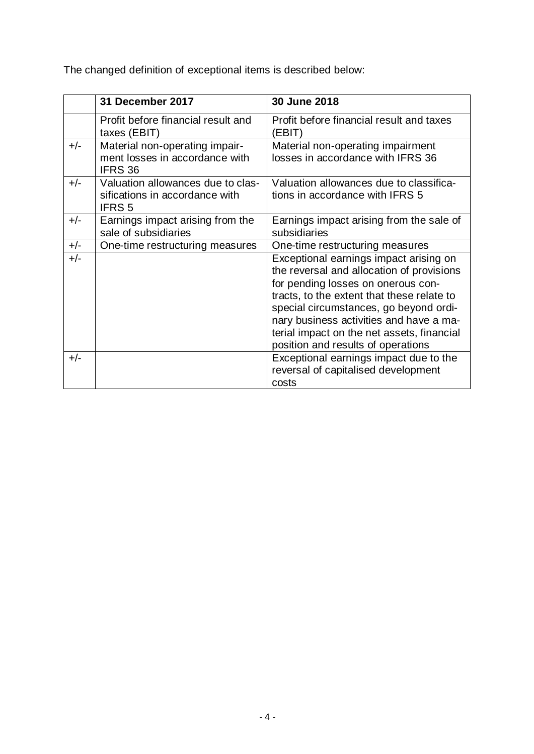The changed definition of exceptional items is described below:

| | 31 December 2017 | 30 June 2018 |
|---|---|---|
| | Profit before financial result and taxes (EBIT) | Profit before financial result and taxes (EBIT) |
| +/- | Material non-operating impairment losses in accordance with IFRS 36 | Material non-operating impairment losses in accordance with IFRS 36 |
| +/- | Valuation allowances due to classifications in accordance with IFRS 5 | Valuation allowances due to classifications in accordance with IFRS 5 |
| +/- | Earnings impact arising from the sale of subsidiaries | Earnings impact arising from the sale of subsidiaries |
| +/- | One-time restructuring measures | One-time restructuring measures |
| +/- | | Exceptional earnings impact arising on the reversal and allocation of provisions for pending losses on onerous contracts, to the extent that these relate to special circumstances, go beyond ordinary business activities and have a material impact on the net assets, financial position and results of operations |
| +/- | | Exceptional earnings impact due to the reversal of capitalised development costs |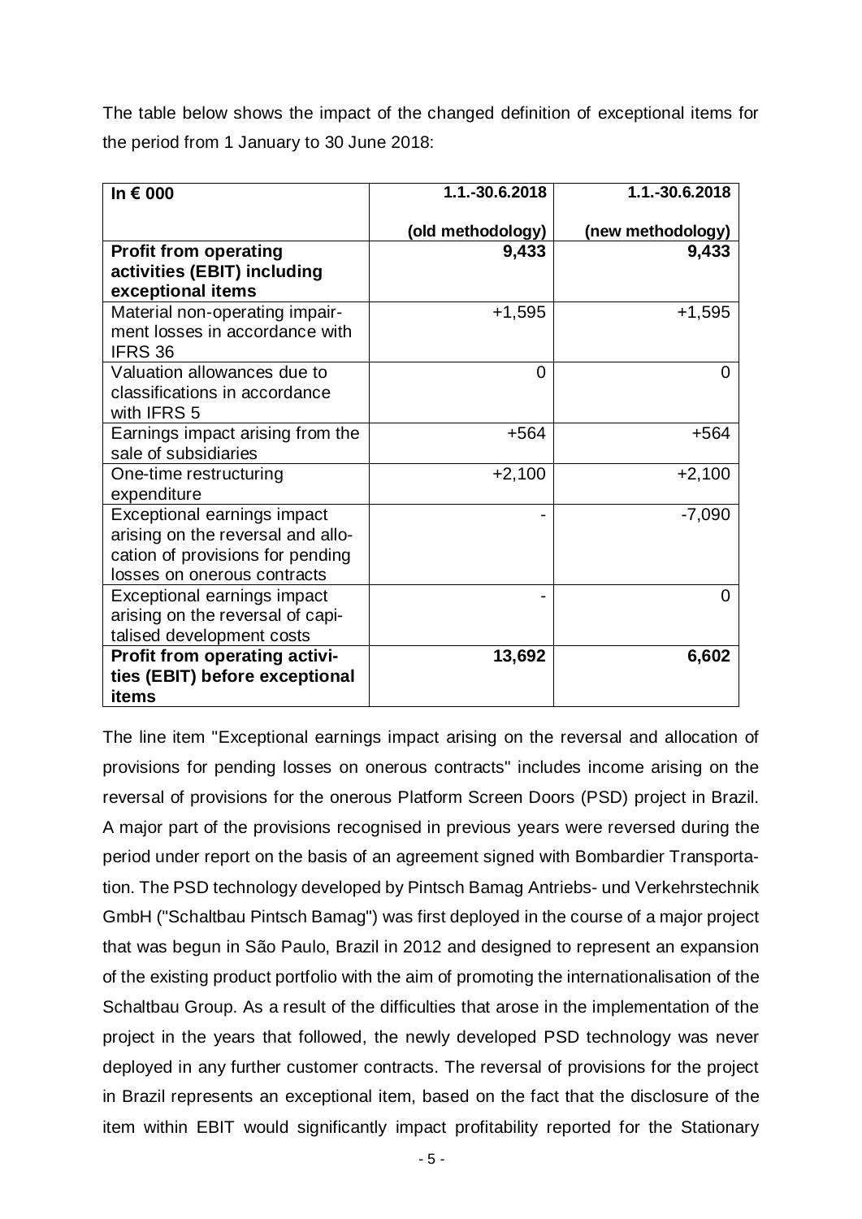The table below shows the impact of the changed definition of exceptional items for the period from 1 January to 30 June 2018:

| In € 000 | 1.1.-30.6.2018 (old methodology) | 1.1.-30.6.2018 (new methodology) |
|---|---|---|
| **Profit from operating activities (EBIT) including exceptional items** | **9,433** | **9,433** |
| Material non-operating impairment losses in accordance with IFRS 36 | +1,595 | +1,595 |
| Valuation allowances due to classifications in accordance with IFRS 5 | 0 | 0 |
| Earnings impact arising from the sale of subsidiaries | +564 | +564 |
| One-time restructuring expenditure | +2,100 | +2,100 |
| Exceptional earnings impact arising on the reversal and allocation of provisions for pending losses on onerous contracts | - | -7,090 |
| Exceptional earnings impact arising on the reversal of capitalised development costs | - | 0 |
| **Profit from operating activities (EBIT) before exceptional items** | **13,692** | **6,602** |

The line item "Exceptional earnings impact arising on the reversal and allocation of provisions for pending losses on onerous contracts" includes income arising on the reversal of provisions for the onerous Platform Screen Doors (PSD) project in Brazil. A major part of the provisions recognised in previous years were reversed during the period under report on the basis of an agreement signed with Bombardier Transportation. The PSD technology developed by Pintsch Bamag Antriebs- und Verkehrstechnik GmbH ("Schaltbau Pintsch Bamag") was first deployed in the course of a major project that was begun in São Paulo, Brazil in 2012 and designed to represent an expansion of the existing product portfolio with the aim of promoting the internationalisation of the Schaltbau Group. As a result of the difficulties that arose in the implementation of the project in the years that followed, the newly developed PSD technology was never deployed in any further customer contracts. The reversal of provisions for the project in Brazil represents an exceptional item, based on the fact that the disclosure of the item within EBIT would significantly impact profitability reported for the Stationary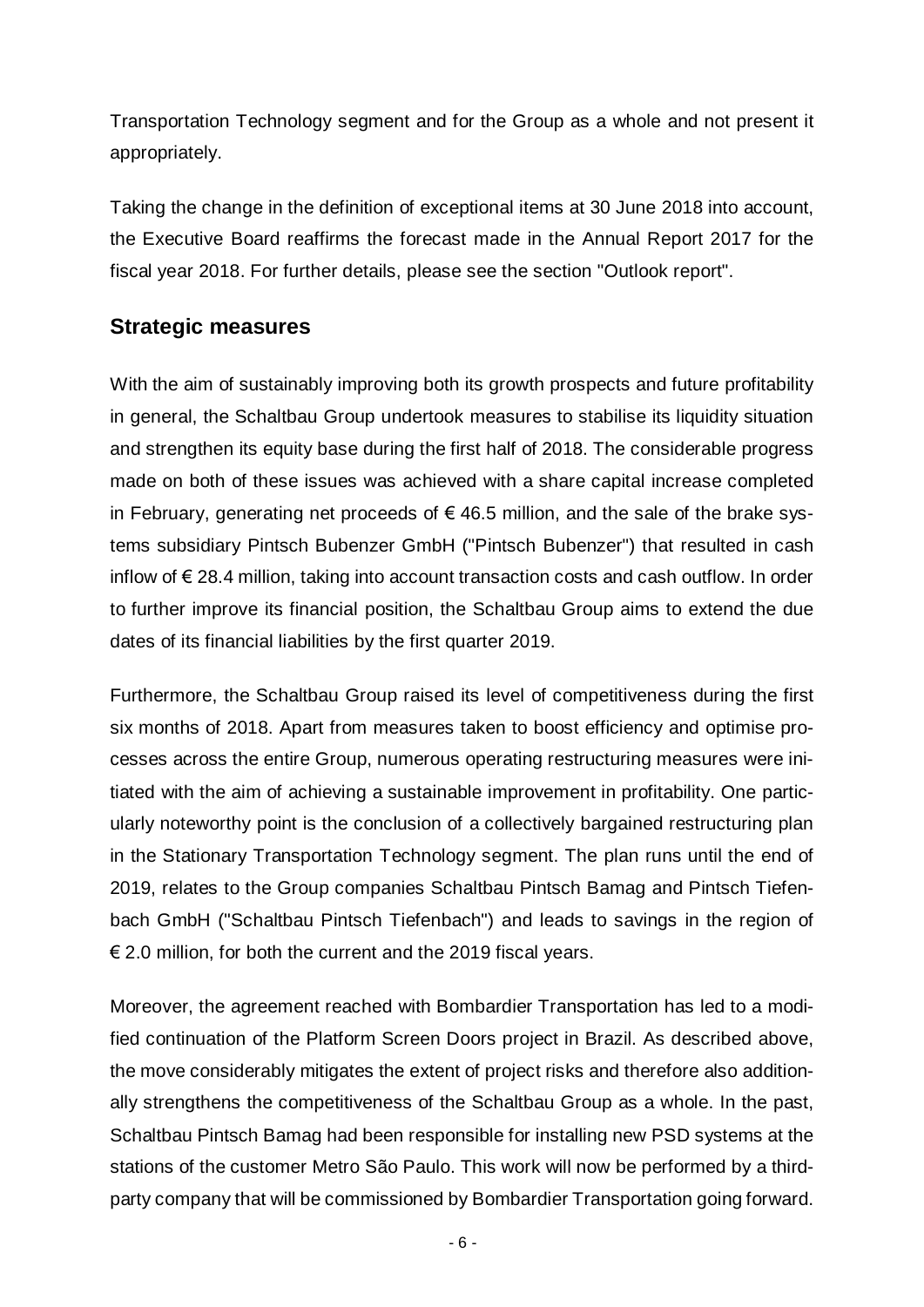Transportation Technology segment and for the Group as a whole and not present it appropriately.

Taking the change in the definition of exceptional items at 30 June 2018 into account, the Executive Board reaffirms the forecast made in the Annual Report 2017 for the fiscal year 2018. For further details, please see the section "Outlook report".

## Strategic measures

With the aim of sustainably improving both its growth prospects and future profitability in general, the Schaltbau Group undertook measures to stabilise its liquidity situation and strengthen its equity base during the first half of 2018. The considerable progress made on both of these issues was achieved with a share capital increase completed in February, generating net proceeds of € 46.5 million, and the sale of the brake systems subsidiary Pintsch Bubenzer GmbH ("Pintsch Bubenzer") that resulted in cash inflow of € 28.4 million, taking into account transaction costs and cash outflow. In order to further improve its financial position, the Schaltbau Group aims to extend the due dates of its financial liabilities by the first quarter 2019.

Furthermore, the Schaltbau Group raised its level of competitiveness during the first six months of 2018. Apart from measures taken to boost efficiency and optimise processes across the entire Group, numerous operating restructuring measures were initiated with the aim of achieving a sustainable improvement in profitability. One particularly noteworthy point is the conclusion of a collectively bargained restructuring plan in the Stationary Transportation Technology segment. The plan runs until the end of 2019, relates to the Group companies Schaltbau Pintsch Bamag and Pintsch Tiefenbach GmbH ("Schaltbau Pintsch Tiefenbach") and leads to savings in the region of € 2.0 million, for both the current and the 2019 fiscal years.

Moreover, the agreement reached with Bombardier Transportation has led to a modified continuation of the Platform Screen Doors project in Brazil. As described above, the move considerably mitigates the extent of project risks and therefore also additionally strengthens the competitiveness of the Schaltbau Group as a whole. In the past, Schaltbau Pintsch Bamag had been responsible for installing new PSD systems at the stations of the customer Metro São Paulo. This work will now be performed by a third-party company that will be commissioned by Bombardier Transportation going forward.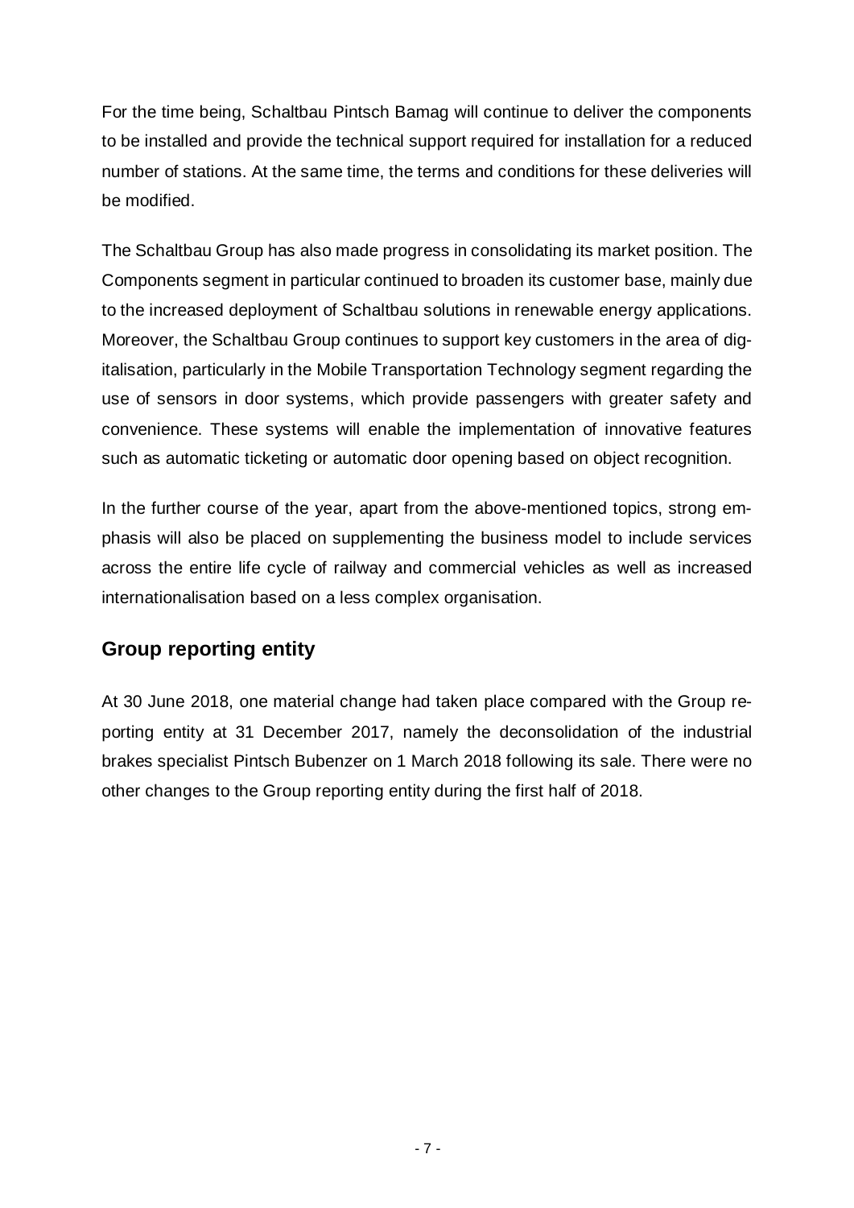For the time being, Schaltbau Pintsch Bamag will continue to deliver the components to be installed and provide the technical support required for installation for a reduced number of stations. At the same time, the terms and conditions for these deliveries will be modified.

The Schaltbau Group has also made progress in consolidating its market position. The Components segment in particular continued to broaden its customer base, mainly due to the increased deployment of Schaltbau solutions in renewable energy applications. Moreover, the Schaltbau Group continues to support key customers in the area of digitalisation, particularly in the Mobile Transportation Technology segment regarding the use of sensors in door systems, which provide passengers with greater safety and convenience. These systems will enable the implementation of innovative features such as automatic ticketing or automatic door opening based on object recognition.

In the further course of the year, apart from the above-mentioned topics, strong emphasis will also be placed on supplementing the business model to include services across the entire life cycle of railway and commercial vehicles as well as increased internationalisation based on a less complex organisation.

## Group reporting entity

At 30 June 2018, one material change had taken place compared with the Group reporting entity at 31 December 2017, namely the deconsolidation of the industrial brakes specialist Pintsch Bubenzer on 1 March 2018 following its sale. There were no other changes to the Group reporting entity during the first half of 2018.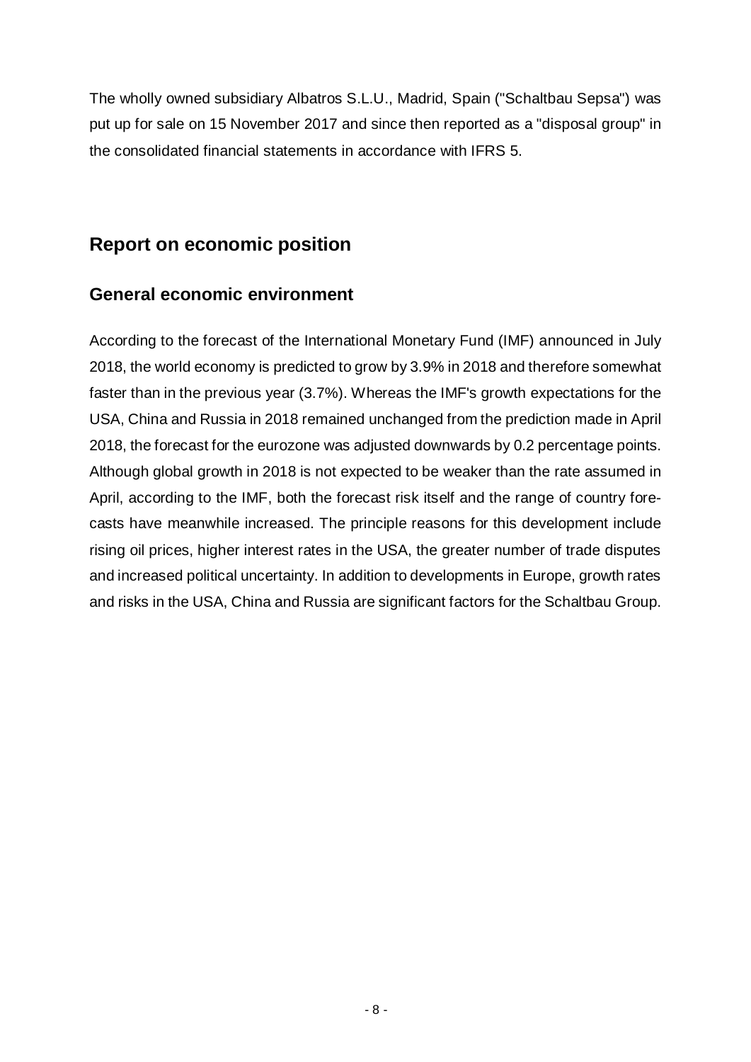The wholly owned subsidiary Albatros S.L.U., Madrid, Spain ("Schaltbau Sepsa") was put up for sale on 15 November 2017 and since then reported as a "disposal group" in the consolidated financial statements in accordance with IFRS 5.

## Report on economic position

### General economic environment

According to the forecast of the International Monetary Fund (IMF) announced in July 2018, the world economy is predicted to grow by 3.9% in 2018 and therefore somewhat faster than in the previous year (3.7%). Whereas the IMF's growth expectations for the USA, China and Russia in 2018 remained unchanged from the prediction made in April 2018, the forecast for the eurozone was adjusted downwards by 0.2 percentage points. Although global growth in 2018 is not expected to be weaker than the rate assumed in April, according to the IMF, both the forecast risk itself and the range of country forecasts have meanwhile increased. The principle reasons for this development include rising oil prices, higher interest rates in the USA, the greater number of trade disputes and increased political uncertainty. In addition to developments in Europe, growth rates and risks in the USA, China and Russia are significant factors for the Schaltbau Group.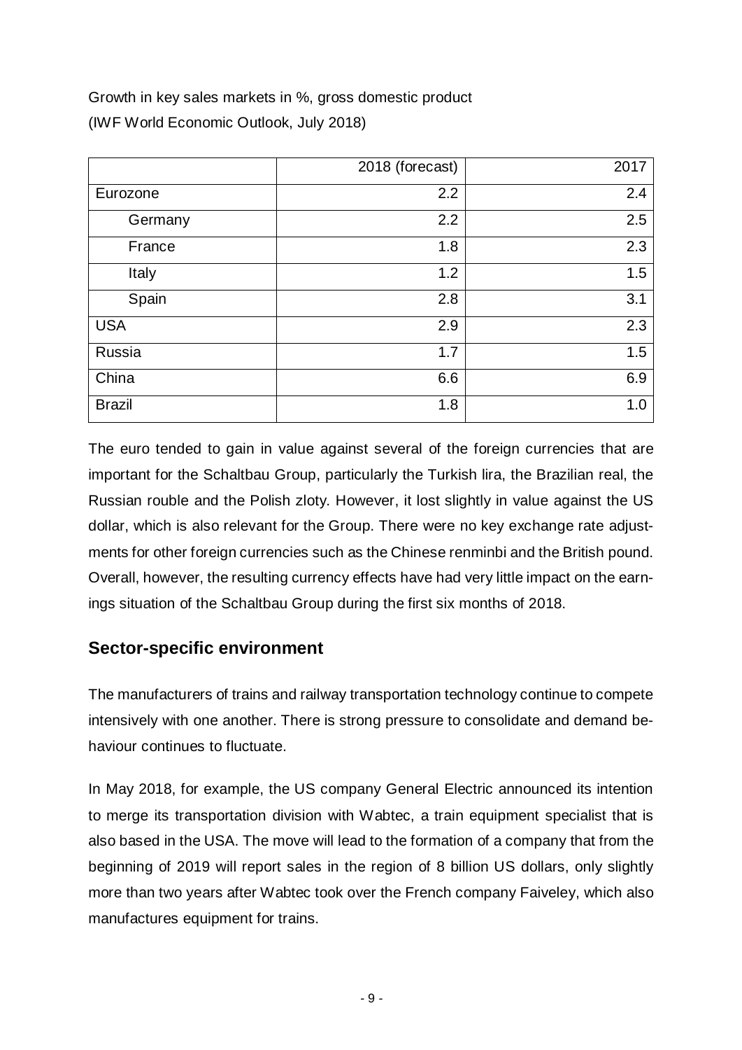Growth in key sales markets in %, gross domestic product
(IWF World Economic Outlook, July 2018)

| | 2018 (forecast) | 2017 |
|---|---|---|
| Eurozone | 2.2 | 2.4 |
| Germany | 2.2 | 2.5 |
| France | 1.8 | 2.3 |
| Italy | 1.2 | 1.5 |
| Spain | 2.8 | 3.1 |
| USA | 2.9 | 2.3 |
| Russia | 1.7 | 1.5 |
| China | 6.6 | 6.9 |
| Brazil | 1.8 | 1.0 |

The euro tended to gain in value against several of the foreign currencies that are important for the Schaltbau Group, particularly the Turkish lira, the Brazilian real, the Russian rouble and the Polish zloty. However, it lost slightly in value against the US dollar, which is also relevant for the Group. There were no key exchange rate adjustments for other foreign currencies such as the Chinese renminbi and the British pound. Overall, however, the resulting currency effects have had very little impact on the earnings situation of the Schaltbau Group during the first six months of 2018.

## Sector-specific environment

The manufacturers of trains and railway transportation technology continue to compete intensively with one another. There is strong pressure to consolidate and demand behaviour continues to fluctuate.

In May 2018, for example, the US company General Electric announced its intention to merge its transportation division with Wabtec, a train equipment specialist that is also based in the USA. The move will lead to the formation of a company that from the beginning of 2019 will report sales in the region of 8 billion US dollars, only slightly more than two years after Wabtec took over the French company Faiveley, which also manufactures equipment for trains.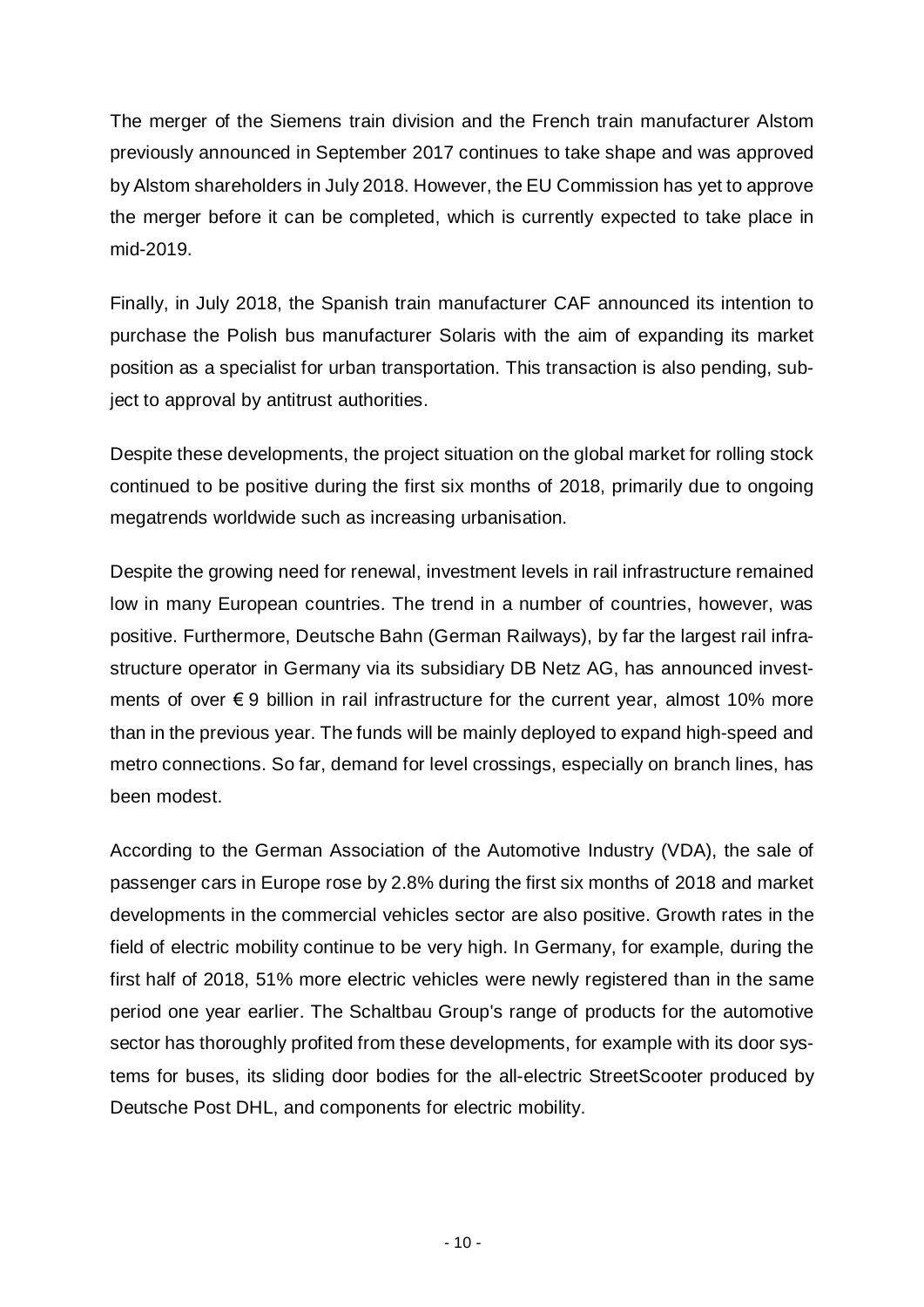The merger of the Siemens train division and the French train manufacturer Alstom previously announced in September 2017 continues to take shape and was approved by Alstom shareholders in July 2018. However, the EU Commission has yet to approve the merger before it can be completed, which is currently expected to take place in mid-2019.

Finally, in July 2018, the Spanish train manufacturer CAF announced its intention to purchase the Polish bus manufacturer Solaris with the aim of expanding its market position as a specialist for urban transportation. This transaction is also pending, subject to approval by antitrust authorities.

Despite these developments, the project situation on the global market for rolling stock continued to be positive during the first six months of 2018, primarily due to ongoing megatrends worldwide such as increasing urbanisation.

Despite the growing need for renewal, investment levels in rail infrastructure remained low in many European countries. The trend in a number of countries, however, was positive. Furthermore, Deutsche Bahn (German Railways), by far the largest rail infrastructure operator in Germany via its subsidiary DB Netz AG, has announced investments of over € 9 billion in rail infrastructure for the current year, almost 10% more than in the previous year. The funds will be mainly deployed to expand high-speed and metro connections. So far, demand for level crossings, especially on branch lines, has been modest.

According to the German Association of the Automotive Industry (VDA), the sale of passenger cars in Europe rose by 2.8% during the first six months of 2018 and market developments in the commercial vehicles sector are also positive. Growth rates in the field of electric mobility continue to be very high. In Germany, for example, during the first half of 2018, 51% more electric vehicles were newly registered than in the same period one year earlier. The Schaltbau Group's range of products for the automotive sector has thoroughly profited from these developments, for example with its door systems for buses, its sliding door bodies for the all-electric StreetScooter produced by Deutsche Post DHL, and components for electric mobility.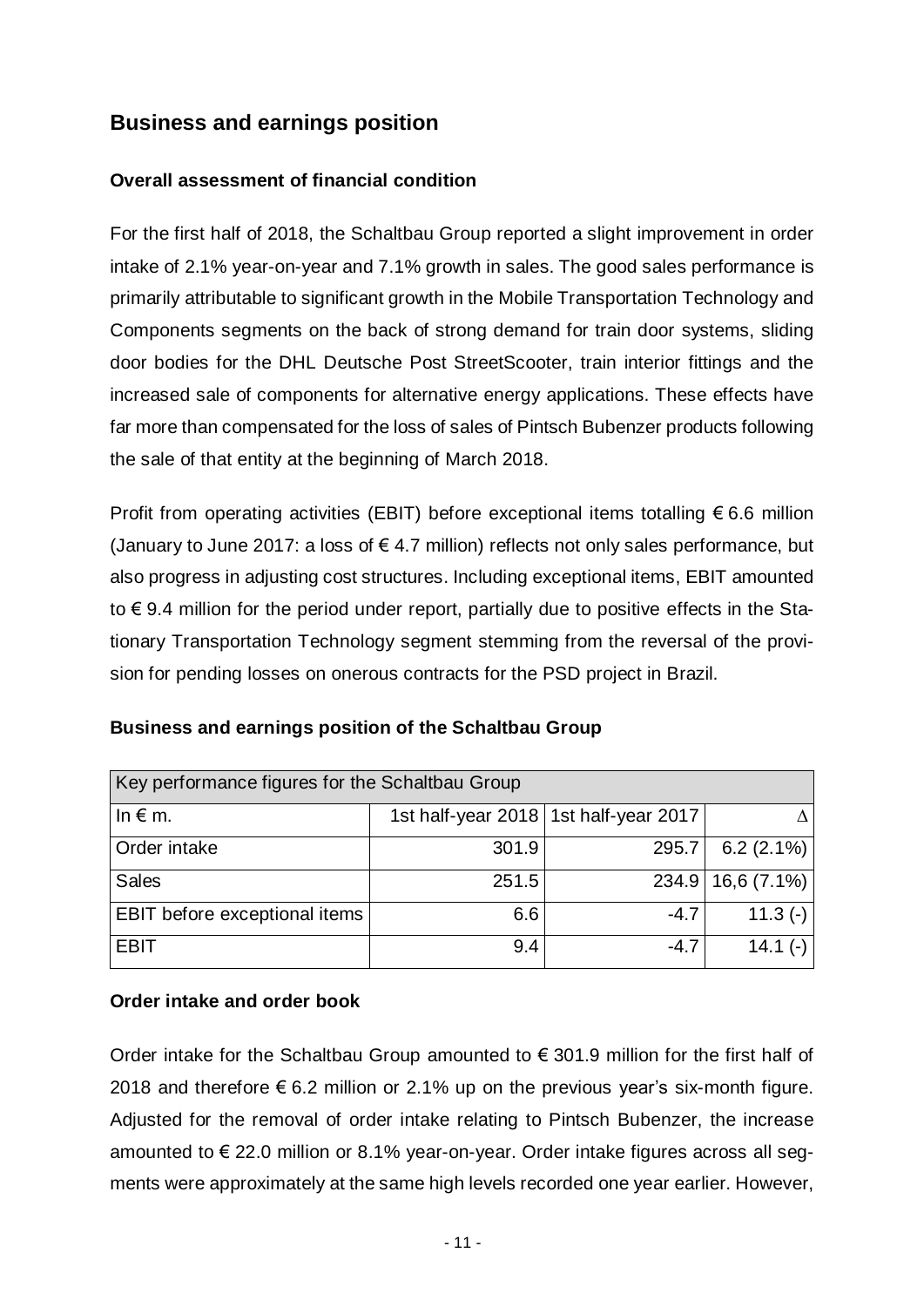## Business and earnings position

### Overall assessment of financial condition

For the first half of 2018, the Schaltbau Group reported a slight improvement in order intake of 2.1% year-on-year and 7.1% growth in sales. The good sales performance is primarily attributable to significant growth in the Mobile Transportation Technology and Components segments on the back of strong demand for train door systems, sliding door bodies for the DHL Deutsche Post StreetScooter, train interior fittings and the increased sale of components for alternative energy applications. These effects have far more than compensated for the loss of sales of Pintsch Bubenzer products following the sale of that entity at the beginning of March 2018.

Profit from operating activities (EBIT) before exceptional items totalling € 6.6 million (January to June 2017: a loss of € 4.7 million) reflects not only sales performance, but also progress in adjusting cost structures. Including exceptional items, EBIT amounted to € 9.4 million for the period under report, partially due to positive effects in the Stationary Transportation Technology segment stemming from the reversal of the provision for pending losses on onerous contracts for the PSD project in Brazil.

### Business and earnings position of the Schaltbau Group

| Key performance figures for the Schaltbau Group | | | |
|---|---|---|---|
| In € m. | 1st half-year 2018 | 1st half-year 2017 | Δ |
| Order intake | 301.9 | 295.7 | 6.2 (2.1%) |
| Sales | 251.5 | 234.9 | 16,6 (7.1%) |
| EBIT before exceptional items | 6.6 | -4.7 | 11.3 (-) |
| EBIT | 9.4 | -4.7 | 14.1 (-) |

### Order intake and order book

Order intake for the Schaltbau Group amounted to € 301.9 million for the first half of 2018 and therefore € 6.2 million or 2.1% up on the previous year's six-month figure. Adjusted for the removal of order intake relating to Pintsch Bubenzer, the increase amounted to € 22.0 million or 8.1% year-on-year. Order intake figures across all segments were approximately at the same high levels recorded one year earlier. However,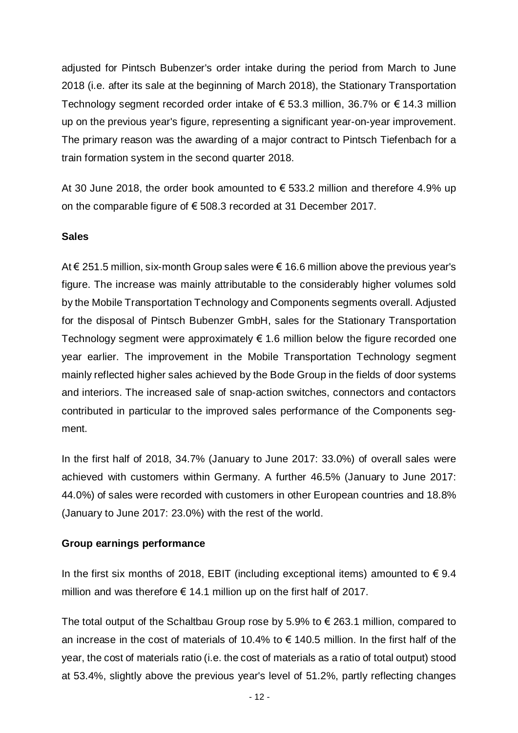adjusted for Pintsch Bubenzer's order intake during the period from March to June 2018 (i.e. after its sale at the beginning of March 2018), the Stationary Transportation Technology segment recorded order intake of € 53.3 million, 36.7% or € 14.3 million up on the previous year's figure, representing a significant year-on-year improvement. The primary reason was the awarding of a major contract to Pintsch Tiefenbach for a train formation system in the second quarter 2018.

At 30 June 2018, the order book amounted to € 533.2 million and therefore 4.9% up on the comparable figure of € 508.3 recorded at 31 December 2017.

**Sales**

At € 251.5 million, six-month Group sales were € 16.6 million above the previous year's figure. The increase was mainly attributable to the considerably higher volumes sold by the Mobile Transportation Technology and Components segments overall. Adjusted for the disposal of Pintsch Bubenzer GmbH, sales for the Stationary Transportation Technology segment were approximately € 1.6 million below the figure recorded one year earlier. The improvement in the Mobile Transportation Technology segment mainly reflected higher sales achieved by the Bode Group in the fields of door systems and interiors. The increased sale of snap-action switches, connectors and contactors contributed in particular to the improved sales performance of the Components segment.

In the first half of 2018, 34.7% (January to June 2017: 33.0%) of overall sales were achieved with customers within Germany. A further 46.5% (January to June 2017: 44.0%) of sales were recorded with customers in other European countries and 18.8% (January to June 2017: 23.0%) with the rest of the world.

**Group earnings performance**

In the first six months of 2018, EBIT (including exceptional items) amounted to € 9.4 million and was therefore € 14.1 million up on the first half of 2017.

The total output of the Schaltbau Group rose by 5.9% to € 263.1 million, compared to an increase in the cost of materials of 10.4% to € 140.5 million. In the first half of the year, the cost of materials ratio (i.e. the cost of materials as a ratio of total output) stood at 53.4%, slightly above the previous year's level of 51.2%, partly reflecting changes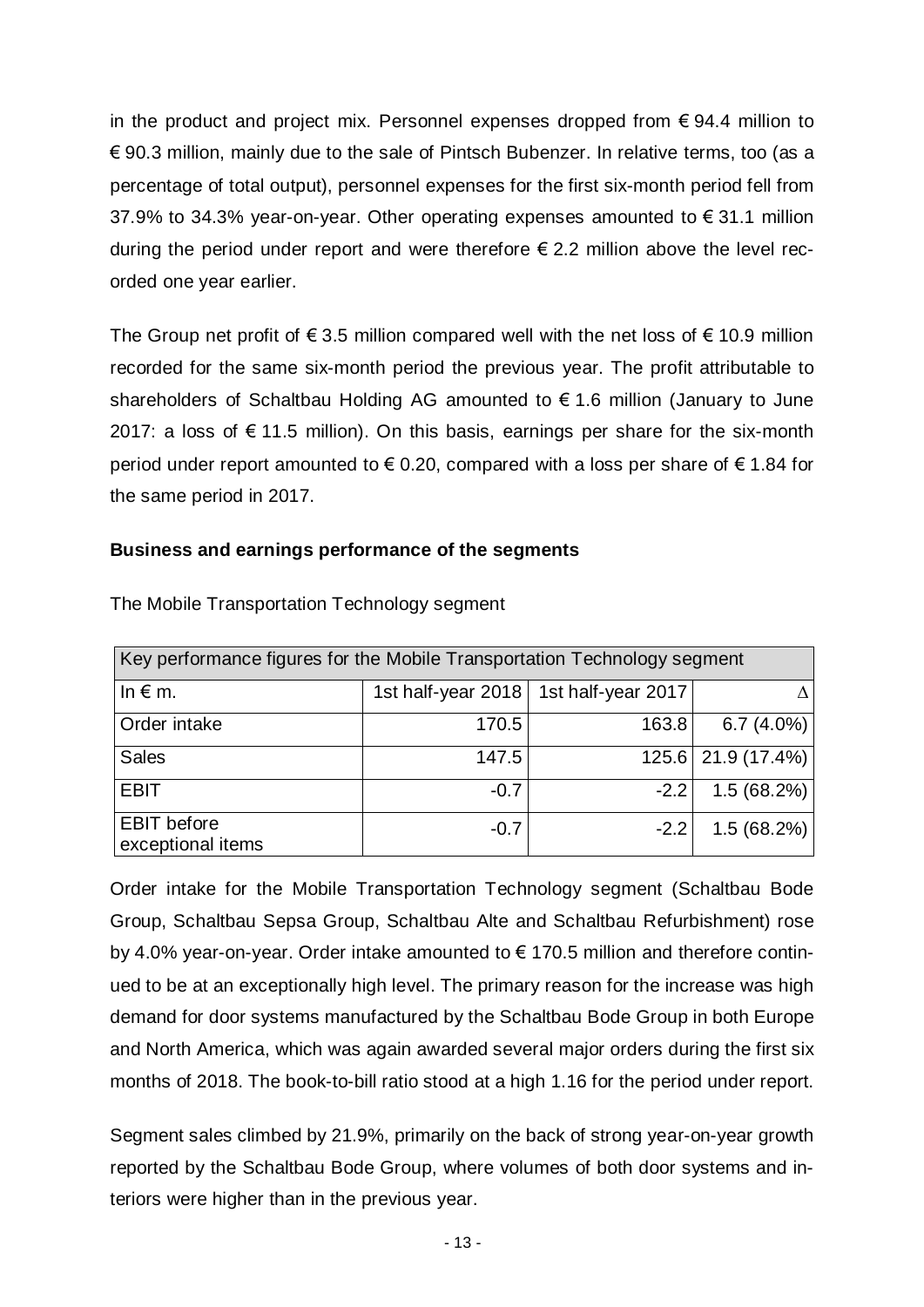in the product and project mix. Personnel expenses dropped from € 94.4 million to € 90.3 million, mainly due to the sale of Pintsch Bubenzer. In relative terms, too (as a percentage of total output), personnel expenses for the first six-month period fell from 37.9% to 34.3% year-on-year. Other operating expenses amounted to € 31.1 million during the period under report and were therefore € 2.2 million above the level recorded one year earlier.

The Group net profit of € 3.5 million compared well with the net loss of € 10.9 million recorded for the same six-month period the previous year. The profit attributable to shareholders of Schaltbau Holding AG amounted to € 1.6 million (January to June 2017: a loss of € 11.5 million). On this basis, earnings per share for the six-month period under report amounted to € 0.20, compared with a loss per share of € 1.84 for the same period in 2017.

**Business and earnings performance of the segments**

The Mobile Transportation Technology segment

| Key performance figures for the Mobile Transportation Technology segment | | | |
|---|---|---|---|
| In € m. | 1st half-year 2018 | 1st half-year 2017 | Δ |
| Order intake | 170.5 | 163.8 | 6.7 (4.0%) |
| Sales | 147.5 | 125.6 | 21.9 (17.4%) |
| EBIT | -0.7 | -2.2 | 1.5 (68.2%) |
| EBIT before exceptional items | -0.7 | -2.2 | 1.5 (68.2%) |

Order intake for the Mobile Transportation Technology segment (Schaltbau Bode Group, Schaltbau Sepsa Group, Schaltbau Alte and Schaltbau Refurbishment) rose by 4.0% year-on-year. Order intake amounted to € 170.5 million and therefore continued to be at an exceptionally high level. The primary reason for the increase was high demand for door systems manufactured by the Schaltbau Bode Group in both Europe and North America, which was again awarded several major orders during the first six months of 2018. The book-to-bill ratio stood at a high 1.16 for the period under report.

Segment sales climbed by 21.9%, primarily on the back of strong year-on-year growth reported by the Schaltbau Bode Group, where volumes of both door systems and interiors were higher than in the previous year.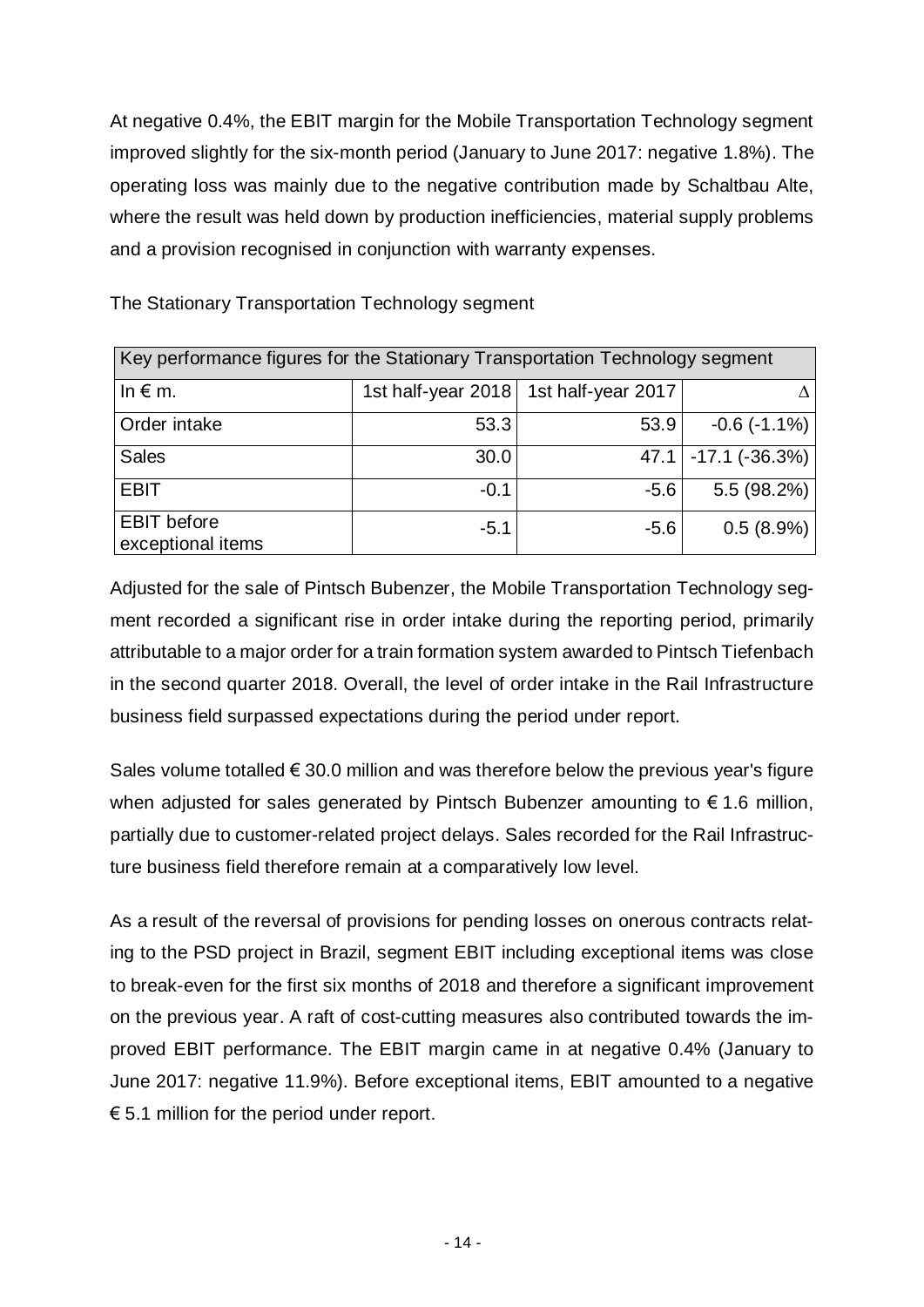At negative 0.4%, the EBIT margin for the Mobile Transportation Technology segment improved slightly for the six-month period (January to June 2017: negative 1.8%). The operating loss was mainly due to the negative contribution made by Schaltbau Alte, where the result was held down by production inefficiencies, material supply problems and a provision recognised in conjunction with warranty expenses.

The Stationary Transportation Technology segment

| Key performance figures for the Stationary Transportation Technology segment | | | |
|---|---|---|---|
| In € m. | 1st half-year 2018 | 1st half-year 2017 | Δ |
| Order intake | 53.3 | 53.9 | -0.6 (-1.1%) |
| Sales | 30.0 | 47.1 | -17.1 (-36.3%) |
| EBIT | -0.1 | -5.6 | 5.5 (98.2%) |
| EBIT before exceptional items | -5.1 | -5.6 | 0.5 (8.9%) |

Adjusted for the sale of Pintsch Bubenzer, the Mobile Transportation Technology segment recorded a significant rise in order intake during the reporting period, primarily attributable to a major order for a train formation system awarded to Pintsch Tiefenbach in the second quarter 2018. Overall, the level of order intake in the Rail Infrastructure business field surpassed expectations during the period under report.

Sales volume totalled € 30.0 million and was therefore below the previous year's figure when adjusted for sales generated by Pintsch Bubenzer amounting to € 1.6 million, partially due to customer-related project delays. Sales recorded for the Rail Infrastructure business field therefore remain at a comparatively low level.

As a result of the reversal of provisions for pending losses on onerous contracts relating to the PSD project in Brazil, segment EBIT including exceptional items was close to break-even for the first six months of 2018 and therefore a significant improvement on the previous year. A raft of cost-cutting measures also contributed towards the improved EBIT performance. The EBIT margin came in at negative 0.4% (January to June 2017: negative 11.9%). Before exceptional items, EBIT amounted to a negative € 5.1 million for the period under report.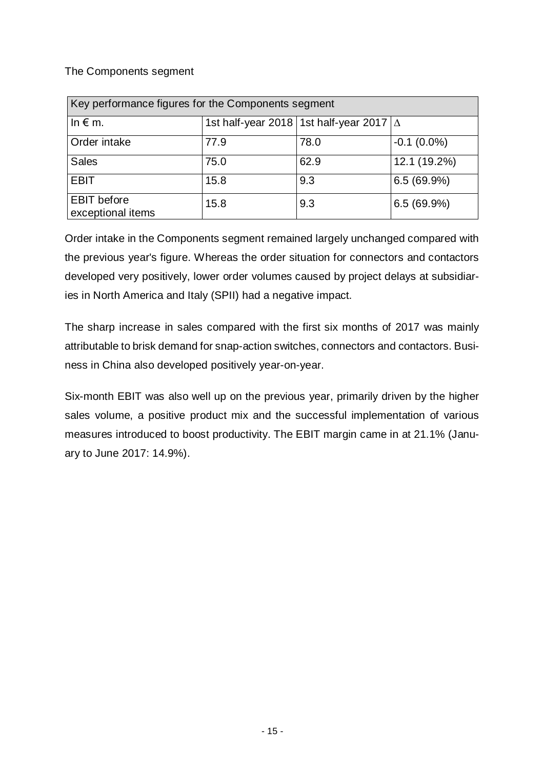The Components segment

| Key performance figures for the Components segment | | | |
|---|---|---|---|
| In € m. | 1st half-year 2018 | 1st half-year 2017 | Δ |
| Order intake | 77.9 | 78.0 | -0.1 (0.0%) |
| Sales | 75.0 | 62.9 | 12.1 (19.2%) |
| EBIT | 15.8 | 9.3 | 6.5 (69.9%) |
| EBIT before exceptional items | 15.8 | 9.3 | 6.5 (69.9%) |

Order intake in the Components segment remained largely unchanged compared with the previous year's figure. Whereas the order situation for connectors and contactors developed very positively, lower order volumes caused by project delays at subsidiaries in North America and Italy (SPII) had a negative impact.

The sharp increase in sales compared with the first six months of 2017 was mainly attributable to brisk demand for snap-action switches, connectors and contactors. Business in China also developed positively year-on-year.

Six-month EBIT was also well up on the previous year, primarily driven by the higher sales volume, a positive product mix and the successful implementation of various measures introduced to boost productivity. The EBIT margin came in at 21.1% (January to June 2017: 14.9%).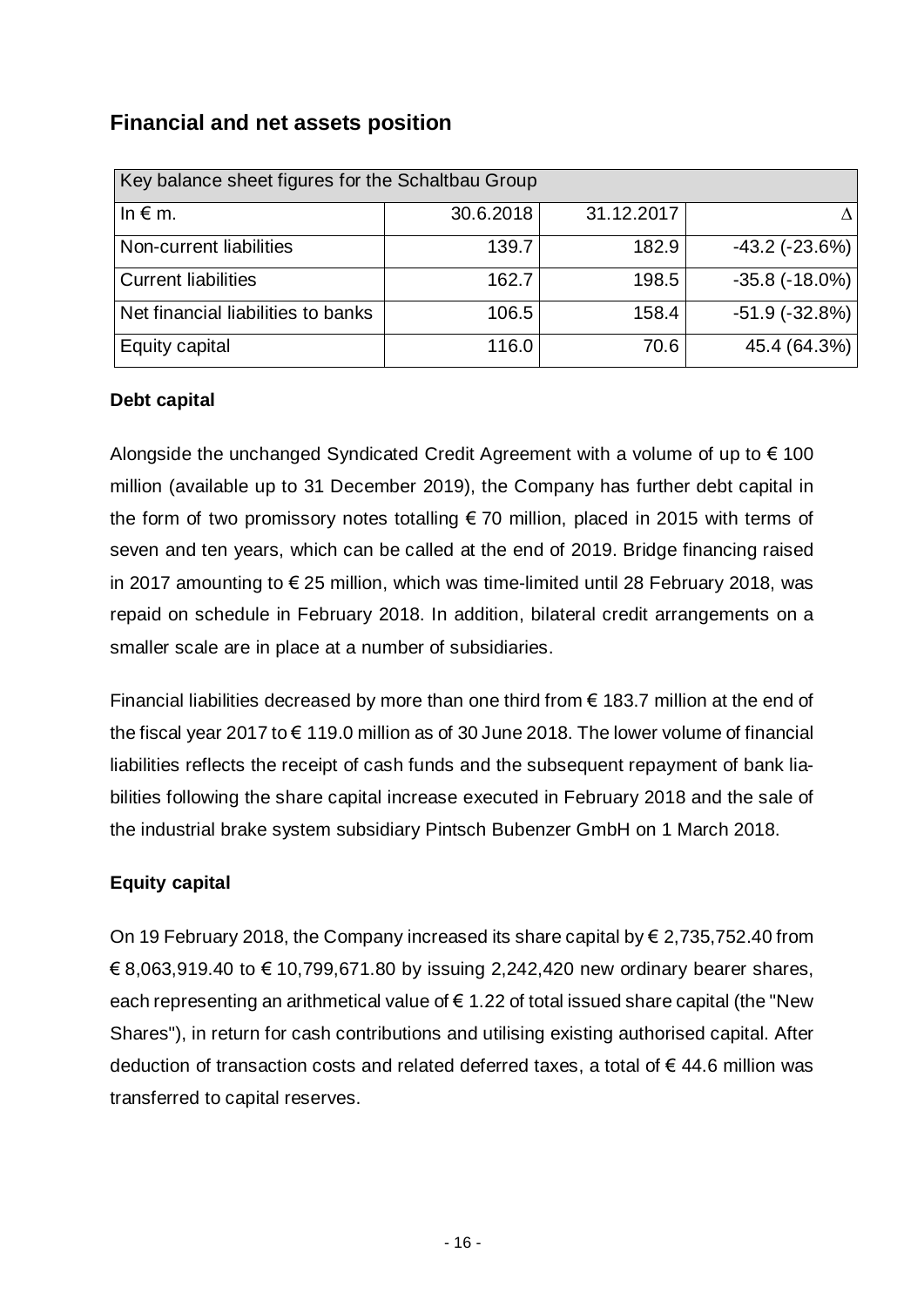## Financial and net assets position

| Key balance sheet figures for the Schaltbau Group | | | |
|---|---|---|---|
| In € m. | 30.6.2018 | 31.12.2017 | Δ |
| Non-current liabilities | 139.7 | 182.9 | -43.2 (-23.6%) |
| Current liabilities | 162.7 | 198.5 | -35.8 (-18.0%) |
| Net financial liabilities to banks | 106.5 | 158.4 | -51.9 (-32.8%) |
| Equity capital | 116.0 | 70.6 | 45.4 (64.3%) |

**Debt capital**

Alongside the unchanged Syndicated Credit Agreement with a volume of up to € 100 million (available up to 31 December 2019), the Company has further debt capital in the form of two promissory notes totalling € 70 million, placed in 2015 with terms of seven and ten years, which can be called at the end of 2019. Bridge financing raised in 2017 amounting to € 25 million, which was time-limited until 28 February 2018, was repaid on schedule in February 2018. In addition, bilateral credit arrangements on a smaller scale are in place at a number of subsidiaries.

Financial liabilities decreased by more than one third from € 183.7 million at the end of the fiscal year 2017 to € 119.0 million as of 30 June 2018. The lower volume of financial liabilities reflects the receipt of cash funds and the subsequent repayment of bank liabilities following the share capital increase executed in February 2018 and the sale of the industrial brake system subsidiary Pintsch Bubenzer GmbH on 1 March 2018.

**Equity capital**

On 19 February 2018, the Company increased its share capital by € 2,735,752.40 from € 8,063,919.40 to € 10,799,671.80 by issuing 2,242,420 new ordinary bearer shares, each representing an arithmetical value of € 1.22 of total issued share capital (the "New Shares"), in return for cash contributions and utilising existing authorised capital. After deduction of transaction costs and related deferred taxes, a total of € 44.6 million was transferred to capital reserves.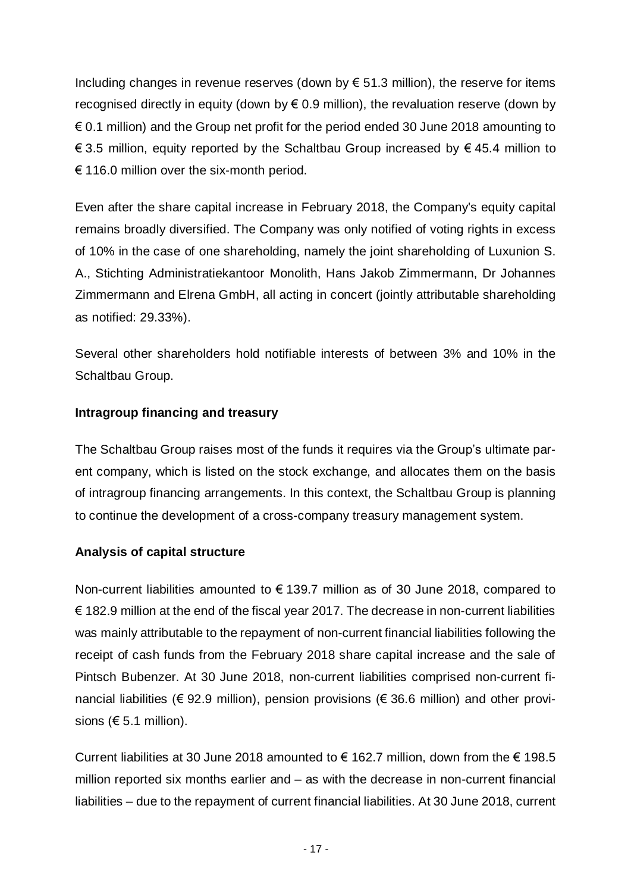Including changes in revenue reserves (down by € 51.3 million), the reserve for items recognised directly in equity (down by € 0.9 million), the revaluation reserve (down by € 0.1 million) and the Group net profit for the period ended 30 June 2018 amounting to € 3.5 million, equity reported by the Schaltbau Group increased by € 45.4 million to € 116.0 million over the six-month period.

Even after the share capital increase in February 2018, the Company's equity capital remains broadly diversified. The Company was only notified of voting rights in excess of 10% in the case of one shareholding, namely the joint shareholding of Luxunion S. A., Stichting Administratiekantoor Monolith, Hans Jakob Zimmermann, Dr Johannes Zimmermann and Elrena GmbH, all acting in concert (jointly attributable shareholding as notified: 29.33%).

Several other shareholders hold notifiable interests of between 3% and 10% in the Schaltbau Group.

**Intragroup financing and treasury**

The Schaltbau Group raises most of the funds it requires via the Group's ultimate parent company, which is listed on the stock exchange, and allocates them on the basis of intragroup financing arrangements. In this context, the Schaltbau Group is planning to continue the development of a cross-company treasury management system.

**Analysis of capital structure**

Non-current liabilities amounted to € 139.7 million as of 30 June 2018, compared to € 182.9 million at the end of the fiscal year 2017. The decrease in non-current liabilities was mainly attributable to the repayment of non-current financial liabilities following the receipt of cash funds from the February 2018 share capital increase and the sale of Pintsch Bubenzer. At 30 June 2018, non-current liabilities comprised non-current financial liabilities (€ 92.9 million), pension provisions (€ 36.6 million) and other provisions (€ 5.1 million).

Current liabilities at 30 June 2018 amounted to € 162.7 million, down from the € 198.5 million reported six months earlier and – as with the decrease in non-current financial liabilities – due to the repayment of current financial liabilities. At 30 June 2018, current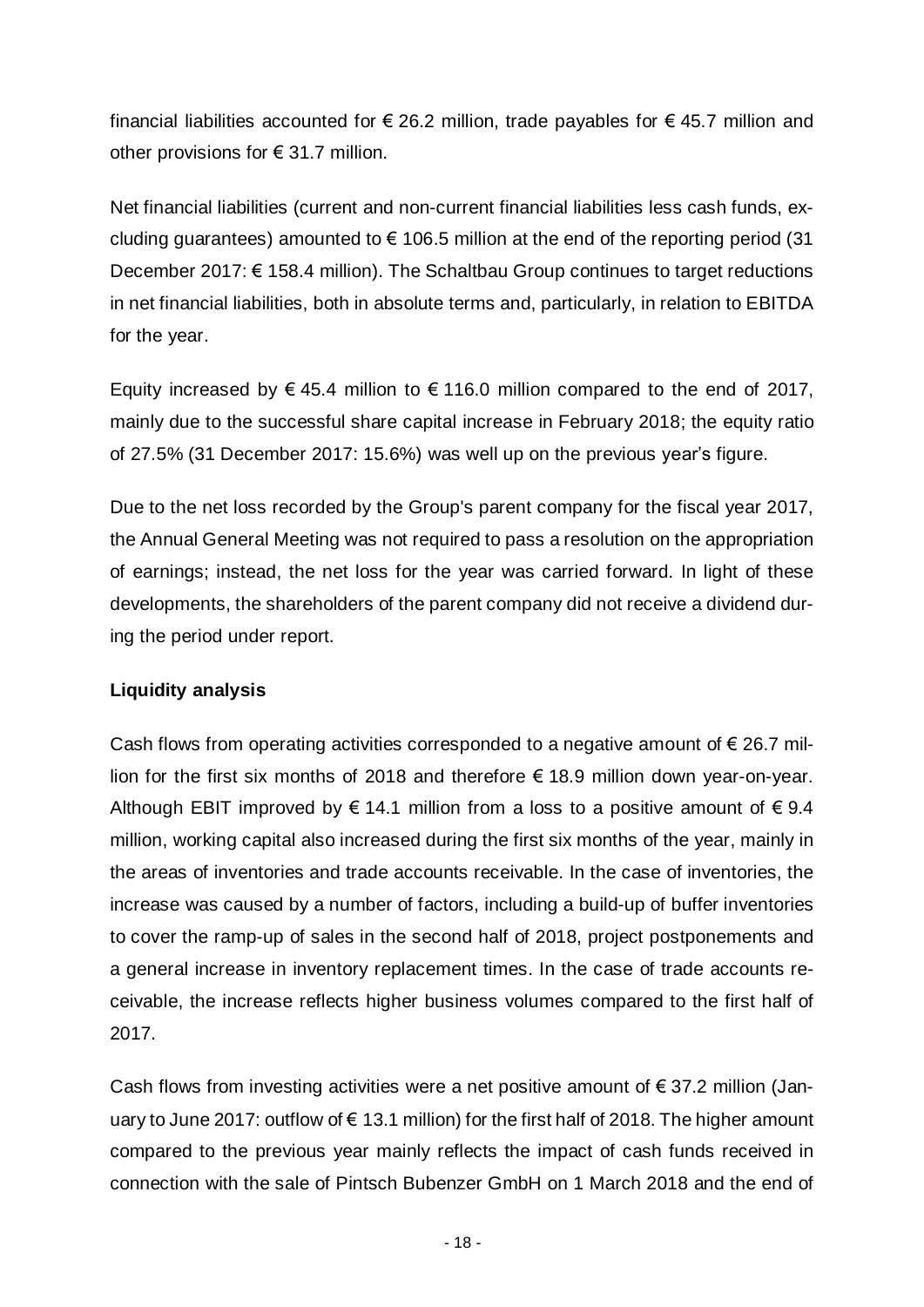financial liabilities accounted for € 26.2 million, trade payables for € 45.7 million and other provisions for € 31.7 million.

Net financial liabilities (current and non-current financial liabilities less cash funds, excluding guarantees) amounted to € 106.5 million at the end of the reporting period (31 December 2017: € 158.4 million). The Schaltbau Group continues to target reductions in net financial liabilities, both in absolute terms and, particularly, in relation to EBITDA for the year.

Equity increased by € 45.4 million to € 116.0 million compared to the end of 2017, mainly due to the successful share capital increase in February 2018; the equity ratio of 27.5% (31 December 2017: 15.6%) was well up on the previous year's figure.

Due to the net loss recorded by the Group's parent company for the fiscal year 2017, the Annual General Meeting was not required to pass a resolution on the appropriation of earnings; instead, the net loss for the year was carried forward. In light of these developments, the shareholders of the parent company did not receive a dividend during the period under report.

**Liquidity analysis**

Cash flows from operating activities corresponded to a negative amount of € 26.7 million for the first six months of 2018 and therefore € 18.9 million down year-on-year. Although EBIT improved by € 14.1 million from a loss to a positive amount of € 9.4 million, working capital also increased during the first six months of the year, mainly in the areas of inventories and trade accounts receivable. In the case of inventories, the increase was caused by a number of factors, including a build-up of buffer inventories to cover the ramp-up of sales in the second half of 2018, project postponements and a general increase in inventory replacement times. In the case of trade accounts receivable, the increase reflects higher business volumes compared to the first half of 2017.

Cash flows from investing activities were a net positive amount of € 37.2 million (January to June 2017: outflow of € 13.1 million) for the first half of 2018. The higher amount compared to the previous year mainly reflects the impact of cash funds received in connection with the sale of Pintsch Bubenzer GmbH on 1 March 2018 and the end of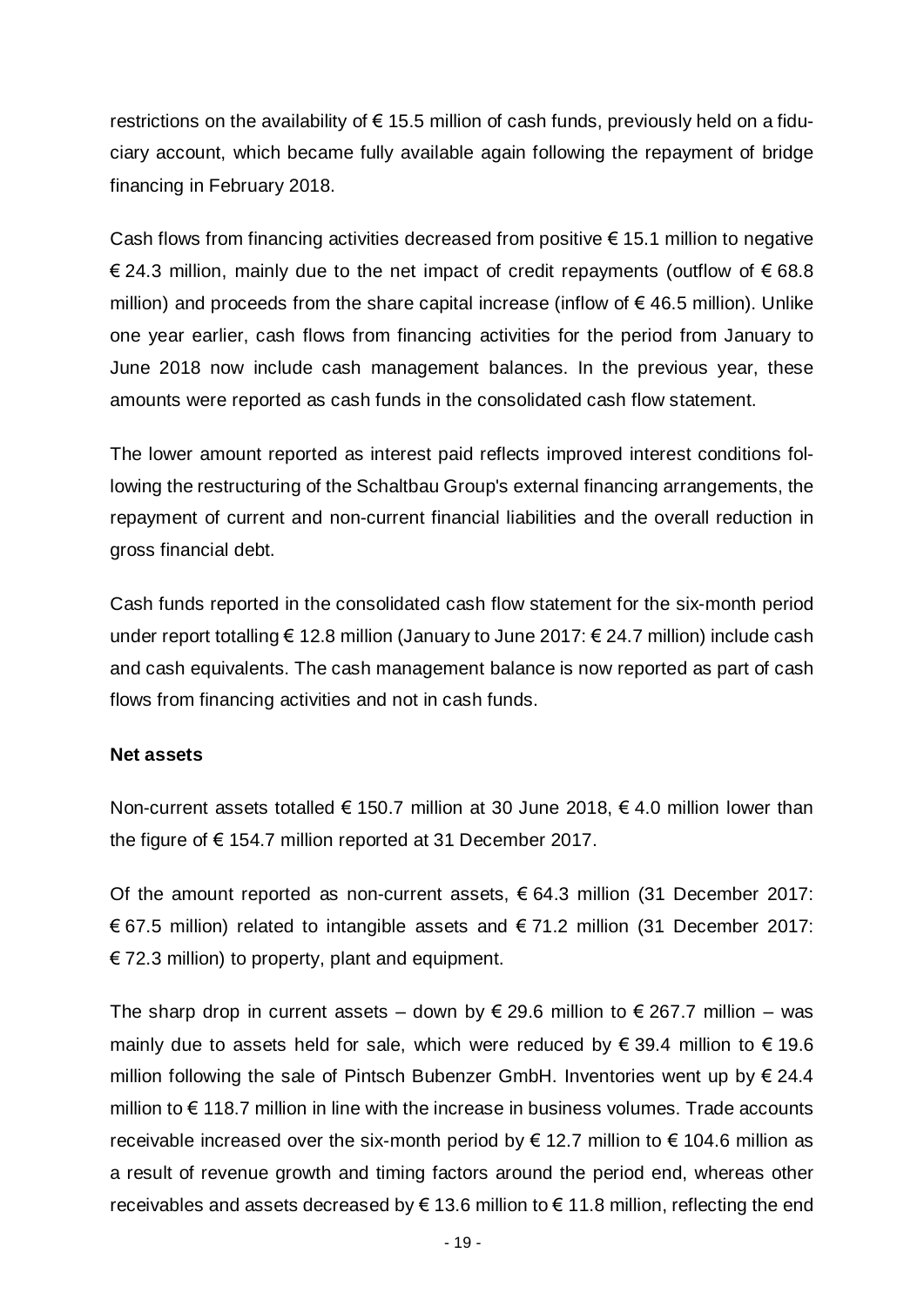restrictions on the availability of € 15.5 million of cash funds, previously held on a fiduciary account, which became fully available again following the repayment of bridge financing in February 2018.

Cash flows from financing activities decreased from positive € 15.1 million to negative € 24.3 million, mainly due to the net impact of credit repayments (outflow of € 68.8 million) and proceeds from the share capital increase (inflow of € 46.5 million). Unlike one year earlier, cash flows from financing activities for the period from January to June 2018 now include cash management balances. In the previous year, these amounts were reported as cash funds in the consolidated cash flow statement.

The lower amount reported as interest paid reflects improved interest conditions following the restructuring of the Schaltbau Group's external financing arrangements, the repayment of current and non-current financial liabilities and the overall reduction in gross financial debt.

Cash funds reported in the consolidated cash flow statement for the six-month period under report totalling € 12.8 million (January to June 2017: € 24.7 million) include cash and cash equivalents. The cash management balance is now reported as part of cash flows from financing activities and not in cash funds.

**Net assets**

Non-current assets totalled € 150.7 million at 30 June 2018, € 4.0 million lower than the figure of € 154.7 million reported at 31 December 2017.

Of the amount reported as non-current assets, € 64.3 million (31 December 2017: € 67.5 million) related to intangible assets and € 71.2 million (31 December 2017: € 72.3 million) to property, plant and equipment.

The sharp drop in current assets – down by € 29.6 million to € 267.7 million – was mainly due to assets held for sale, which were reduced by € 39.4 million to € 19.6 million following the sale of Pintsch Bubenzer GmbH. Inventories went up by € 24.4 million to € 118.7 million in line with the increase in business volumes. Trade accounts receivable increased over the six-month period by € 12.7 million to € 104.6 million as a result of revenue growth and timing factors around the period end, whereas other receivables and assets decreased by € 13.6 million to € 11.8 million, reflecting the end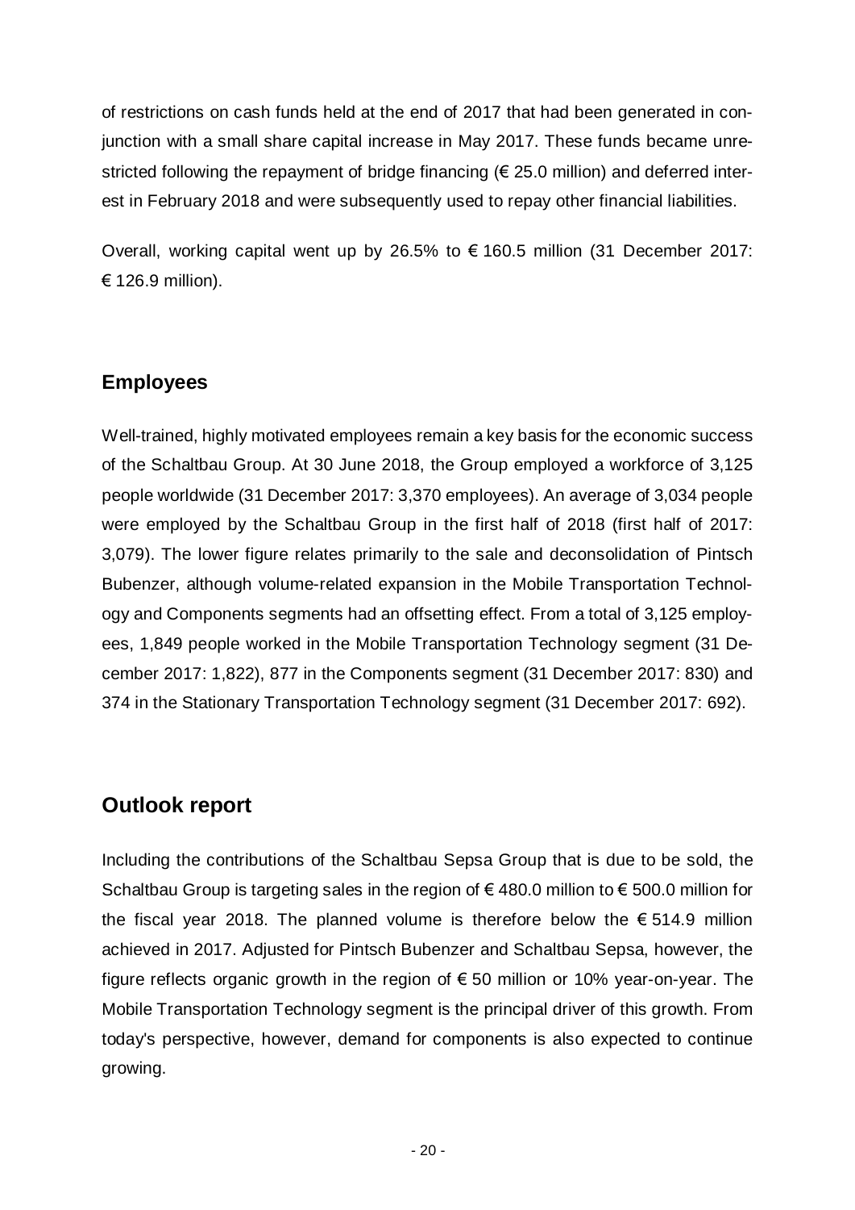of restrictions on cash funds held at the end of 2017 that had been generated in conjunction with a small share capital increase in May 2017. These funds became unrestricted following the repayment of bridge financing (€ 25.0 million) and deferred interest in February 2018 and were subsequently used to repay other financial liabilities.

Overall, working capital went up by 26.5% to € 160.5 million (31 December 2017: € 126.9 million).

## Employees

Well-trained, highly motivated employees remain a key basis for the economic success of the Schaltbau Group. At 30 June 2018, the Group employed a workforce of 3,125 people worldwide (31 December 2017: 3,370 employees). An average of 3,034 people were employed by the Schaltbau Group in the first half of 2018 (first half of 2017: 3,079). The lower figure relates primarily to the sale and deconsolidation of Pintsch Bubenzer, although volume-related expansion in the Mobile Transportation Technology and Components segments had an offsetting effect. From a total of 3,125 employees, 1,849 people worked in the Mobile Transportation Technology segment (31 December 2017: 1,822), 877 in the Components segment (31 December 2017: 830) and 374 in the Stationary Transportation Technology segment (31 December 2017: 692).

# Outlook report

Including the contributions of the Schaltbau Sepsa Group that is due to be sold, the Schaltbau Group is targeting sales in the region of € 480.0 million to € 500.0 million for the fiscal year 2018. The planned volume is therefore below the € 514.9 million achieved in 2017. Adjusted for Pintsch Bubenzer and Schaltbau Sepsa, however, the figure reflects organic growth in the region of € 50 million or 10% year-on-year. The Mobile Transportation Technology segment is the principal driver of this growth. From today's perspective, however, demand for components is also expected to continue growing.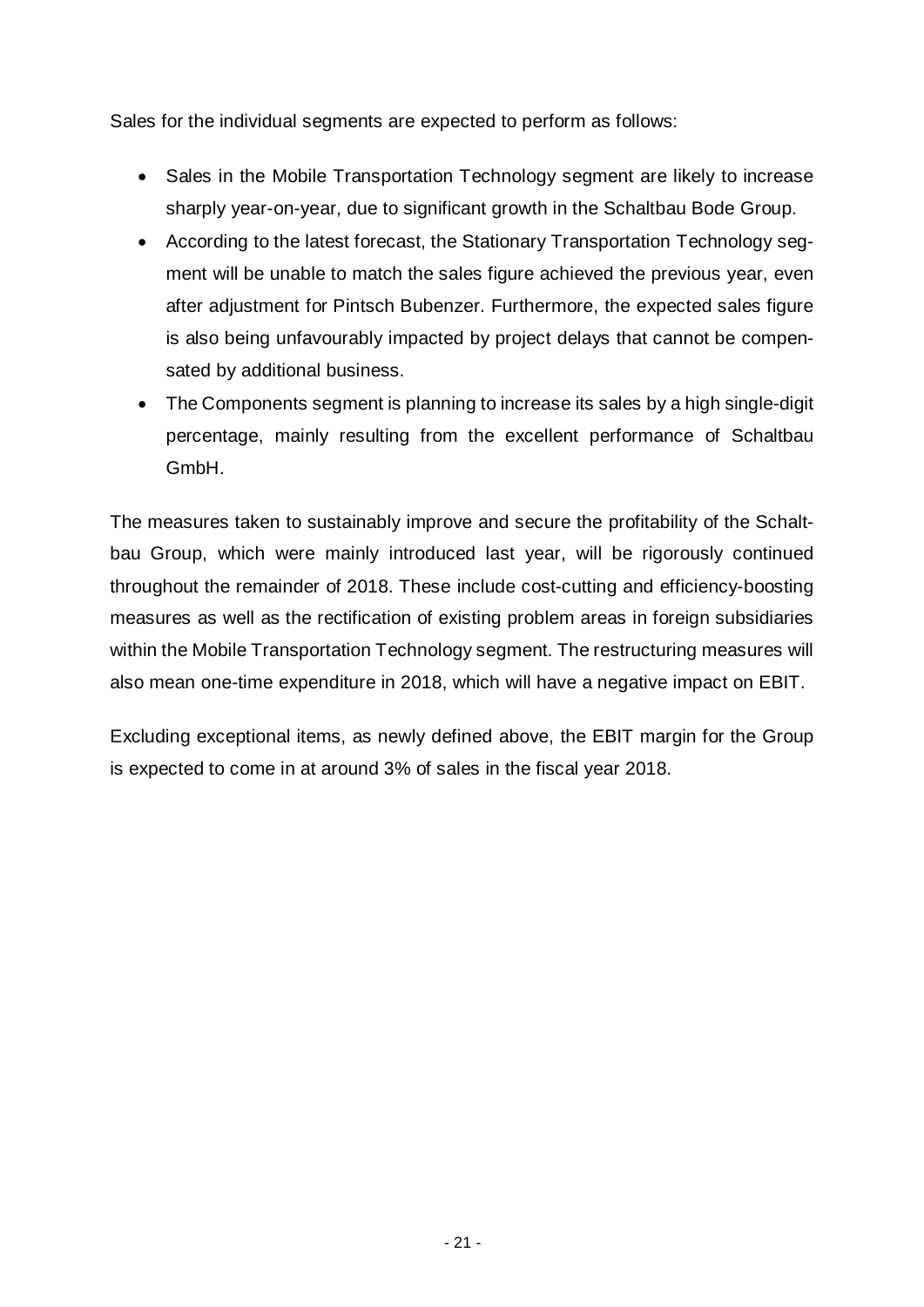Sales for the individual segments are expected to perform as follows:

- Sales in the Mobile Transportation Technology segment are likely to increase sharply year-on-year, due to significant growth in the Schaltbau Bode Group.
- According to the latest forecast, the Stationary Transportation Technology segment will be unable to match the sales figure achieved the previous year, even after adjustment for Pintsch Bubenzer. Furthermore, the expected sales figure is also being unfavourably impacted by project delays that cannot be compensated by additional business.
- The Components segment is planning to increase its sales by a high single-digit percentage, mainly resulting from the excellent performance of Schaltbau GmbH.

The measures taken to sustainably improve and secure the profitability of the Schaltbau Group, which were mainly introduced last year, will be rigorously continued throughout the remainder of 2018. These include cost-cutting and efficiency-boosting measures as well as the rectification of existing problem areas in foreign subsidiaries within the Mobile Transportation Technology segment. The restructuring measures will also mean one-time expenditure in 2018, which will have a negative impact on EBIT.

Excluding exceptional items, as newly defined above, the EBIT margin for the Group is expected to come in at around 3% of sales in the fiscal year 2018.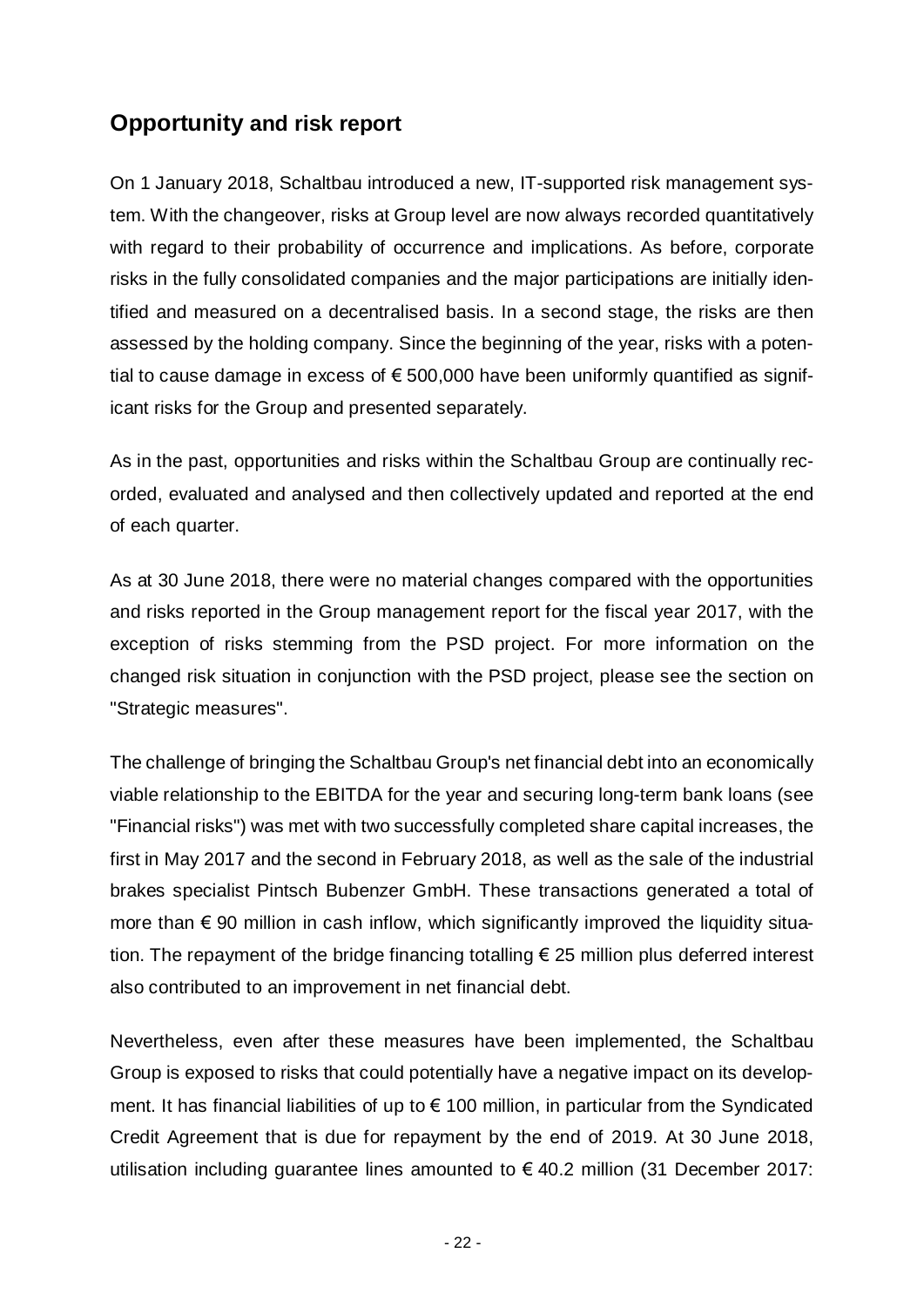## Opportunity and risk report

On 1 January 2018, Schaltbau introduced a new, IT-supported risk management system. With the changeover, risks at Group level are now always recorded quantitatively with regard to their probability of occurrence and implications. As before, corporate risks in the fully consolidated companies and the major participations are initially identified and measured on a decentralised basis. In a second stage, the risks are then assessed by the holding company. Since the beginning of the year, risks with a potential to cause damage in excess of € 500,000 have been uniformly quantified as significant risks for the Group and presented separately.

As in the past, opportunities and risks within the Schaltbau Group are continually recorded, evaluated and analysed and then collectively updated and reported at the end of each quarter.

As at 30 June 2018, there were no material changes compared with the opportunities and risks reported in the Group management report for the fiscal year 2017, with the exception of risks stemming from the PSD project. For more information on the changed risk situation in conjunction with the PSD project, please see the section on "Strategic measures".

The challenge of bringing the Schaltbau Group's net financial debt into an economically viable relationship to the EBITDA for the year and securing long-term bank loans (see "Financial risks") was met with two successfully completed share capital increases, the first in May 2017 and the second in February 2018, as well as the sale of the industrial brakes specialist Pintsch Bubenzer GmbH. These transactions generated a total of more than € 90 million in cash inflow, which significantly improved the liquidity situation. The repayment of the bridge financing totalling € 25 million plus deferred interest also contributed to an improvement in net financial debt.

Nevertheless, even after these measures have been implemented, the Schaltbau Group is exposed to risks that could potentially have a negative impact on its development. It has financial liabilities of up to € 100 million, in particular from the Syndicated Credit Agreement that is due for repayment by the end of 2019. At 30 June 2018, utilisation including guarantee lines amounted to € 40.2 million (31 December 2017: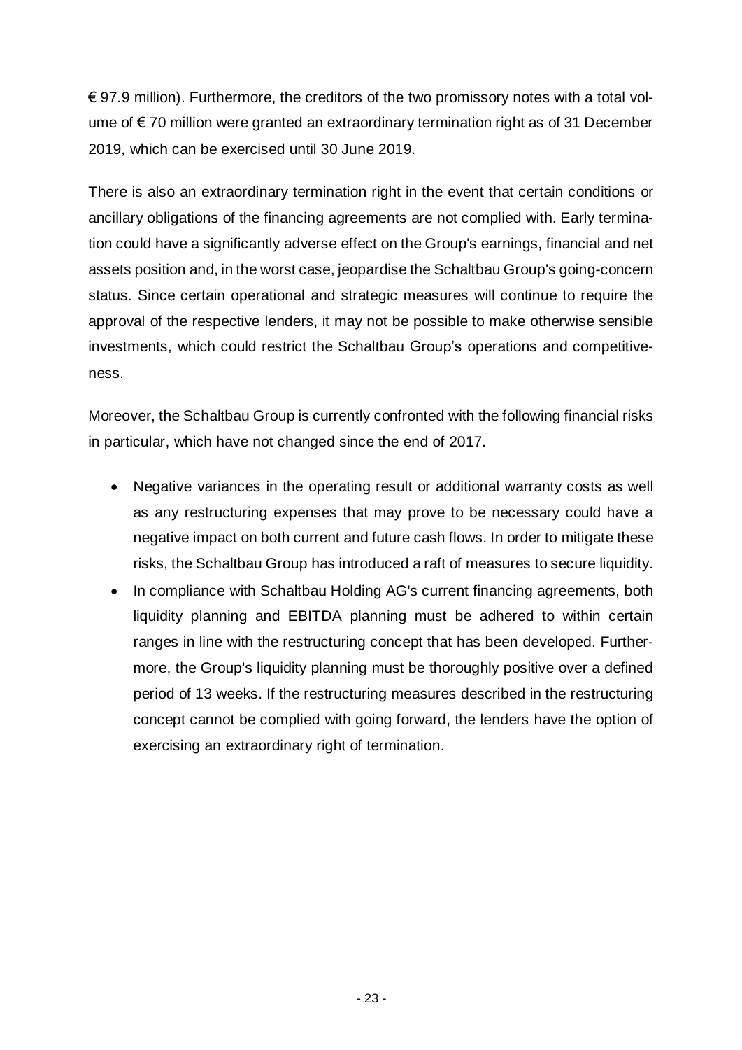€ 97.9 million). Furthermore, the creditors of the two promissory notes with a total volume of € 70 million were granted an extraordinary termination right as of 31 December 2019, which can be exercised until 30 June 2019.

There is also an extraordinary termination right in the event that certain conditions or ancillary obligations of the financing agreements are not complied with. Early termination could have a significantly adverse effect on the Group's earnings, financial and net assets position and, in the worst case, jeopardise the Schaltbau Group's going-concern status. Since certain operational and strategic measures will continue to require the approval of the respective lenders, it may not be possible to make otherwise sensible investments, which could restrict the Schaltbau Group's operations and competitiveness.

Moreover, the Schaltbau Group is currently confronted with the following financial risks in particular, which have not changed since the end of 2017.

- Negative variances in the operating result or additional warranty costs as well as any restructuring expenses that may prove to be necessary could have a negative impact on both current and future cash flows. In order to mitigate these risks, the Schaltbau Group has introduced a raft of measures to secure liquidity.
- In compliance with Schaltbau Holding AG's current financing agreements, both liquidity planning and EBITDA planning must be adhered to within certain ranges in line with the restructuring concept that has been developed. Furthermore, the Group's liquidity planning must be thoroughly positive over a defined period of 13 weeks. If the restructuring measures described in the restructuring concept cannot be complied with going forward, the lenders have the option of exercising an extraordinary right of termination.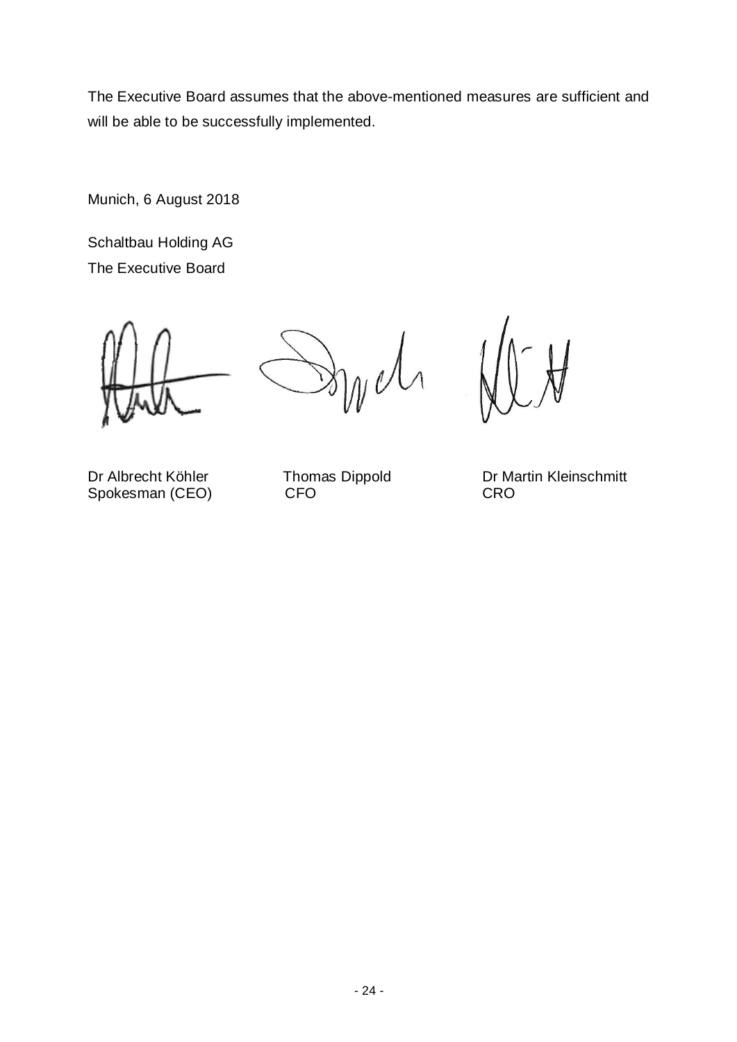The Executive Board assumes that the above-mentioned measures are sufficient and will be able to be successfully implemented.

Munich, 6 August 2018

Schaltbau Holding AG
The Executive Board

| Dr Albrecht Köhler | Thomas Dippold | Dr Martin Kleinschmitt |
|---|---|---|
| Spokesman (CEO) | CFO | CRO |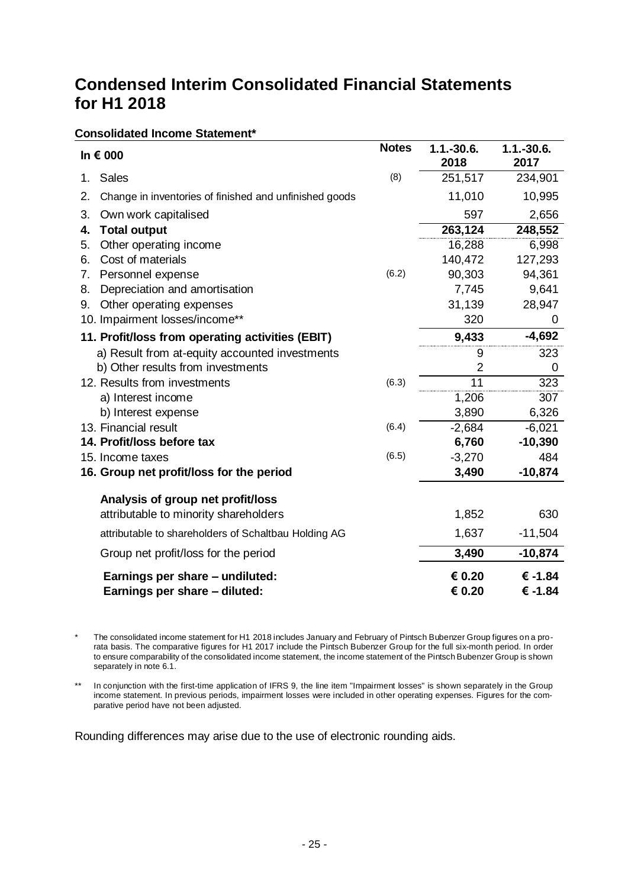# Condensed Interim Consolidated Financial Statements for H1 2018

**Consolidated Income Statement***

| In € 000 | Notes | 1.1.-30.6. 2018 | 1.1.-30.6. 2017 |
|---|---|---|---|
| 1. Sales | (8) | 251,517 | 234,901 |
| 2. Change in inventories of finished and unfinished goods | | 11,010 | 10,995 |
| 3. Own work capitalised | | 597 | 2,656 |
| **4. Total output** | | **263,124** | **248,552** |
| 5. Other operating income | | 16,288 | 6,998 |
| 6. Cost of materials | | 140,472 | 127,293 |
| 7. Personnel expense | (6.2) | 90,303 | 94,361 |
| 8. Depreciation and amortisation | | 7,745 | 9,641 |
| 9. Other operating expenses | | 31,139 | 28,947 |
| 10. Impairment losses/income** | | 320 | 0 |
| **11. Profit/loss from operating activities (EBIT)** | | **9,433** | **-4,692** |
| a) Result from at-equity accounted investments | | 9 | 323 |
| b) Other results from investments | | 2 | 0 |
| 12. Results from investments | (6.3) | 11 | 323 |
| a) Interest income | | 1,206 | 307 |
| b) Interest expense | | 3,890 | 6,326 |
| 13. Financial result | (6.4) | -2,684 | -6,021 |
| **14. Profit/loss before tax** | | **6,760** | **-10,390** |
| 15. Income taxes | (6.5) | -3,270 | 484 |
| **16. Group net profit/loss for the period** | | **3,490** | **-10,874** |
| **Analysis of group net profit/loss** | | | |
| attributable to minority shareholders | | 1,852 | 630 |
| attributable to shareholders of Schaltbau Holding AG | | 1,637 | -11,504 |
| Group net profit/loss for the period | | **3,490** | **-10,874** |
| **Earnings per share – undiluted:** | | **€ 0.20** | **€ -1.84** |
| **Earnings per share – diluted:** | | **€ 0.20** | **€ -1.84** |

\* The consolidated income statement for H1 2018 includes January and February of Pintsch Bubenzer Group figures on a pro-rata basis. The comparative figures for H1 2017 include the Pintsch Bubenzer Group for the full six-month period. In order to ensure comparability of the consolidated income statement, the income statement of the Pintsch Bubenzer Group is shown separately in note 6.1.

\** In conjunction with the first-time application of IFRS 9, the line item "Impairment losses" is shown separately in the Group income statement. In previous periods, impairment losses were included in other operating expenses. Figures for the comparative period have not been adjusted.

Rounding differences may arise due to the use of electronic rounding aids.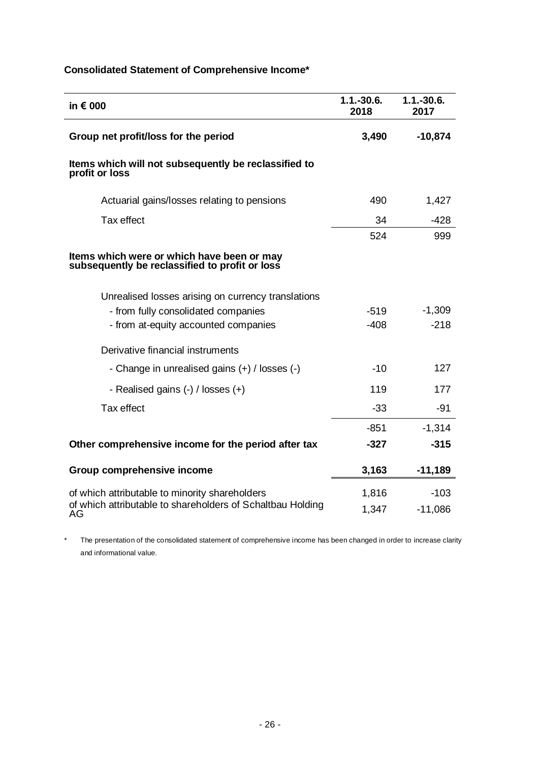**Consolidated Statement of Comprehensive Income***

| in € 000 | 1.1.-30.6. 2018 | 1.1.-30.6. 2017 |
|---|---|---|
| **Group net profit/loss for the period** | **3,490** | **-10,874** |
| **Items which will not subsequently be reclassified to profit or loss** | | |
| Actuarial gains/losses relating to pensions | 490 | 1,427 |
| Tax effect | 34 | -428 |
| | 524 | 999 |
| **Items which were or which have been or may subsequently be reclassified to profit or loss** | | |
| Unrealised losses arising on currency translations | | |
| - from fully consolidated companies | -519 | -1,309 |
| - from at-equity accounted companies | -408 | -218 |
| Derivative financial instruments | | |
| - Change in unrealised gains (+) / losses (-) | -10 | 127 |
| - Realised gains (-) / losses (+) | 119 | 177 |
| Tax effect | -33 | -91 |
| | -851 | -1,314 |
| **Other comprehensive income for the period after tax** | **-327** | **-315** |
| **Group comprehensive income** | **3,163** | **-11,189** |
| of which attributable to minority shareholders | 1,816 | -103 |
| of which attributable to shareholders of Schaltbau Holding AG | 1,347 | -11,086 |

\* The presentation of the consolidated statement of comprehensive income has been changed in order to increase clarity and informational value.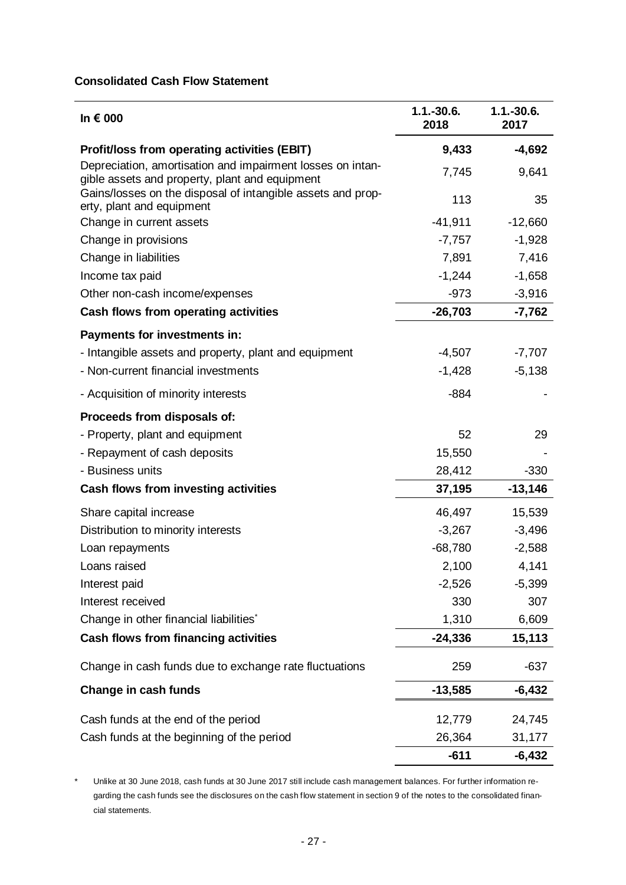**Consolidated Cash Flow Statement**

| In € 000 | 1.1.-30.6. 2018 | 1.1.-30.6. 2017 |
|---|---|---|
| **Profit/loss from operating activities (EBIT)** | **9,433** | **-4,692** |
| Depreciation, amortisation and impairment losses on intangible assets and property, plant and equipment | 7,745 | 9,641 |
| Gains/losses on the disposal of intangible assets and property, plant and equipment | 113 | 35 |
| Change in current assets | -41,911 | -12,660 |
| Change in provisions | -7,757 | -1,928 |
| Change in liabilities | 7,891 | 7,416 |
| Income tax paid | -1,244 | -1,658 |
| Other non-cash income/expenses | -973 | -3,916 |
| **Cash flows from operating activities** | **-26,703** | **-7,762** |
| **Payments for investments in:** | | |
| - Intangible assets and property, plant and equipment | -4,507 | -7,707 |
| - Non-current financial investments | -1,428 | -5,138 |
| - Acquisition of minority interests | -884 | - |
| **Proceeds from disposals of:** | | |
| - Property, plant and equipment | 52 | 29 |
| - Repayment of cash deposits | 15,550 | - |
| - Business units | 28,412 | -330 |
| **Cash flows from investing activities** | **37,195** | **-13,146** |
| Share capital increase | 46,497 | 15,539 |
| Distribution to minority interests | -3,267 | -3,496 |
| Loan repayments | -68,780 | -2,588 |
| Loans raised | 2,100 | 4,141 |
| Interest paid | -2,526 | -5,399 |
| Interest received | 330 | 307 |
| Change in other financial liabilities* | 1,310 | 6,609 |
| **Cash flows from financing activities** | **-24,336** | **15,113** |
| Change in cash funds due to exchange rate fluctuations | 259 | -637 |
| **Change in cash funds** | **-13,585** | **-6,432** |
| Cash funds at the end of the period | 12,779 | 24,745 |
| Cash funds at the beginning of the period | 26,364 | 31,177 |
| | **-611** | **-6,432** |

\* Unlike at 30 June 2018, cash funds at 30 June 2017 still include cash management balances. For further information regarding the cash funds see the disclosures on the cash flow statement in section 9 of the notes to the consolidated financial statements.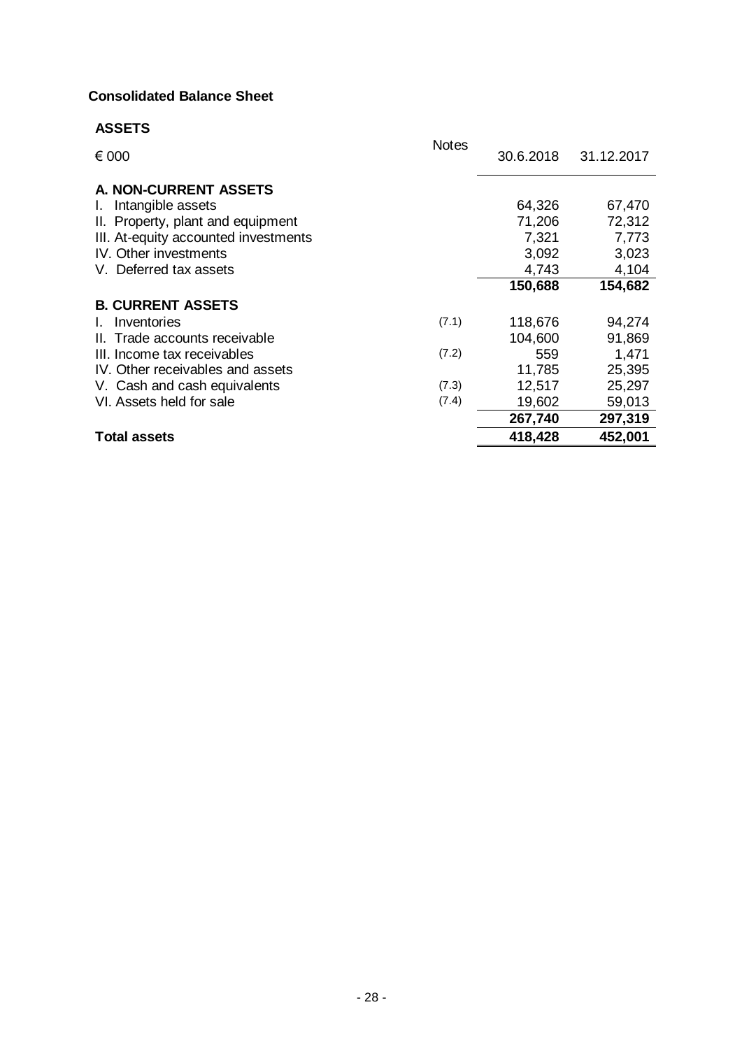**Consolidated Balance Sheet**

**ASSETS**

| € 000 | Notes | 30.6.2018 | 31.12.2017 |
|---|---|---|---|
| **A. NON-CURRENT ASSETS** | | | |
| I. Intangible assets | | 64,326 | 67,470 |
| II. Property, plant and equipment | | 71,206 | 72,312 |
| III. At-equity accounted investments | | 7,321 | 7,773 |
| IV. Other investments | | 3,092 | 3,023 |
| V. Deferred tax assets | | 4,743 | 4,104 |
| | | **150,688** | **154,682** |
| **B. CURRENT ASSETS** | | | |
| I. Inventories | (7.1) | 118,676 | 94,274 |
| II. Trade accounts receivable | | 104,600 | 91,869 |
| III. Income tax receivables | (7.2) | 559 | 1,471 |
| IV. Other receivables and assets | | 11,785 | 25,395 |
| V. Cash and cash equivalents | (7.3) | 12,517 | 25,297 |
| VI. Assets held for sale | (7.4) | 19,602 | 59,013 |
| | | **267,740** | **297,319** |
| **Total assets** | | **418,428** | **452,001** |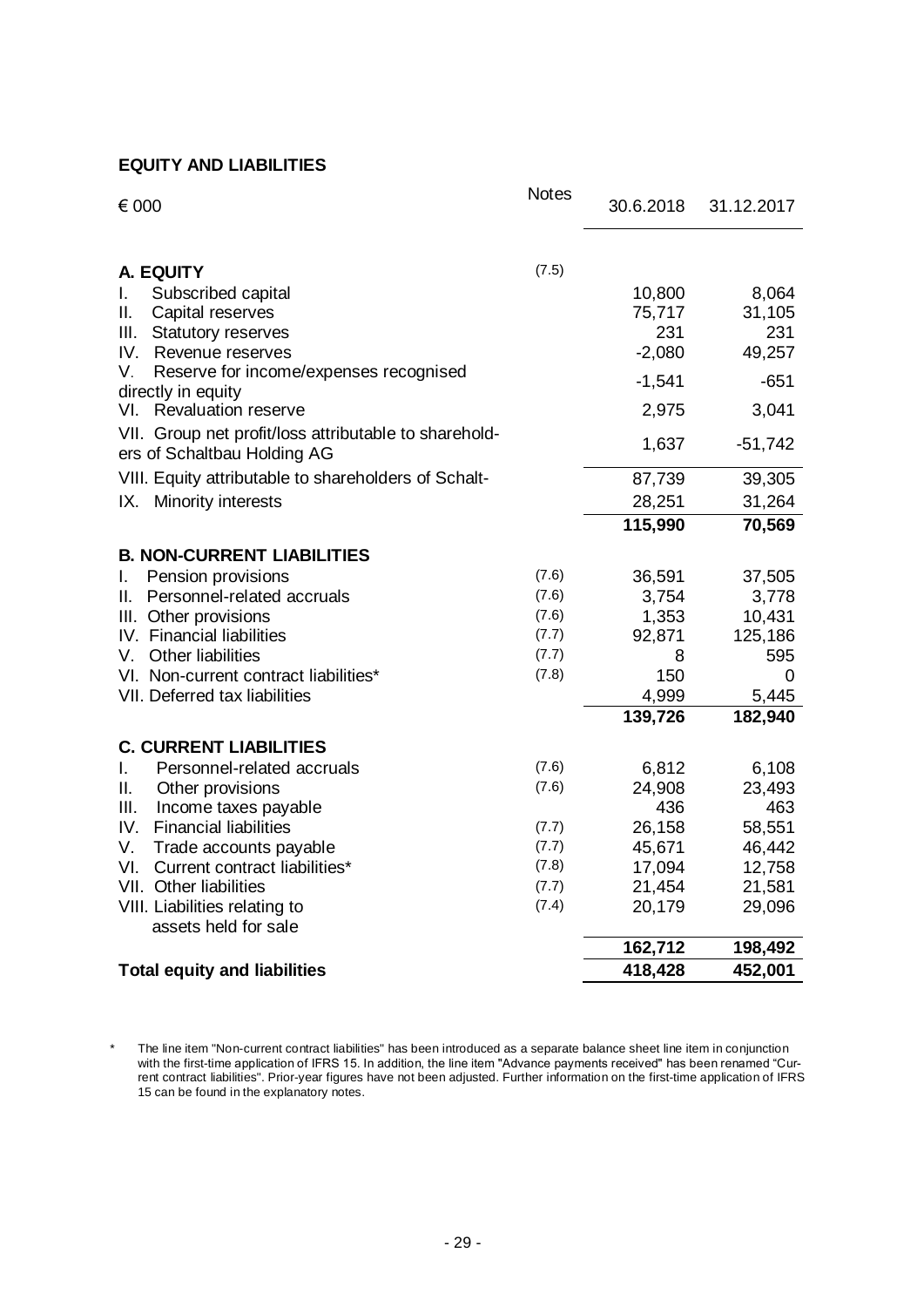## EQUITY AND LIABILITIES

| € 000 | Notes | 30.6.2018 | 31.12.2017 |
|---|---|---|---|
| **A. EQUITY** | (7.5) | | |
| I. Subscribed capital | | 10,800 | 8,064 |
| II. Capital reserves | | 75,717 | 31,105 |
| III. Statutory reserves | | 231 | 231 |
| IV. Revenue reserves | | -2,080 | 49,257 |
| V. Reserve for income/expenses recognised directly in equity | | -1,541 | -651 |
| VI. Revaluation reserve | | 2,975 | 3,041 |
| VII. Group net profit/loss attributable to shareholders of Schaltbau Holding AG | | 1,637 | -51,742 |
| VIII. Equity attributable to shareholders of Schalt- | | 87,739 | 39,305 |
| IX. Minority interests | | 28,251 | 31,264 |
| | | **115,990** | **70,569** |
| **B. NON-CURRENT LIABILITIES** | | | |
| I. Pension provisions | (7.6) | 36,591 | 37,505 |
| II. Personnel-related accruals | (7.6) | 3,754 | 3,778 |
| III. Other provisions | (7.6) | 1,353 | 10,431 |
| IV. Financial liabilities | (7.7) | 92,871 | 125,186 |
| V. Other liabilities | (7.7) | 8 | 595 |
| VI. Non-current contract liabilities* | (7.8) | 150 | 0 |
| VII. Deferred tax liabilities | | 4,999 | 5,445 |
| | | **139,726** | **182,940** |
| **C. CURRENT LIABILITIES** | | | |
| I. Personnel-related accruals | (7.6) | 6,812 | 6,108 |
| II. Other provisions | (7.6) | 24,908 | 23,493 |
| III. Income taxes payable | | 436 | 463 |
| IV. Financial liabilities | (7.7) | 26,158 | 58,551 |
| V. Trade accounts payable | (7.7) | 45,671 | 46,442 |
| VI. Current contract liabilities* | (7.8) | 17,094 | 12,758 |
| VII. Other liabilities | (7.7) | 21,454 | 21,581 |
| VIII. Liabilities relating to assets held for sale | (7.4) | 20,179 | 29,096 |
| | | **162,712** | **198,492** |
| **Total equity and liabilities** | | **418,428** | **452,001** |

\* The line item "Non-current contract liabilities" has been introduced as a separate balance sheet line item in conjunction with the first-time application of IFRS 15. In addition, the line item "Advance payments received" has been renamed "Current contract liabilities". Prior-year figures have not been adjusted. Further information on the first-time application of IFRS 15 can be found in the explanatory notes.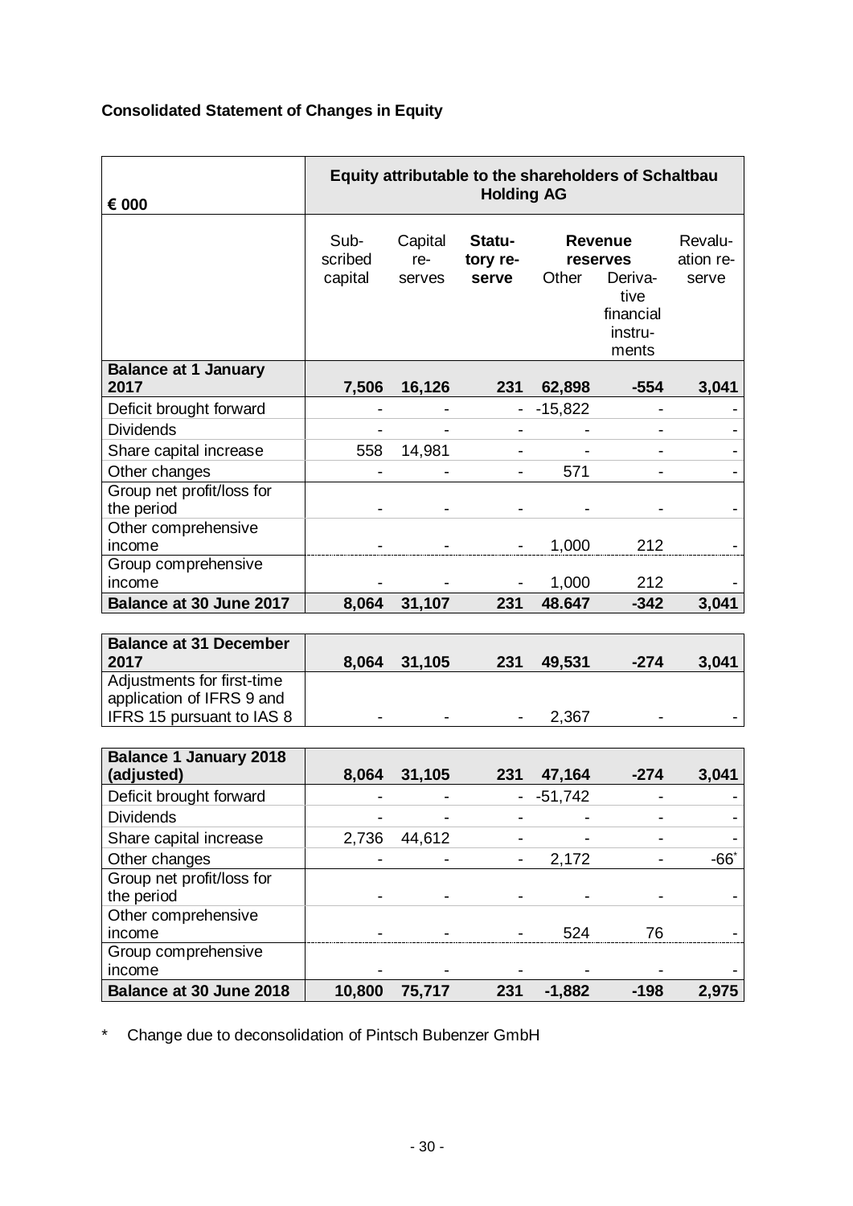**Consolidated Statement of Changes in Equity**

| € 000 | Equity attributable to the shareholders of Schaltbau Holding AG | | | | | |
|---|---|---|---|---|---|---|
| | Sub-scribed capital | Capital re-serves | **Statu-tory re-serve** | **Revenue reserves** Other | Deriva-tive financial instru-ments | Revalu-ation re-serve |
| **Balance at 1 January 2017** | **7,506** | **16,126** | **231** | **62,898** | **-554** | **3,041** |
| Deficit brought forward | - | - | - | -15,822 | - | - |
| Dividends | - | - | - | - | - | - |
| Share capital increase | 558 | 14,981 | - | - | - | - |
| Other changes | - | - | - | 571 | - | - |
| Group net profit/loss for the period | - | - | - | - | - | - |
| Other comprehensive income | - | - | - | 1,000 | 212 | - |
| Group comprehensive income | - | - | - | 1,000 | 212 | - |
| **Balance at 30 June 2017** | **8,064** | **31,107** | **231** | **48.647** | **-342** | **3,041** |
| | | | | | | |
| **Balance at 31 December 2017** | **8,064** | **31,105** | **231** | **49,531** | **-274** | **3,041** |
| Adjustments for first-time application of IFRS 9 and IFRS 15 pursuant to IAS 8 | - | - | - | 2,367 | - | - |
| | | | | | | |
| **Balance 1 January 2018 (adjusted)** | **8,064** | **31,105** | **231** | **47,164** | **-274** | **3,041** |
| Deficit brought forward | - | - | - | -51,742 | - | - |
| Dividends | - | - | - | - | - | - |
| Share capital increase | 2,736 | 44,612 | - | - | - | - |
| Other changes | - | - | - | 2,172 | - | -66* |
| Group net profit/loss for the period | - | - | - | - | - | - |
| Other comprehensive income | - | - | - | 524 | 76 | - |
| Group comprehensive income | - | - | - | - | - | - |
| **Balance at 30 June 2018** | **10,800** | **75,717** | **231** | **-1,882** | **-198** | **2,975** |

\* Change due to deconsolidation of Pintsch Bubenzer GmbH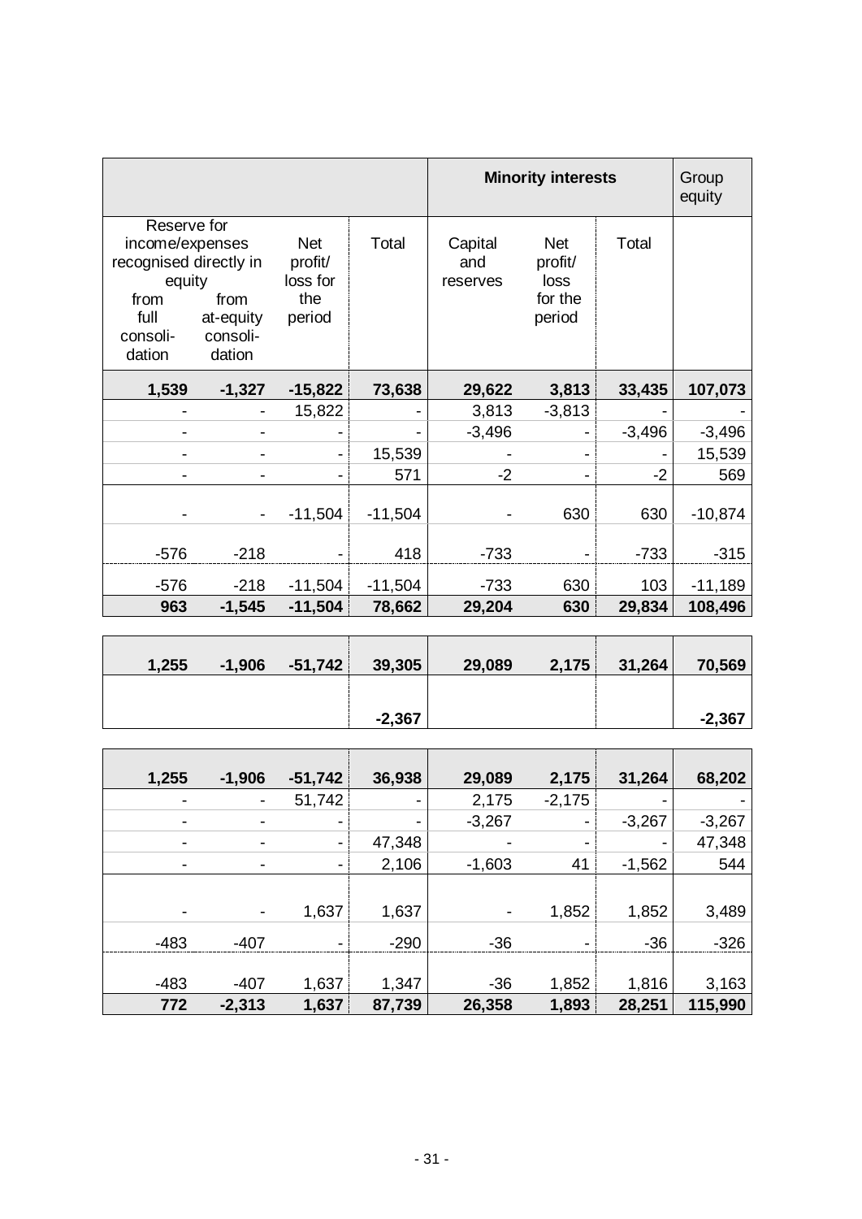| Reserve for income/expenses recognised directly in equity from full consoli-dation | Reserve for income/expenses recognised directly in equity from at-equity consoli-dation | Net profit/ loss for the period | Total | Minority interests Capital and reserves | Minority interests Net profit/ loss for the period | Minority interests Total | Group equity |
|---|---|---|---|---|---|---|---|
| **1,539** | **-1,327** | **-15,822** | **73,638** | **29,622** | **3,813** | **33,435** | **107,073** |
| - | - | 15,822 | - | 3,813 | -3,813 | - | - |
| - | - | - | - | -3,496 | - | -3,496 | -3,496 |
| - | - | - | 15,539 | - | - | - | 15,539 |
| - | - | - | 571 | -2 | - | -2 | 569 |
| - | - | -11,504 | -11,504 | - | 630 | 630 | -10,874 |
| -576 | -218 | - | 418 | -733 | - | -733 | -315 |
| -576 | -218 | -11,504 | -11,504 | -733 | 630 | 103 | -11,189 |
| **963** | **-1,545** | **-11,504** | **78,662** | **29,204** | **630** | **29,834** | **108,496** |
| | | | | | | | |
| **1,255** | **-1,906** | **-51,742** | **39,305** | **29,089** | **2,175** | **31,264** | **70,569** |
| | | | **-2,367** | | | | **-2,367** |
| | | | | | | | |
| **1,255** | **-1,906** | **-51,742** | **36,938** | **29,089** | **2,175** | **31,264** | **68,202** |
| - | - | 51,742 | - | 2,175 | -2,175 | - | - |
| - | - | - | - | -3,267 | - | -3,267 | -3,267 |
| - | - | - | 47,348 | - | - | - | 47,348 |
| - | - | - | 2,106 | -1,603 | 41 | -1,562 | 544 |
| - | - | 1,637 | 1,637 | - | 1,852 | 1,852 | 3,489 |
| -483 | -407 | - | -290 | -36 | - | -36 | -326 |
| -483 | -407 | 1,637 | 1,347 | -36 | 1,852 | 1,816 | 3,163 |
| **772** | **-2,313** | **1,637** | **87,739** | **26,358** | **1,893** | **28,251** | **115,990** |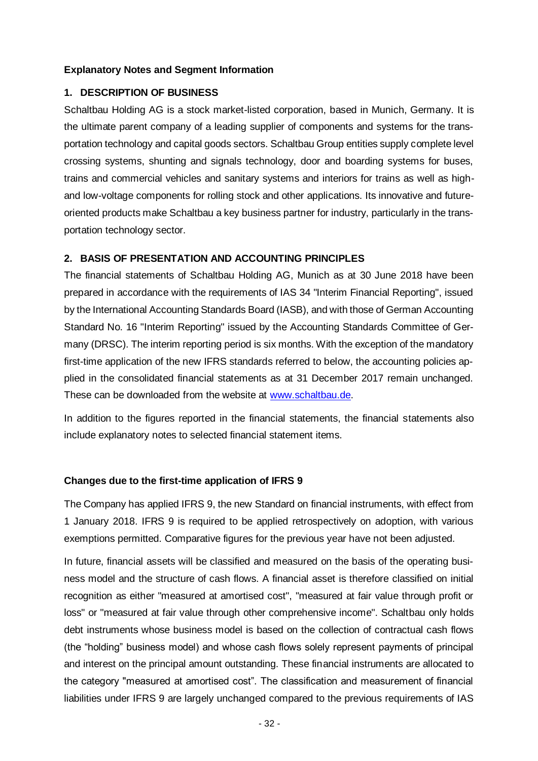## Explanatory Notes and Segment Information

### 1. DESCRIPTION OF BUSINESS

Schaltbau Holding AG is a stock market-listed corporation, based in Munich, Germany. It is the ultimate parent company of a leading supplier of components and systems for the transportation technology and capital goods sectors. Schaltbau Group entities supply complete level crossing systems, shunting and signals technology, door and boarding systems for buses, trains and commercial vehicles and sanitary systems and interiors for trains as well as high- and low-voltage components for rolling stock and other applications. Its innovative and future-oriented products make Schaltbau a key business partner for industry, particularly in the transportation technology sector.

### 2. BASIS OF PRESENTATION AND ACCOUNTING PRINCIPLES

The financial statements of Schaltbau Holding AG, Munich as at 30 June 2018 have been prepared in accordance with the requirements of IAS 34 "Interim Financial Reporting", issued by the International Accounting Standards Board (IASB), and with those of German Accounting Standard No. 16 "Interim Reporting" issued by the Accounting Standards Committee of Germany (DRSC). The interim reporting period is six months. With the exception of the mandatory first-time application of the new IFRS standards referred to below, the accounting policies applied in the consolidated financial statements as at 31 December 2017 remain unchanged. These can be downloaded from the website at www.schaltbau.de.

In addition to the figures reported in the financial statements, the financial statements also include explanatory notes to selected financial statement items.

#### Changes due to the first-time application of IFRS 9

The Company has applied IFRS 9, the new Standard on financial instruments, with effect from 1 January 2018. IFRS 9 is required to be applied retrospectively on adoption, with various exemptions permitted. Comparative figures for the previous year have not been adjusted.

In future, financial assets will be classified and measured on the basis of the operating business model and the structure of cash flows. A financial asset is therefore classified on initial recognition as either "measured at amortised cost", "measured at fair value through profit or loss" or "measured at fair value through other comprehensive income". Schaltbau only holds debt instruments whose business model is based on the collection of contractual cash flows (the "holding" business model) and whose cash flows solely represent payments of principal and interest on the principal amount outstanding. These financial instruments are allocated to the category "measured at amortised cost". The classification and measurement of financial liabilities under IFRS 9 are largely unchanged compared to the previous requirements of IAS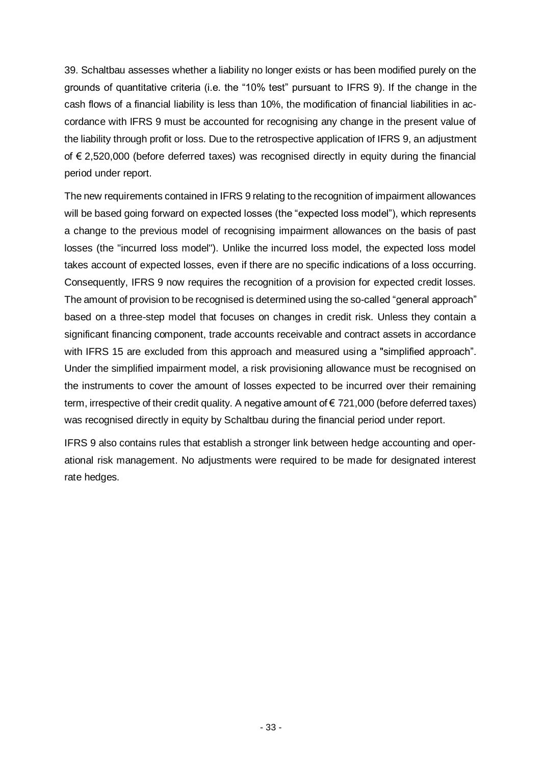39. Schaltbau assesses whether a liability no longer exists or has been modified purely on the grounds of quantitative criteria (i.e. the "10% test" pursuant to IFRS 9). If the change in the cash flows of a financial liability is less than 10%, the modification of financial liabilities in accordance with IFRS 9 must be accounted for recognising any change in the present value of the liability through profit or loss. Due to the retrospective application of IFRS 9, an adjustment of € 2,520,000 (before deferred taxes) was recognised directly in equity during the financial period under report.

The new requirements contained in IFRS 9 relating to the recognition of impairment allowances will be based going forward on expected losses (the "expected loss model"), which represents a change to the previous model of recognising impairment allowances on the basis of past losses (the "incurred loss model"). Unlike the incurred loss model, the expected loss model takes account of expected losses, even if there are no specific indications of a loss occurring. Consequently, IFRS 9 now requires the recognition of a provision for expected credit losses. The amount of provision to be recognised is determined using the so-called "general approach" based on a three-step model that focuses on changes in credit risk. Unless they contain a significant financing component, trade accounts receivable and contract assets in accordance with IFRS 15 are excluded from this approach and measured using a "simplified approach". Under the simplified impairment model, a risk provisioning allowance must be recognised on the instruments to cover the amount of losses expected to be incurred over their remaining term, irrespective of their credit quality. A negative amount of € 721,000 (before deferred taxes) was recognised directly in equity by Schaltbau during the financial period under report.

IFRS 9 also contains rules that establish a stronger link between hedge accounting and operational risk management. No adjustments were required to be made for designated interest rate hedges.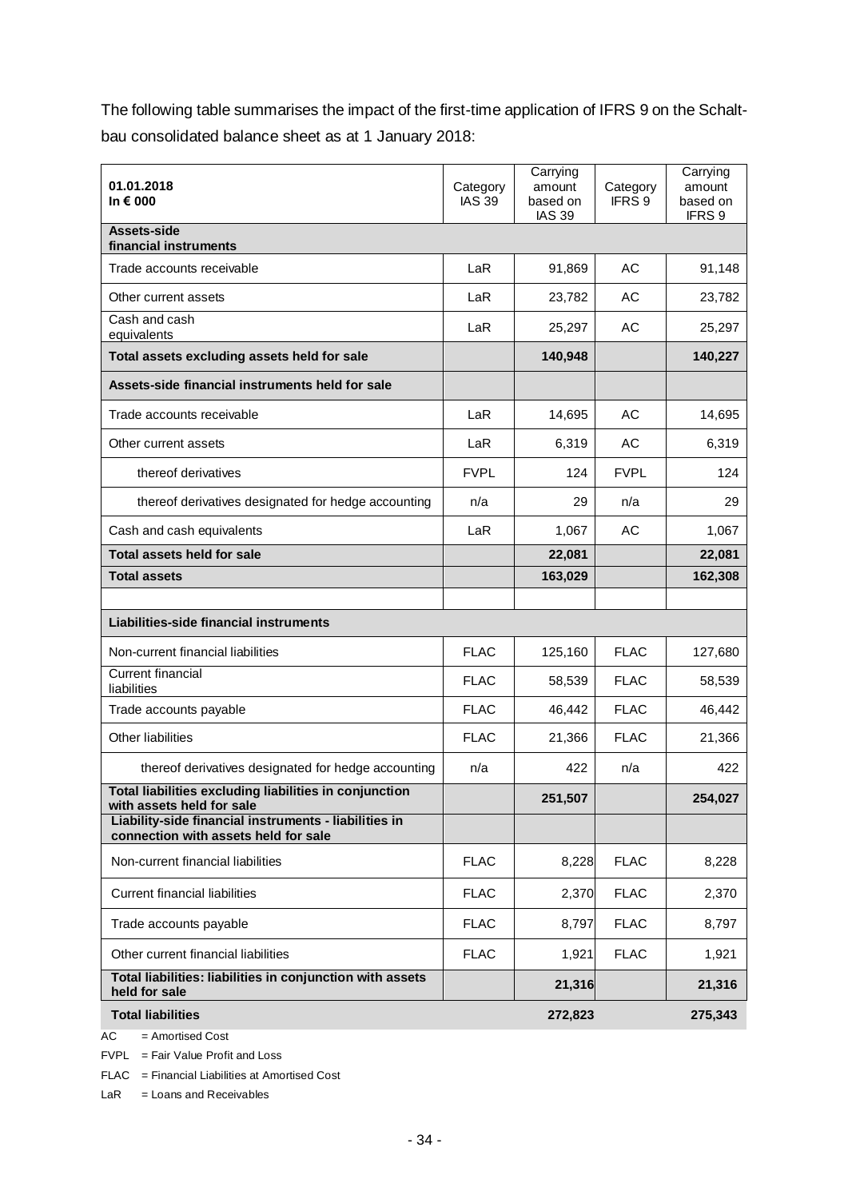The following table summarises the impact of the first-time application of IFRS 9 on the Schaltbau consolidated balance sheet as at 1 January 2018:

| **01.01.2018**<br>**In € 000** | Category IAS 39 | Carrying amount based on IAS 39 | Category IFRS 9 | Carrying amount based on IFRS 9 |
|---|---|---|---|---|
| **Assets-side financial instruments** | | | | |
| Trade accounts receivable | LaR | 91,869 | AC | 91,148 |
| Other current assets | LaR | 23,782 | AC | 23,782 |
| Cash and cash equivalents | LaR | 25,297 | AC | 25,297 |
| **Total assets excluding assets held for sale** | | **140,948** | | **140,227** |
| **Assets-side financial instruments held for sale** | | | | |
| Trade accounts receivable | LaR | 14,695 | AC | 14,695 |
| Other current assets | LaR | 6,319 | AC | 6,319 |
| thereof derivatives | FVPL | 124 | FVPL | 124 |
| thereof derivatives designated for hedge accounting | n/a | 29 | n/a | 29 |
| Cash and cash equivalents | LaR | 1,067 | AC | 1,067 |
| **Total assets held for sale** | | **22,081** | | **22,081** |
| **Total assets** | | **163,029** | | **162,308** |
| | | | | |
| **Liabilities-side financial instruments** | | | | |
| Non-current financial liabilities | FLAC | 125,160 | FLAC | 127,680 |
| Current financial liabilities | FLAC | 58,539 | FLAC | 58,539 |
| Trade accounts payable | FLAC | 46,442 | FLAC | 46,442 |
| Other liabilities | FLAC | 21,366 | FLAC | 21,366 |
| thereof derivatives designated for hedge accounting | n/a | 422 | n/a | 422 |
| **Total liabilities excluding liabilities in conjunction with assets held for sale** | | **251,507** | | **254,027** |
| **Liability-side financial instruments - liabilities in connection with assets held for sale** | | | | |
| Non-current financial liabilities | FLAC | 8,228 | FLAC | 8,228 |
| Current financial liabilities | FLAC | 2,370 | FLAC | 2,370 |
| Trade accounts payable | FLAC | 8,797 | FLAC | 8,797 |
| Other current financial liabilities | FLAC | 1,921 | FLAC | 1,921 |
| **Total liabilities: liabilities in conjunction with assets held for sale** | | **21,316** | | **21,316** |
| **Total liabilities** | | **272,823** | | **275,343** |

AC = Amortised Cost

FVPL = Fair Value Profit and Loss

FLAC = Financial Liabilities at Amortised Cost

LaR = Loans and Receivables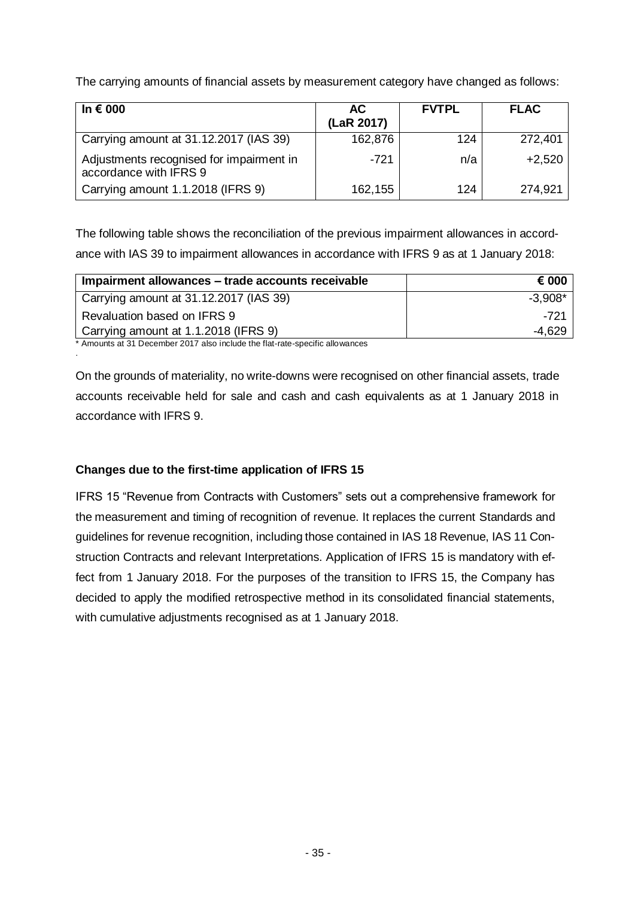The carrying amounts of financial assets by measurement category have changed as follows:

| In € 000 | AC (LaR 2017) | FVTPL | FLAC |
|---|---|---|---|
| Carrying amount at 31.12.2017 (IAS 39) | 162,876 | 124 | 272,401 |
| Adjustments recognised for impairment in accordance with IFRS 9 | -721 | n/a | +2,520 |
| Carrying amount 1.1.2018 (IFRS 9) | 162,155 | 124 | 274,921 |

The following table shows the reconciliation of the previous impairment allowances in accordance with IAS 39 to impairment allowances in accordance with IFRS 9 as at 1 January 2018:

| Impairment allowances – trade accounts receivable | € 000 |
|---|---|
| Carrying amount at 31.12.2017 (IAS 39) | -3,908* |
| Revaluation based on IFRS 9 | -721 |
| Carrying amount at 1.1.2018 (IFRS 9) | -4,629 |

\* Amounts at 31 December 2017 also include the flat-rate-specific allowances

On the grounds of materiality, no write-downs were recognised on other financial assets, trade accounts receivable held for sale and cash and cash equivalents as at 1 January 2018 in accordance with IFRS 9.

**Changes due to the first-time application of IFRS 15**

IFRS 15 "Revenue from Contracts with Customers" sets out a comprehensive framework for the measurement and timing of recognition of revenue. It replaces the current Standards and guidelines for revenue recognition, including those contained in IAS 18 Revenue, IAS 11 Construction Contracts and relevant Interpretations. Application of IFRS 15 is mandatory with effect from 1 January 2018. For the purposes of the transition to IFRS 15, the Company has decided to apply the modified retrospective method in its consolidated financial statements, with cumulative adjustments recognised as at 1 January 2018.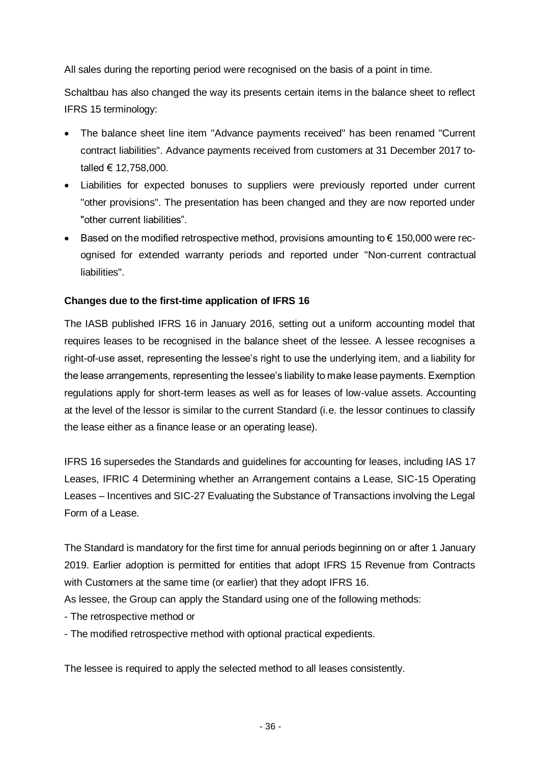All sales during the reporting period were recognised on the basis of a point in time.

Schaltbau has also changed the way its presents certain items in the balance sheet to reflect IFRS 15 terminology:

- The balance sheet line item "Advance payments received" has been renamed "Current contract liabilities". Advance payments received from customers at 31 December 2017 totalled € 12,758,000.
- Liabilities for expected bonuses to suppliers were previously reported under current "other provisions". The presentation has been changed and they are now reported under "other current liabilities".
- Based on the modified retrospective method, provisions amounting to € 150,000 were recognised for extended warranty periods and reported under "Non-current contractual liabilities".

**Changes due to the first-time application of IFRS 16**

The IASB published IFRS 16 in January 2016, setting out a uniform accounting model that requires leases to be recognised in the balance sheet of the lessee. A lessee recognises a right-of-use asset, representing the lessee's right to use the underlying item, and a liability for the lease arrangements, representing the lessee's liability to make lease payments. Exemption regulations apply for short-term leases as well as for leases of low-value assets. Accounting at the level of the lessor is similar to the current Standard (i.e. the lessor continues to classify the lease either as a finance lease or an operating lease).

IFRS 16 supersedes the Standards and guidelines for accounting for leases, including IAS 17 Leases, IFRIC 4 Determining whether an Arrangement contains a Lease, SIC-15 Operating Leases – Incentives and SIC-27 Evaluating the Substance of Transactions involving the Legal Form of a Lease.

The Standard is mandatory for the first time for annual periods beginning on or after 1 January 2019. Earlier adoption is permitted for entities that adopt IFRS 15 Revenue from Contracts with Customers at the same time (or earlier) that they adopt IFRS 16.

As lessee, the Group can apply the Standard using one of the following methods:

- The retrospective method or
- The modified retrospective method with optional practical expedients.

The lessee is required to apply the selected method to all leases consistently.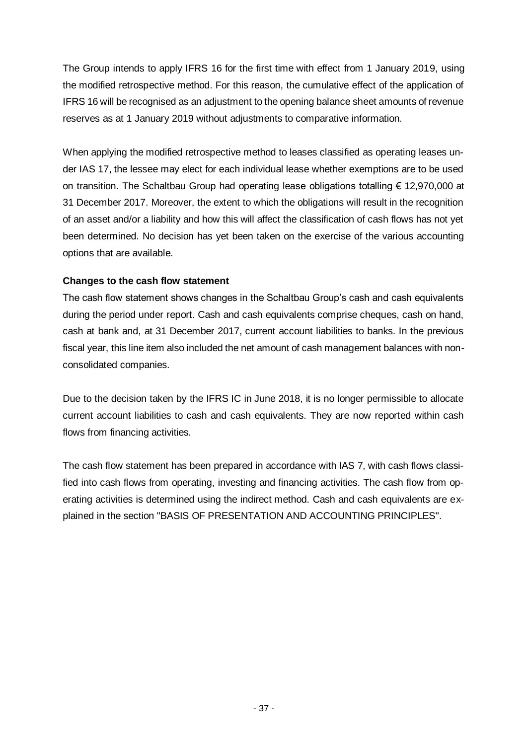The Group intends to apply IFRS 16 for the first time with effect from 1 January 2019, using the modified retrospective method. For this reason, the cumulative effect of the application of IFRS 16 will be recognised as an adjustment to the opening balance sheet amounts of revenue reserves as at 1 January 2019 without adjustments to comparative information.

When applying the modified retrospective method to leases classified as operating leases under IAS 17, the lessee may elect for each individual lease whether exemptions are to be used on transition. The Schaltbau Group had operating lease obligations totalling € 12,970,000 at 31 December 2017. Moreover, the extent to which the obligations will result in the recognition of an asset and/or a liability and how this will affect the classification of cash flows has not yet been determined. No decision has yet been taken on the exercise of the various accounting options that are available.

**Changes to the cash flow statement**

The cash flow statement shows changes in the Schaltbau Group's cash and cash equivalents during the period under report. Cash and cash equivalents comprise cheques, cash on hand, cash at bank and, at 31 December 2017, current account liabilities to banks. In the previous fiscal year, this line item also included the net amount of cash management balances with non-consolidated companies.

Due to the decision taken by the IFRS IC in June 2018, it is no longer permissible to allocate current account liabilities to cash and cash equivalents. They are now reported within cash flows from financing activities.

The cash flow statement has been prepared in accordance with IAS 7, with cash flows classified into cash flows from operating, investing and financing activities. The cash flow from operating activities is determined using the indirect method. Cash and cash equivalents are explained in the section "BASIS OF PRESENTATION AND ACCOUNTING PRINCIPLES".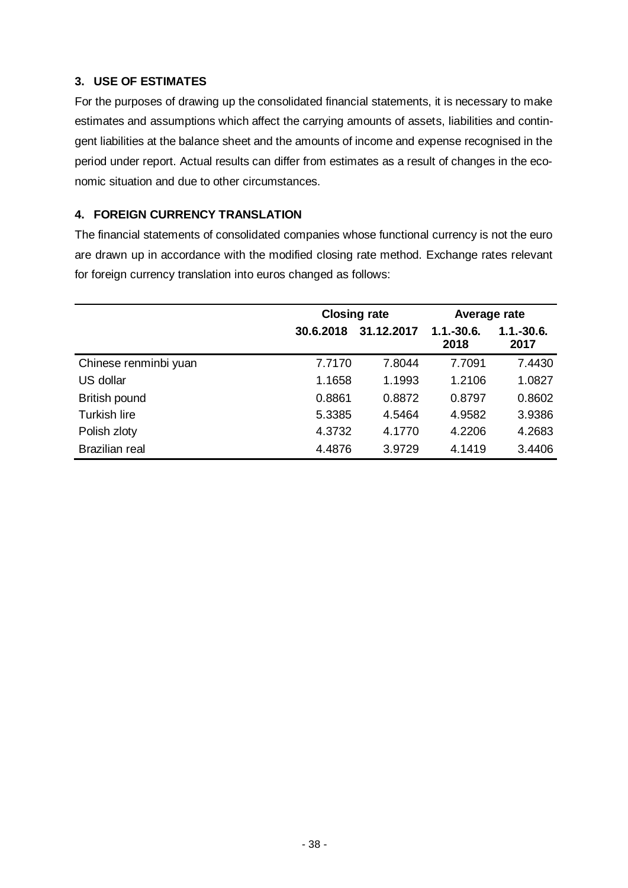## 3. USE OF ESTIMATES

For the purposes of drawing up the consolidated financial statements, it is necessary to make estimates and assumptions which affect the carrying amounts of assets, liabilities and contingent liabilities at the balance sheet and the amounts of income and expense recognised in the period under report. Actual results can differ from estimates as a result of changes in the economic situation and due to other circumstances.

## 4. FOREIGN CURRENCY TRANSLATION

The financial statements of consolidated companies whose functional currency is not the euro are drawn up in accordance with the modified closing rate method. Exchange rates relevant for foreign currency translation into euros changed as follows:

| | Closing rate | | Average rate | |
|---|---|---|---|---|
| | 30.6.2018 | 31.12.2017 | 1.1.-30.6. 2018 | 1.1.-30.6. 2017 |
| Chinese renminbi yuan | 7.7170 | 7.8044 | 7.7091 | 7.4430 |
| US dollar | 1.1658 | 1.1993 | 1.2106 | 1.0827 |
| British pound | 0.8861 | 0.8872 | 0.8797 | 0.8602 |
| Turkish lire | 5.3385 | 4.5464 | 4.9582 | 3.9386 |
| Polish zloty | 4.3732 | 4.1770 | 4.2206 | 4.2683 |
| Brazilian real | 4.4876 | 3.9729 | 4.1419 | 3.4406 |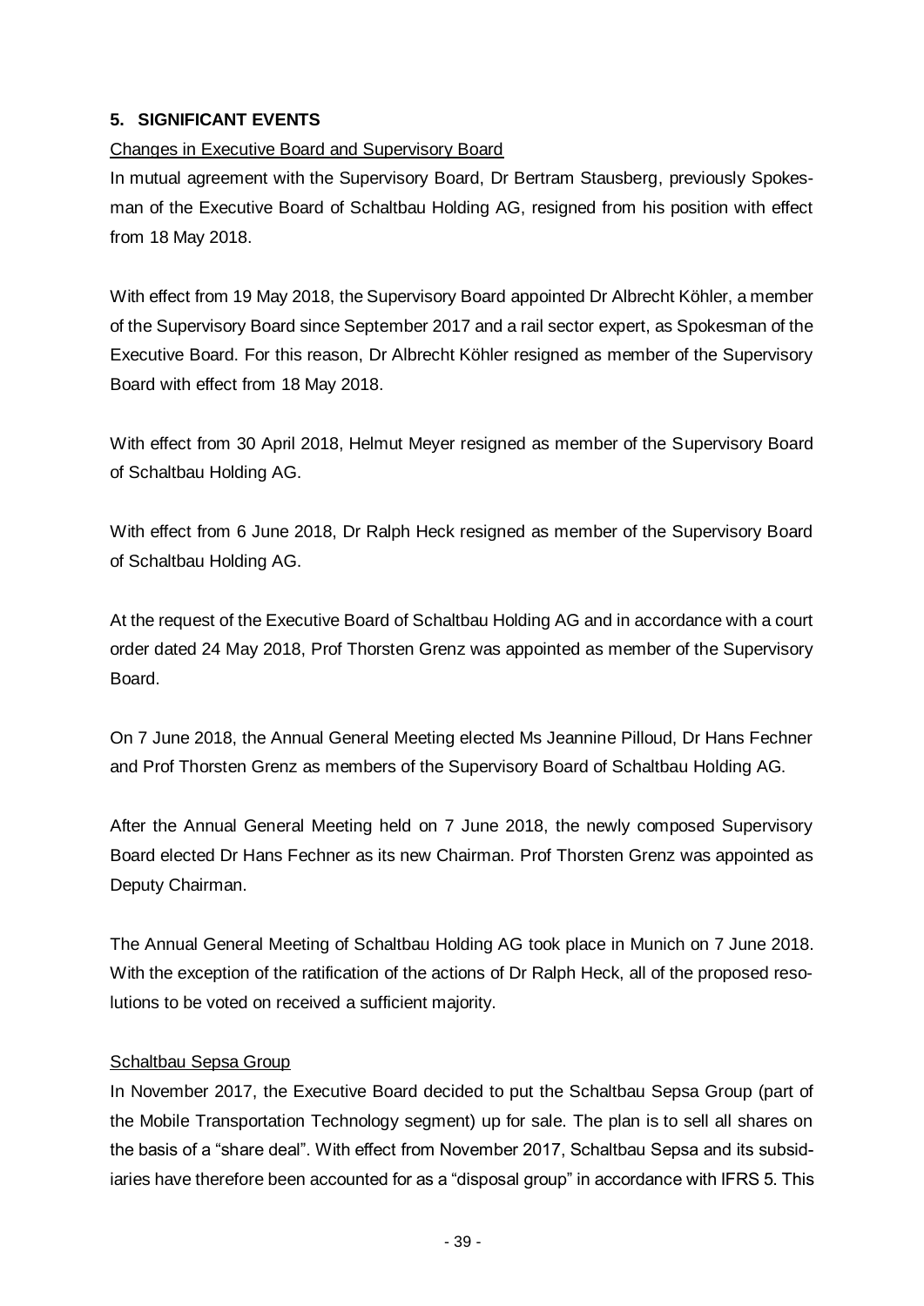## 5. SIGNIFICANT EVENTS

Changes in Executive Board and Supervisory Board

In mutual agreement with the Supervisory Board, Dr Bertram Stausberg, previously Spokesman of the Executive Board of Schaltbau Holding AG, resigned from his position with effect from 18 May 2018.

With effect from 19 May 2018, the Supervisory Board appointed Dr Albrecht Köhler, a member of the Supervisory Board since September 2017 and a rail sector expert, as Spokesman of the Executive Board. For this reason, Dr Albrecht Köhler resigned as member of the Supervisory Board with effect from 18 May 2018.

With effect from 30 April 2018, Helmut Meyer resigned as member of the Supervisory Board of Schaltbau Holding AG.

With effect from 6 June 2018, Dr Ralph Heck resigned as member of the Supervisory Board of Schaltbau Holding AG.

At the request of the Executive Board of Schaltbau Holding AG and in accordance with a court order dated 24 May 2018, Prof Thorsten Grenz was appointed as member of the Supervisory Board.

On 7 June 2018, the Annual General Meeting elected Ms Jeannine Pilloud, Dr Hans Fechner and Prof Thorsten Grenz as members of the Supervisory Board of Schaltbau Holding AG.

After the Annual General Meeting held on 7 June 2018, the newly composed Supervisory Board elected Dr Hans Fechner as its new Chairman. Prof Thorsten Grenz was appointed as Deputy Chairman.

The Annual General Meeting of Schaltbau Holding AG took place in Munich on 7 June 2018. With the exception of the ratification of the actions of Dr Ralph Heck, all of the proposed resolutions to be voted on received a sufficient majority.

Schaltbau Sepsa Group

In November 2017, the Executive Board decided to put the Schaltbau Sepsa Group (part of the Mobile Transportation Technology segment) up for sale. The plan is to sell all shares on the basis of a "share deal". With effect from November 2017, Schaltbau Sepsa and its subsidiaries have therefore been accounted for as a "disposal group" in accordance with IFRS 5. This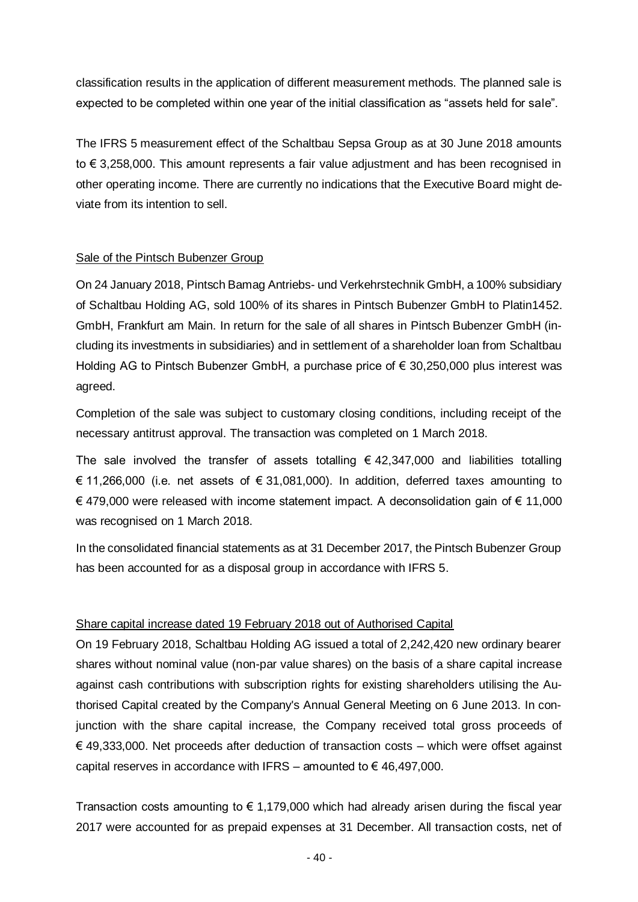classification results in the application of different measurement methods. The planned sale is expected to be completed within one year of the initial classification as “assets held for sale”.

The IFRS 5 measurement effect of the Schaltbau Sepsa Group as at 30 June 2018 amounts to € 3,258,000. This amount represents a fair value adjustment and has been recognised in other operating income. There are currently no indications that the Executive Board might deviate from its intention to sell.

Sale of the Pintsch Bubenzer Group

On 24 January 2018, Pintsch Bamag Antriebs- und Verkehrstechnik GmbH, a 100% subsidiary of Schaltbau Holding AG, sold 100% of its shares in Pintsch Bubenzer GmbH to Platin1452. GmbH, Frankfurt am Main. In return for the sale of all shares in Pintsch Bubenzer GmbH (including its investments in subsidiaries) and in settlement of a shareholder loan from Schaltbau Holding AG to Pintsch Bubenzer GmbH, a purchase price of € 30,250,000 plus interest was agreed.

Completion of the sale was subject to customary closing conditions, including receipt of the necessary antitrust approval. The transaction was completed on 1 March 2018.

The sale involved the transfer of assets totalling € 42,347,000 and liabilities totalling € 11,266,000 (i.e. net assets of € 31,081,000). In addition, deferred taxes amounting to € 479,000 were released with income statement impact. A deconsolidation gain of € 11,000 was recognised on 1 March 2018.

In the consolidated financial statements as at 31 December 2017, the Pintsch Bubenzer Group has been accounted for as a disposal group in accordance with IFRS 5.

Share capital increase dated 19 February 2018 out of Authorised Capital

On 19 February 2018, Schaltbau Holding AG issued a total of 2,242,420 new ordinary bearer shares without nominal value (non-par value shares) on the basis of a share capital increase against cash contributions with subscription rights for existing shareholders utilising the Authorised Capital created by the Company's Annual General Meeting on 6 June 2013. In conjunction with the share capital increase, the Company received total gross proceeds of € 49,333,000. Net proceeds after deduction of transaction costs – which were offset against capital reserves in accordance with IFRS – amounted to € 46,497,000.

Transaction costs amounting to € 1,179,000 which had already arisen during the fiscal year 2017 were accounted for as prepaid expenses at 31 December. All transaction costs, net of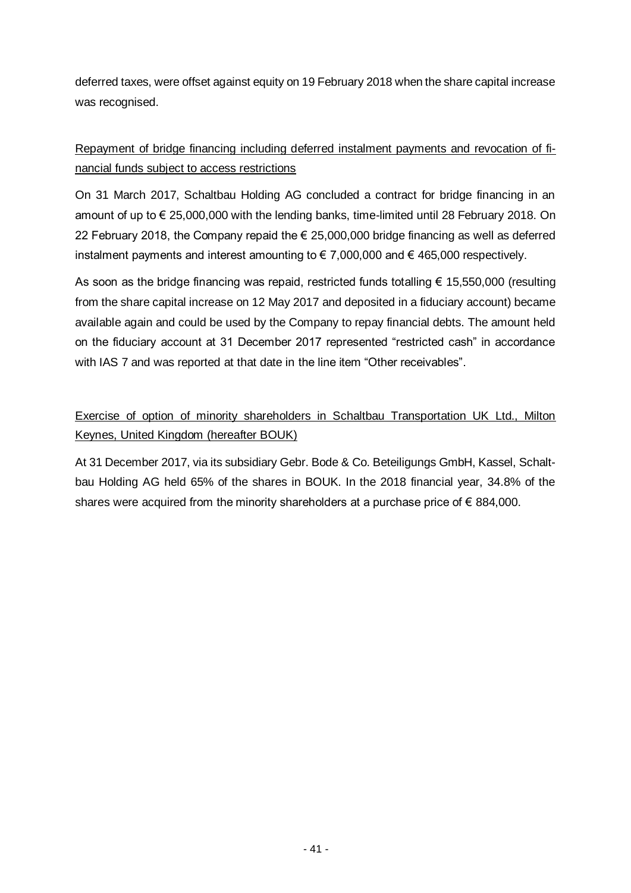deferred taxes, were offset against equity on 19 February 2018 when the share capital increase was recognised.

Repayment of bridge financing including deferred instalment payments and revocation of financial funds subject to access restrictions

On 31 March 2017, Schaltbau Holding AG concluded a contract for bridge financing in an amount of up to € 25,000,000 with the lending banks, time-limited until 28 February 2018. On 22 February 2018, the Company repaid the € 25,000,000 bridge financing as well as deferred instalment payments and interest amounting to € 7,000,000 and € 465,000 respectively.

As soon as the bridge financing was repaid, restricted funds totalling € 15,550,000 (resulting from the share capital increase on 12 May 2017 and deposited in a fiduciary account) became available again and could be used by the Company to repay financial debts. The amount held on the fiduciary account at 31 December 2017 represented "restricted cash" in accordance with IAS 7 and was reported at that date in the line item "Other receivables".

Exercise of option of minority shareholders in Schaltbau Transportation UK Ltd., Milton Keynes, United Kingdom (hereafter BOUK)

At 31 December 2017, via its subsidiary Gebr. Bode & Co. Beteiligungs GmbH, Kassel, Schaltbau Holding AG held 65% of the shares in BOUK. In the 2018 financial year, 34.8% of the shares were acquired from the minority shareholders at a purchase price of € 884,000.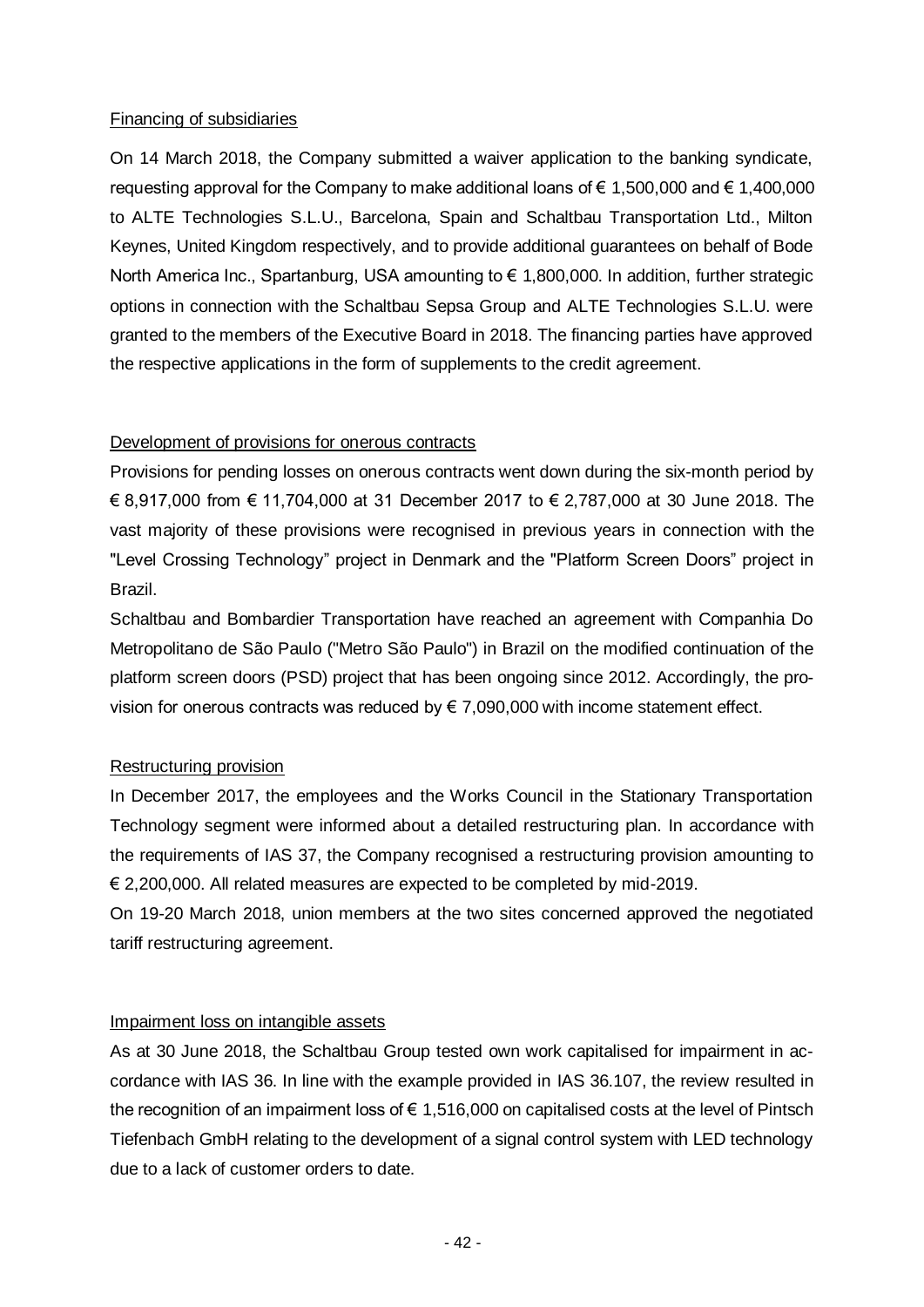Financing of subsidiaries

On 14 March 2018, the Company submitted a waiver application to the banking syndicate, requesting approval for the Company to make additional loans of € 1,500,000 and € 1,400,000 to ALTE Technologies S.L.U., Barcelona, Spain and Schaltbau Transportation Ltd., Milton Keynes, United Kingdom respectively, and to provide additional guarantees on behalf of Bode North America Inc., Spartanburg, USA amounting to € 1,800,000. In addition, further strategic options in connection with the Schaltbau Sepsa Group and ALTE Technologies S.L.U. were granted to the members of the Executive Board in 2018. The financing parties have approved the respective applications in the form of supplements to the credit agreement.

Development of provisions for onerous contracts

Provisions for pending losses on onerous contracts went down during the six-month period by € 8,917,000 from € 11,704,000 at 31 December 2017 to € 2,787,000 at 30 June 2018. The vast majority of these provisions were recognised in previous years in connection with the "Level Crossing Technology" project in Denmark and the "Platform Screen Doors" project in Brazil.

Schaltbau and Bombardier Transportation have reached an agreement with Companhia Do Metropolitano de São Paulo ("Metro São Paulo") in Brazil on the modified continuation of the platform screen doors (PSD) project that has been ongoing since 2012. Accordingly, the provision for onerous contracts was reduced by € 7,090,000 with income statement effect.

Restructuring provision

In December 2017, the employees and the Works Council in the Stationary Transportation Technology segment were informed about a detailed restructuring plan. In accordance with the requirements of IAS 37, the Company recognised a restructuring provision amounting to € 2,200,000. All related measures are expected to be completed by mid-2019.

On 19-20 March 2018, union members at the two sites concerned approved the negotiated tariff restructuring agreement.

Impairment loss on intangible assets

As at 30 June 2018, the Schaltbau Group tested own work capitalised for impairment in accordance with IAS 36. In line with the example provided in IAS 36.107, the review resulted in the recognition of an impairment loss of € 1,516,000 on capitalised costs at the level of Pintsch Tiefenbach GmbH relating to the development of a signal control system with LED technology due to a lack of customer orders to date.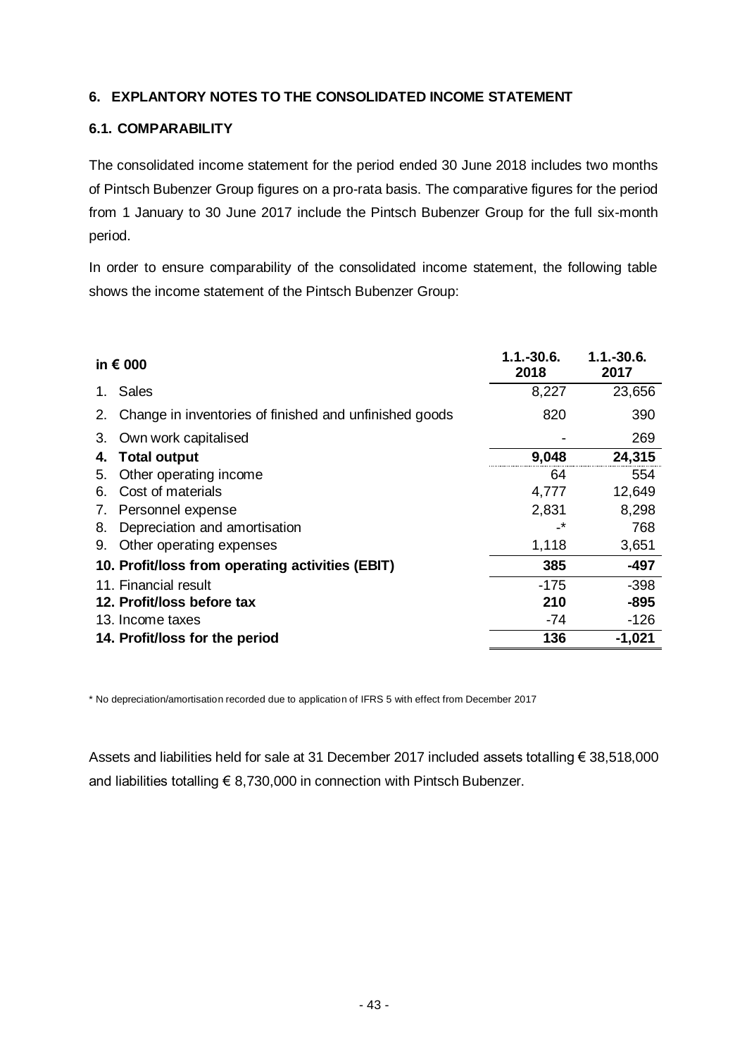## 6. EXPLANTORY NOTES TO THE CONSOLIDATED INCOME STATEMENT

### 6.1. COMPARABILITY

The consolidated income statement for the period ended 30 June 2018 includes two months of Pintsch Bubenzer Group figures on a pro-rata basis. The comparative figures for the period from 1 January to 30 June 2017 include the Pintsch Bubenzer Group for the full six-month period.

In order to ensure comparability of the consolidated income statement, the following table shows the income statement of the Pintsch Bubenzer Group:

| in € 000 | 1.1.-30.6. 2018 | 1.1.-30.6. 2017 |
|---|---|---|
| 1. Sales | 8,227 | 23,656 |
| 2. Change in inventories of finished and unfinished goods | 820 | 390 |
| 3. Own work capitalised | - | 269 |
| **4. Total output** | **9,048** | **24,315** |
| 5. Other operating income | 64 | 554 |
| 6. Cost of materials | 4,777 | 12,649 |
| 7. Personnel expense | 2,831 | 8,298 |
| 8. Depreciation and amortisation | -* | 768 |
| 9. Other operating expenses | 1,118 | 3,651 |
| **10. Profit/loss from operating activities (EBIT)** | **385** | **-497** |
| 11. Financial result | -175 | -398 |
| **12. Profit/loss before tax** | **210** | **-895** |
| 13. Income taxes | -74 | -126 |
| **14. Profit/loss for the period** | **136** | **-1,021** |

\* No depreciation/amortisation recorded due to application of IFRS 5 with effect from December 2017

Assets and liabilities held for sale at 31 December 2017 included assets totalling € 38,518,000 and liabilities totalling € 8,730,000 in connection with Pintsch Bubenzer.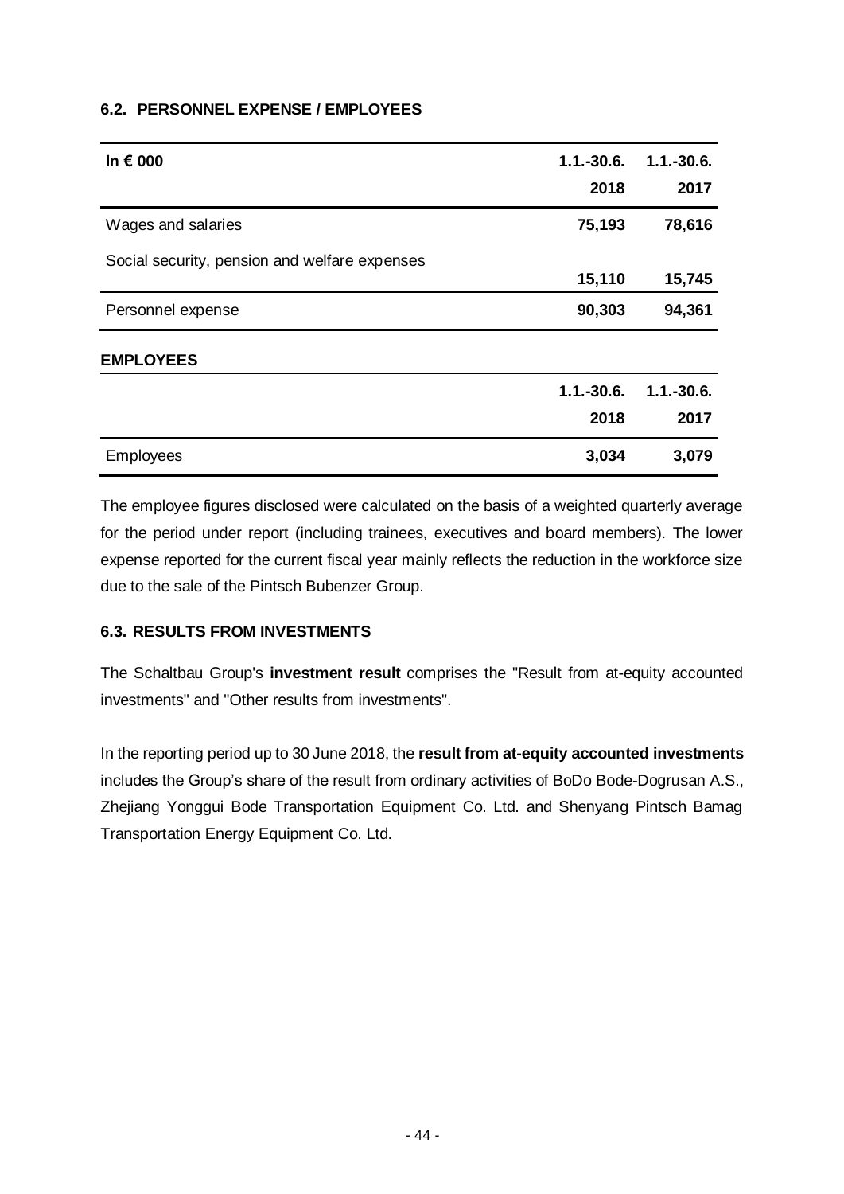### 6.2. PERSONNEL EXPENSE / EMPLOYEES

| In € 000 | 1.1.-30.6. 2018 | 1.1.-30.6. 2017 |
|---|---|---|
| Wages and salaries | **75,193** | **78,616** |
| Social security, pension and welfare expenses | **15,110** | **15,745** |
| Personnel expense | **90,303** | **94,361** |

**EMPLOYEES**

| | 1.1.-30.6. 2018 | 1.1.-30.6. 2017 |
|---|---|---|
| Employees | **3,034** | **3,079** |

The employee figures disclosed were calculated on the basis of a weighted quarterly average for the period under report (including trainees, executives and board members). The lower expense reported for the current fiscal year mainly reflects the reduction in the workforce size due to the sale of the Pintsch Bubenzer Group.

### 6.3. RESULTS FROM INVESTMENTS

The Schaltbau Group's **investment result** comprises the "Result from at-equity accounted investments" and "Other results from investments".

In the reporting period up to 30 June 2018, the **result from at-equity accounted investments** includes the Group's share of the result from ordinary activities of BoDo Bode-Dogrusan A.S., Zhejiang Yonggui Bode Transportation Equipment Co. Ltd. and Shenyang Pintsch Bamag Transportation Energy Equipment Co. Ltd.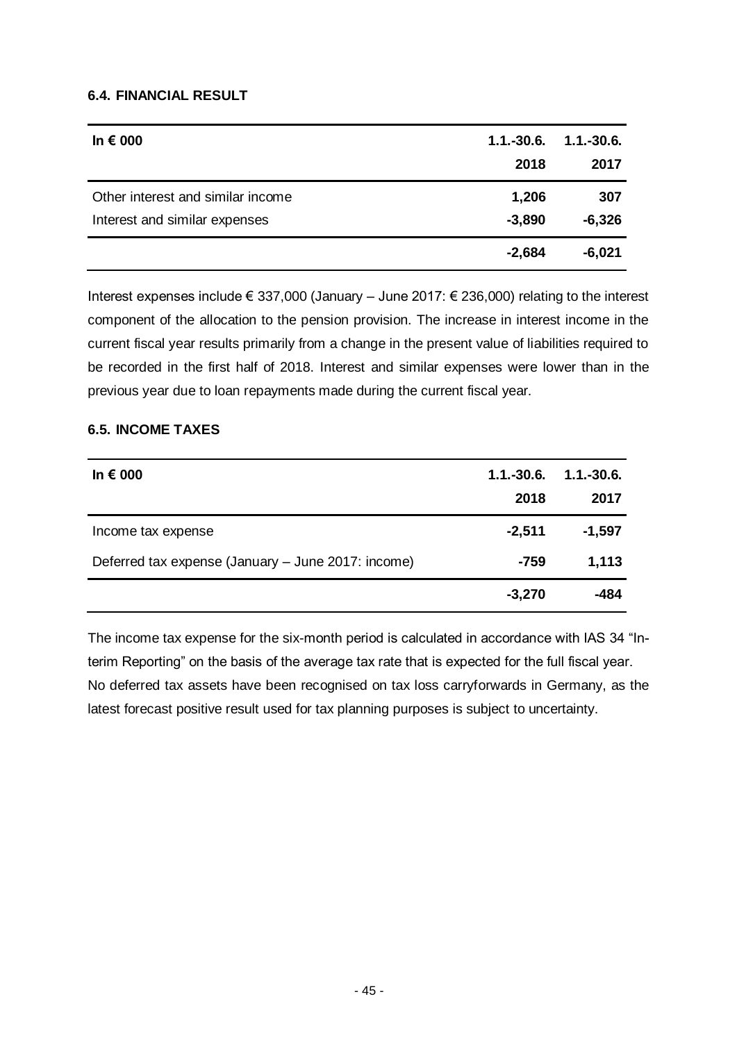### 6.4. FINANCIAL RESULT

| In € 000 | 1.1.-30.6. 2018 | 1.1.-30.6. 2017 |
|---|---|---|
| Other interest and similar income | 1,206 | 307 |
| Interest and similar expenses | -3,890 | -6,326 |
| | -2,684 | -6,021 |

Interest expenses include € 337,000 (January – June 2017: € 236,000) relating to the interest component of the allocation to the pension provision. The increase in interest income in the current fiscal year results primarily from a change in the present value of liabilities required to be recorded in the first half of 2018. Interest and similar expenses were lower than in the previous year due to loan repayments made during the current fiscal year.

### 6.5. INCOME TAXES

| In € 000 | 1.1.-30.6. 2018 | 1.1.-30.6. 2017 |
|---|---|---|
| Income tax expense | -2,511 | -1,597 |
| Deferred tax expense (January – June 2017: income) | -759 | 1,113 |
| | -3,270 | -484 |

The income tax expense for the six-month period is calculated in accordance with IAS 34 "Interim Reporting" on the basis of the average tax rate that is expected for the full fiscal year. No deferred tax assets have been recognised on tax loss carryforwards in Germany, as the latest forecast positive result used for tax planning purposes is subject to uncertainty.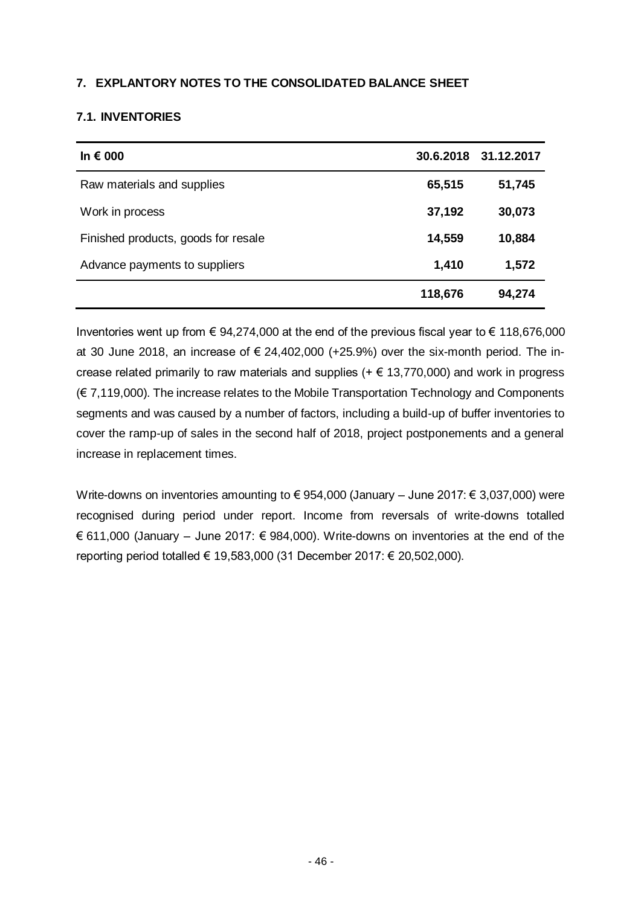## 7. EXPLANTORY NOTES TO THE CONSOLIDATED BALANCE SHEET

### 7.1. INVENTORIES

| In € 000 | 30.6.2018 | 31.12.2017 |
|---|---|---|
| Raw materials and supplies | **65,515** | **51,745** |
| Work in process | **37,192** | **30,073** |
| Finished products, goods for resale | **14,559** | **10,884** |
| Advance payments to suppliers | **1,410** | **1,572** |
| | **118,676** | **94,274** |

Inventories went up from € 94,274,000 at the end of the previous fiscal year to € 118,676,000 at 30 June 2018, an increase of € 24,402,000 (+25.9%) over the six-month period. The increase related primarily to raw materials and supplies (+ € 13,770,000) and work in progress (€ 7,119,000). The increase relates to the Mobile Transportation Technology and Components segments and was caused by a number of factors, including a build-up of buffer inventories to cover the ramp-up of sales in the second half of 2018, project postponements and a general increase in replacement times.

Write-downs on inventories amounting to € 954,000 (January – June 2017: € 3,037,000) were recognised during period under report. Income from reversals of write-downs totalled € 611,000 (January – June 2017: € 984,000). Write-downs on inventories at the end of the reporting period totalled € 19,583,000 (31 December 2017: € 20,502,000).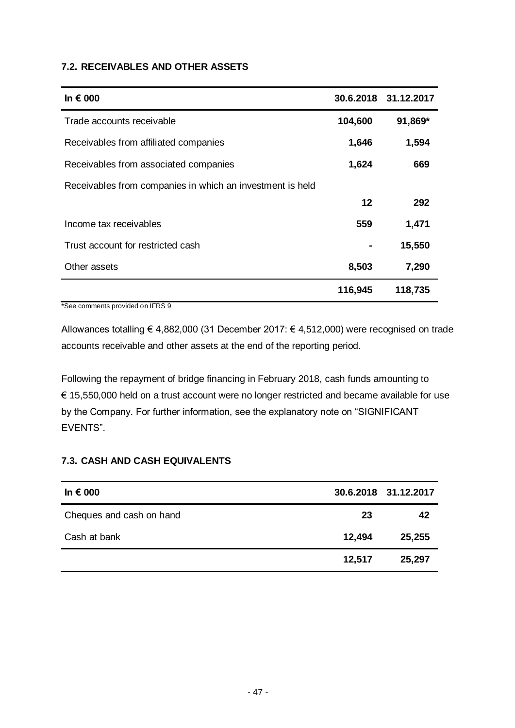### 7.2. RECEIVABLES AND OTHER ASSETS

| In € 000 | 30.6.2018 | 31.12.2017 |
|---|---|---|
| Trade accounts receivable | **104,600** | **91,869*** |
| Receivables from affiliated companies | **1,646** | **1,594** |
| Receivables from associated companies | **1,624** | **669** |
| Receivables from companies in which an investment is held | **12** | **292** |
| Income tax receivables | **559** | **1,471** |
| Trust account for restricted cash | **-** | **15,550** |
| Other assets | **8,503** | **7,290** |
| | **116,945** | **118,735** |

*See comments provided on IFRS 9

Allowances totalling € 4,882,000 (31 December 2017: € 4,512,000) were recognised on trade accounts receivable and other assets at the end of the reporting period.

Following the repayment of bridge financing in February 2018, cash funds amounting to € 15,550,000 held on a trust account were no longer restricted and became available for use by the Company. For further information, see the explanatory note on "SIGNIFICANT EVENTS".

### 7.3. CASH AND CASH EQUIVALENTS

| In € 000 | 30.6.2018 | 31.12.2017 |
|---|---|---|
| Cheques and cash on hand | **23** | **42** |
| Cash at bank | **12,494** | **25,255** |
| | **12,517** | **25,297** |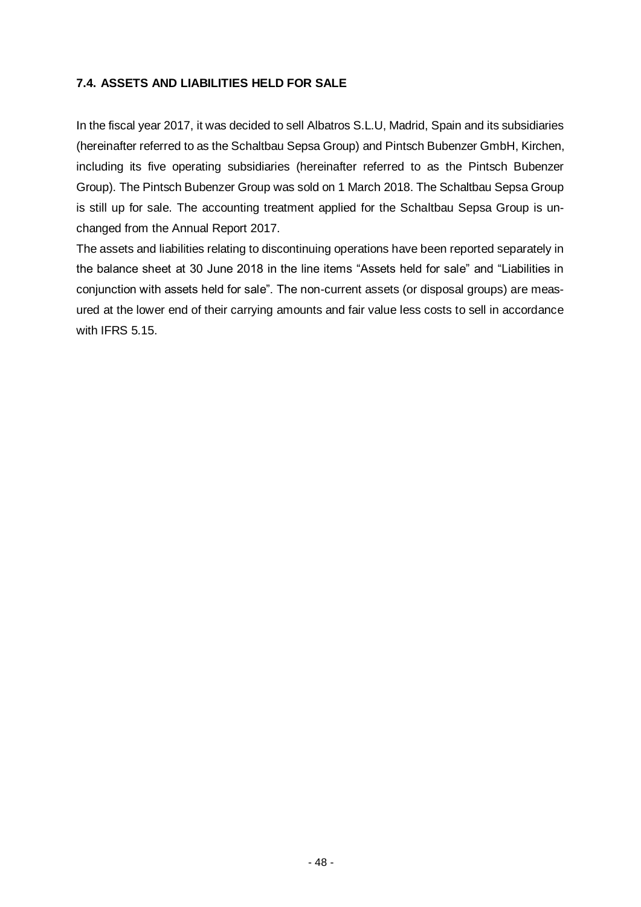### 7.4. ASSETS AND LIABILITIES HELD FOR SALE

In the fiscal year 2017, it was decided to sell Albatros S.L.U, Madrid, Spain and its subsidiaries (hereinafter referred to as the Schaltbau Sepsa Group) and Pintsch Bubenzer GmbH, Kirchen, including its five operating subsidiaries (hereinafter referred to as the Pintsch Bubenzer Group). The Pintsch Bubenzer Group was sold on 1 March 2018. The Schaltbau Sepsa Group is still up for sale. The accounting treatment applied for the Schaltbau Sepsa Group is unchanged from the Annual Report 2017.

The assets and liabilities relating to discontinuing operations have been reported separately in the balance sheet at 30 June 2018 in the line items "Assets held for sale" and "Liabilities in conjunction with assets held for sale". The non-current assets (or disposal groups) are measured at the lower end of their carrying amounts and fair value less costs to sell in accordance with IFRS 5.15.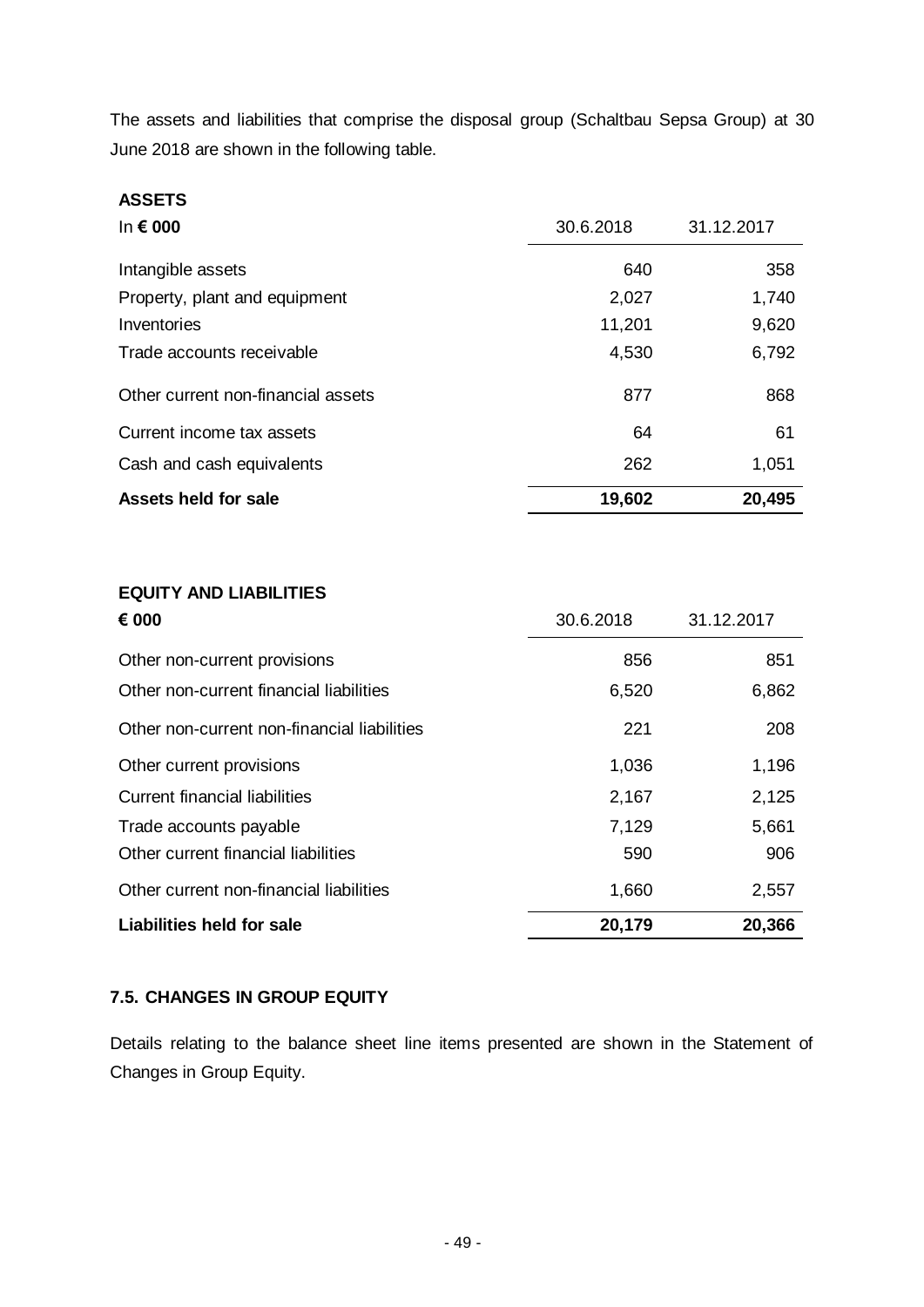The assets and liabilities that comprise the disposal group (Schaltbau Sepsa Group) at 30 June 2018 are shown in the following table.

**ASSETS**

| In **€ 000** | 30.6.2018 | 31.12.2017 |
|---|---|---|
| Intangible assets | 640 | 358 |
| Property, plant and equipment | 2,027 | 1,740 |
| Inventories | 11,201 | 9,620 |
| Trade accounts receivable | 4,530 | 6,792 |
| Other current non-financial assets | 877 | 868 |
| Current income tax assets | 64 | 61 |
| Cash and cash equivalents | 262 | 1,051 |
| **Assets held for sale** | **19,602** | **20,495** |

**EQUITY AND LIABILITIES**

| **€ 000** | 30.6.2018 | 31.12.2017 |
|---|---|---|
| Other non-current provisions | 856 | 851 |
| Other non-current financial liabilities | 6,520 | 6,862 |
| Other non-current non-financial liabilities | 221 | 208 |
| Other current provisions | 1,036 | 1,196 |
| Current financial liabilities | 2,167 | 2,125 |
| Trade accounts payable | 7,129 | 5,661 |
| Other current financial liabilities | 590 | 906 |
| Other current non-financial liabilities | 1,660 | 2,557 |
| **Liabilities held for sale** | **20,179** | **20,366** |

### 7.5. CHANGES IN GROUP EQUITY

Details relating to the balance sheet line items presented are shown in the Statement of Changes in Group Equity.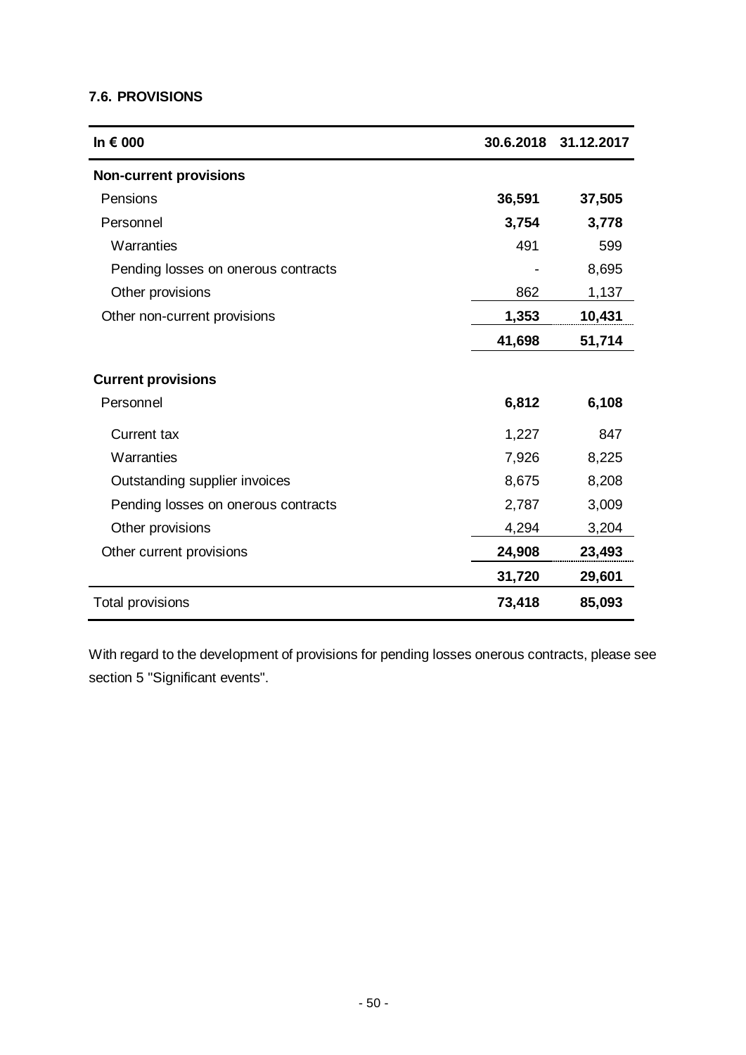### 7.6. PROVISIONS

| In € 000 | 30.6.2018 | 31.12.2017 |
|---|---|---|
| **Non-current provisions** | | |
| Pensions | **36,591** | **37,505** |
| Personnel | **3,754** | **3,778** |
| Warranties | 491 | 599 |
| Pending losses on onerous contracts | - | 8,695 |
| Other provisions | 862 | 1,137 |
| Other non-current provisions | **1,353** | **10,431** |
| | **41,698** | **51,714** |
| **Current provisions** | | |
| Personnel | **6,812** | **6,108** |
| Current tax | 1,227 | 847 |
| Warranties | 7,926 | 8,225 |
| Outstanding supplier invoices | 8,675 | 8,208 |
| Pending losses on onerous contracts | 2,787 | 3,009 |
| Other provisions | 4,294 | 3,204 |
| Other current provisions | **24,908** | **23,493** |
| | **31,720** | **29,601** |
| Total provisions | **73,418** | **85,093** |

With regard to the development of provisions for pending losses onerous contracts, please see section 5 "Significant events".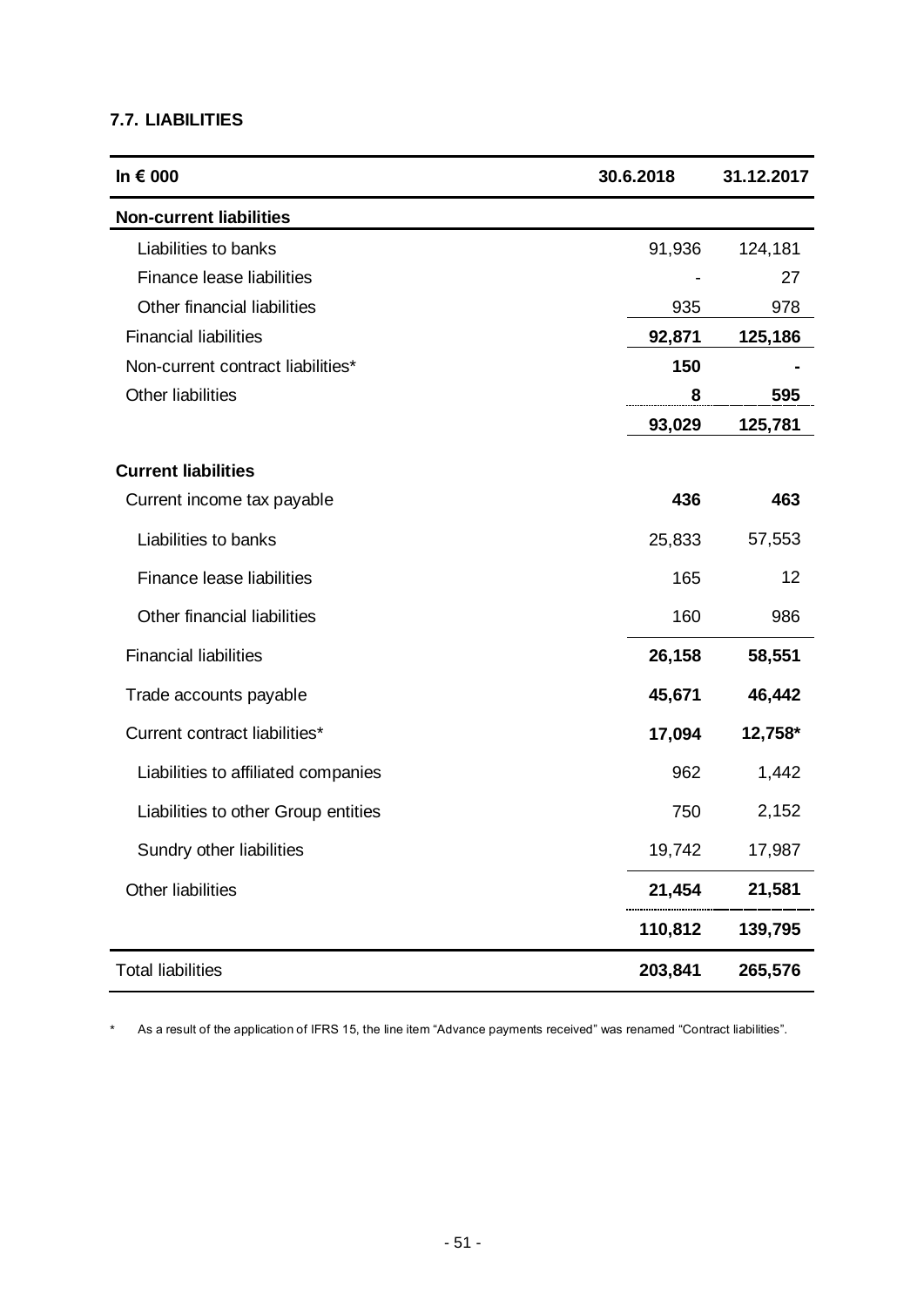### 7.7. LIABILITIES

| In € 000 | 30.6.2018 | 31.12.2017 |
|---|---|---|
| **Non-current liabilities** | | |
| Liabilities to banks | 91,936 | 124,181 |
| Finance lease liabilities | - | 27 |
| Other financial liabilities | 935 | 978 |
| Financial liabilities | **92,871** | **125,186** |
| Non-current contract liabilities* | **150** | **-** |
| Other liabilities | **8** | **595** |
| | **93,029** | **125,781** |
| **Current liabilities** | | |
| Current income tax payable | **436** | **463** |
| Liabilities to banks | 25,833 | 57,553 |
| Finance lease liabilities | 165 | 12 |
| Other financial liabilities | 160 | 986 |
| Financial liabilities | **26,158** | **58,551** |
| Trade accounts payable | **45,671** | **46,442** |
| Current contract liabilities* | **17,094** | **12,758*** |
| Liabilities to affiliated companies | 962 | 1,442 |
| Liabilities to other Group entities | 750 | 2,152 |
| Sundry other liabilities | 19,742 | 17,987 |
| Other liabilities | **21,454** | **21,581** |
| | **110,812** | **139,795** |
| Total liabilities | **203,841** | **265,576** |

\* As a result of the application of IFRS 15, the line item "Advance payments received" was renamed "Contract liabilities".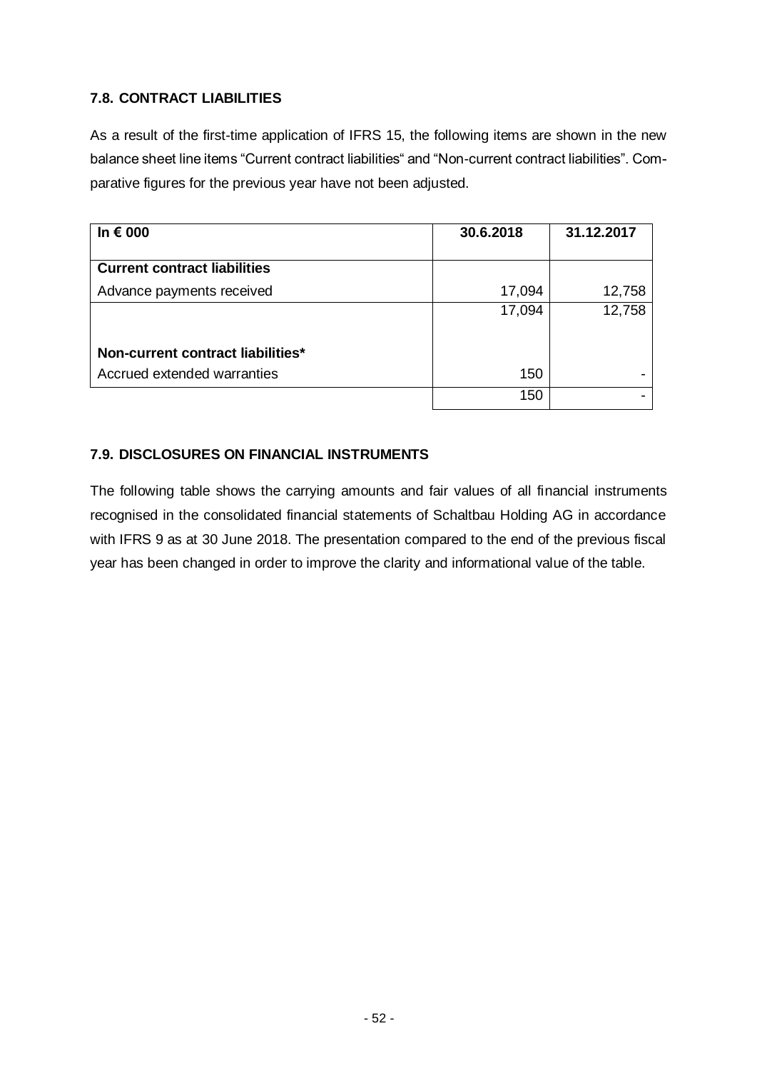## 7.8. CONTRACT LIABILITIES

As a result of the first-time application of IFRS 15, the following items are shown in the new balance sheet line items "Current contract liabilities" and "Non-current contract liabilities". Comparative figures for the previous year have not been adjusted.

| In € 000 | 30.6.2018 | 31.12.2017 |
|---|---|---|
| **Current contract liabilities** | | |
| Advance payments received | 17,094 | 12,758 |
| | 17,094 | 12,758 |
| **Non-current contract liabilities*** | | |
| Accrued extended warranties | 150 | - |
| | 150 | - |

## 7.9. DISCLOSURES ON FINANCIAL INSTRUMENTS

The following table shows the carrying amounts and fair values of all financial instruments recognised in the consolidated financial statements of Schaltbau Holding AG in accordance with IFRS 9 as at 30 June 2018. The presentation compared to the end of the previous fiscal year has been changed in order to improve the clarity and informational value of the table.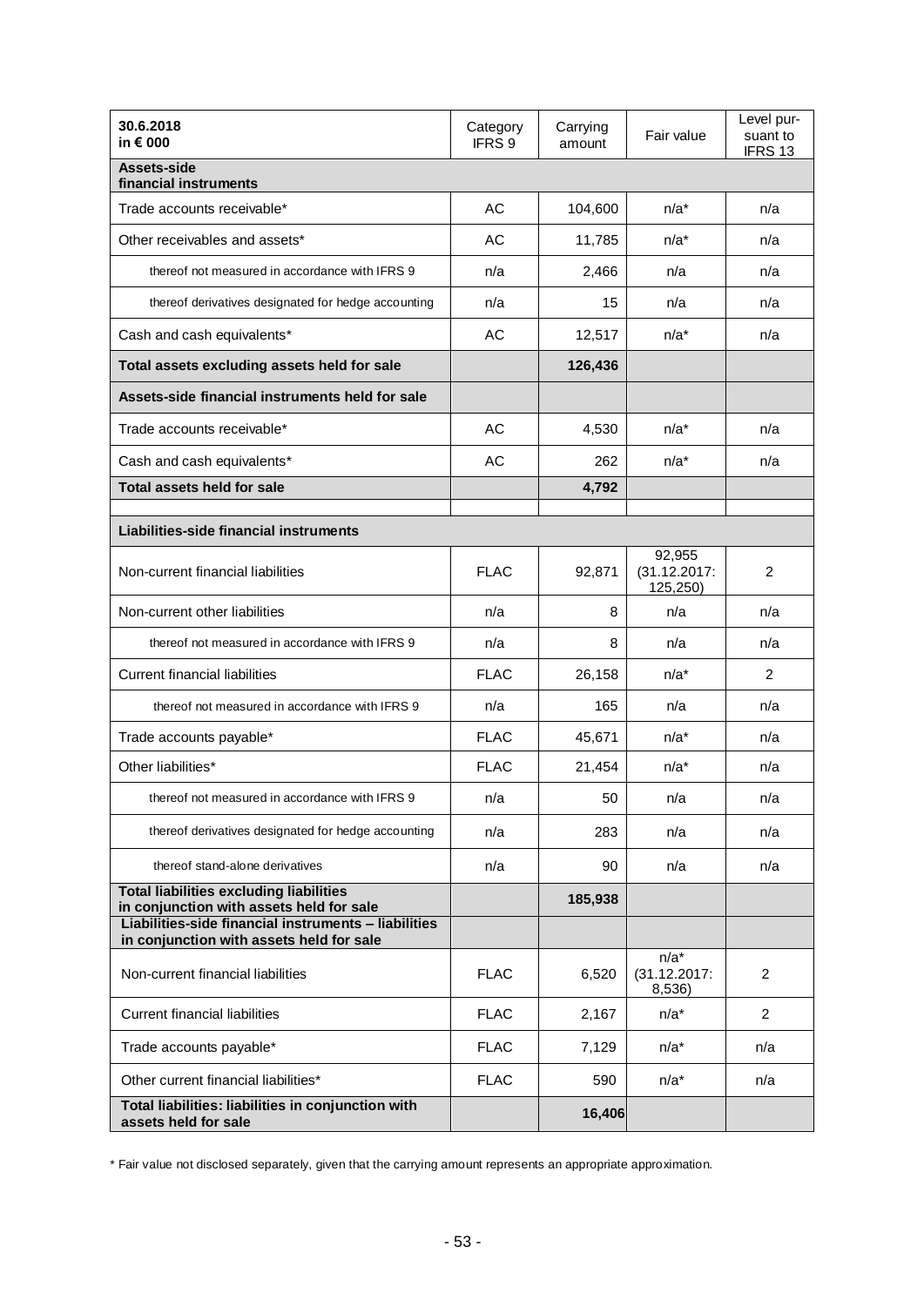| 30.6.2018<br>in € 000 | Category IFRS 9 | Carrying amount | Fair value | Level pursuant to IFRS 13 |
|---|---|---|---|---|
| **Assets-side financial instruments** | | | | |
| Trade accounts receivable* | AC | 104,600 | n/a* | n/a |
| Other receivables and assets* | AC | 11,785 | n/a* | n/a |
| thereof not measured in accordance with IFRS 9 | n/a | 2,466 | n/a | n/a |
| thereof derivatives designated for hedge accounting | n/a | 15 | n/a | n/a |
| Cash and cash equivalents* | AC | 12,517 | n/a* | n/a |
| **Total assets excluding assets held for sale** | | **126,436** | | |
| **Assets-side financial instruments held for sale** | | | | |
| Trade accounts receivable* | AC | 4,530 | n/a* | n/a |
| Cash and cash equivalents* | AC | 262 | n/a* | n/a |
| **Total assets held for sale** | | **4,792** | | |
| | | | | |
| **Liabilities-side financial instruments** | | | | |
| Non-current financial liabilities | FLAC | 92,871 | 92,955 (31.12.2017: 125,250) | 2 |
| Non-current other liabilities | n/a | 8 | n/a | n/a |
| thereof not measured in accordance with IFRS 9 | n/a | 8 | n/a | n/a |
| Current financial liabilities | FLAC | 26,158 | n/a* | 2 |
| thereof not measured in accordance with IFRS 9 | n/a | 165 | n/a | n/a |
| Trade accounts payable* | FLAC | 45,671 | n/a* | n/a |
| Other liabilities* | FLAC | 21,454 | n/a* | n/a |
| thereof not measured in accordance with IFRS 9 | n/a | 50 | n/a | n/a |
| thereof derivatives designated for hedge accounting | n/a | 283 | n/a | n/a |
| thereof stand-alone derivatives | n/a | 90 | n/a | n/a |
| **Total liabilities excluding liabilities in conjunction with assets held for sale** | | **185,938** | | |
| **Liabilities-side financial instruments – liabilities in conjunction with assets held for sale** | | | | |
| Non-current financial liabilities | FLAC | 6,520 | n/a* (31.12.2017: 8,536) | 2 |
| Current financial liabilities | FLAC | 2,167 | n/a* | 2 |
| Trade accounts payable* | FLAC | 7,129 | n/a* | n/a |
| Other current financial liabilities* | FLAC | 590 | n/a* | n/a |
| **Total liabilities: liabilities in conjunction with assets held for sale** | | **16,406** | | |

* Fair value not disclosed separately, given that the carrying amount represents an appropriate approximation.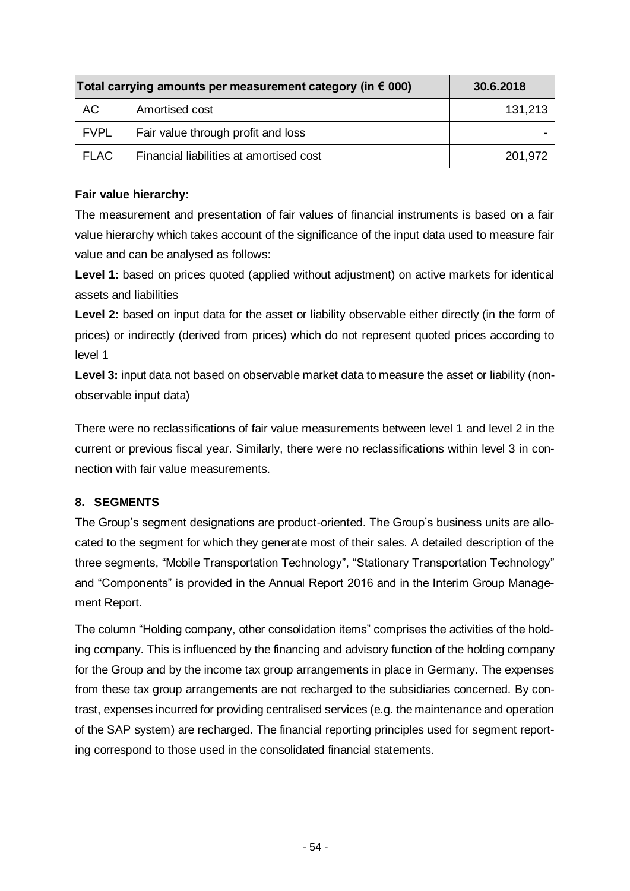| Total carrying amounts per measurement category (in € 000) | | 30.6.2018 |
|---|---|---|
| AC | Amortised cost | 131,213 |
| FVPL | Fair value through profit and loss | - |
| FLAC | Financial liabilities at amortised cost | 201,972 |

**Fair value hierarchy:**

The measurement and presentation of fair values of financial instruments is based on a fair value hierarchy which takes account of the significance of the input data used to measure fair value and can be analysed as follows:

**Level 1:** based on prices quoted (applied without adjustment) on active markets for identical assets and liabilities

**Level 2:** based on input data for the asset or liability observable either directly (in the form of prices) or indirectly (derived from prices) which do not represent quoted prices according to level 1

**Level 3:** input data not based on observable market data to measure the asset or liability (non-observable input data)

There were no reclassifications of fair value measurements between level 1 and level 2 in the current or previous fiscal year. Similarly, there were no reclassifications within level 3 in connection with fair value measurements.

## 8. SEGMENTS

The Group's segment designations are product-oriented. The Group's business units are allocated to the segment for which they generate most of their sales. A detailed description of the three segments, "Mobile Transportation Technology", "Stationary Transportation Technology" and "Components" is provided in the Annual Report 2016 and in the Interim Group Management Report.

The column "Holding company, other consolidation items" comprises the activities of the holding company. This is influenced by the financing and advisory function of the holding company for the Group and by the income tax group arrangements in place in Germany. The expenses from these tax group arrangements are not recharged to the subsidiaries concerned. By contrast, expenses incurred for providing centralised services (e.g. the maintenance and operation of the SAP system) are recharged. The financial reporting principles used for segment reporting correspond to those used in the consolidated financial statements.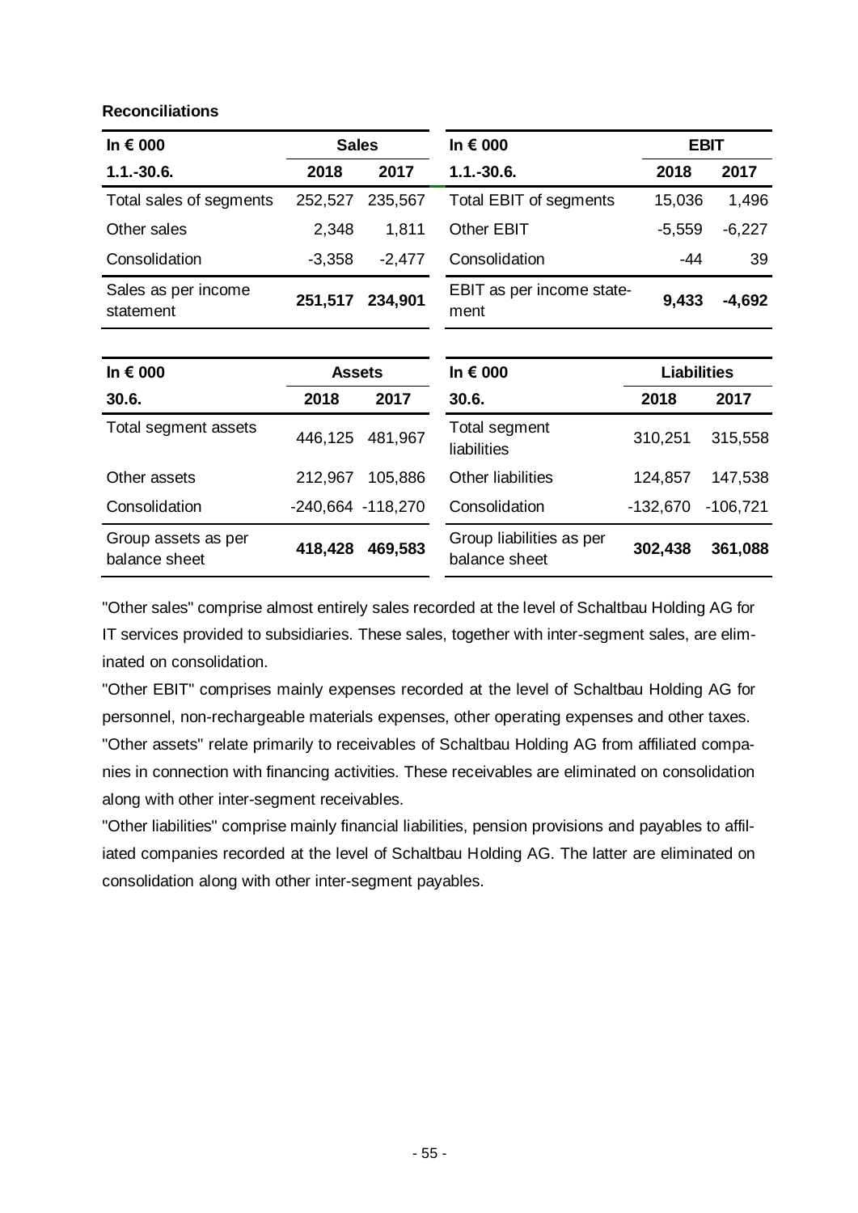**Reconciliations**

| In € 000 | Sales | |
|---|---|---|
| 1.1.-30.6. | 2018 | 2017 |
| Total sales of segments | 252,527 | 235,567 |
| Other sales | 2,348 | 1,811 |
| Consolidation | -3,358 | -2,477 |
| **Sales as per income statement** | **251,517** | **234,901** |

| In € 000 | EBIT | |
|---|---|---|
| 1.1.-30.6. | 2018 | 2017 |
| Total EBIT of segments | 15,036 | 1,496 |
| Other EBIT | -5,559 | -6,227 |
| Consolidation | -44 | 39 |
| **EBIT as per income statement** | **9,433** | **-4,692** |

| In € 000 | Assets | |
|---|---|---|
| 30.6. | 2018 | 2017 |
| Total segment assets | 446,125 | 481,967 |
| Other assets | 212,967 | 105,886 |
| Consolidation | -240,664 | -118,270 |
| **Group assets as per balance sheet** | **418,428** | **469,583** |

| In € 000 | Liabilities | |
|---|---|---|
| 30.6. | 2018 | 2017 |
| Total segment liabilities | 310,251 | 315,558 |
| Other liabilities | 124,857 | 147,538 |
| Consolidation | -132,670 | -106,721 |
| **Group liabilities as per balance sheet** | **302,438** | **361,088** |

"Other sales" comprise almost entirely sales recorded at the level of Schaltbau Holding AG for IT services provided to subsidiaries. These sales, together with inter-segment sales, are eliminated on consolidation.

"Other EBIT" comprises mainly expenses recorded at the level of Schaltbau Holding AG for personnel, non-rechargeable materials expenses, other operating expenses and other taxes.

"Other assets" relate primarily to receivables of Schaltbau Holding AG from affiliated companies in connection with financing activities. These receivables are eliminated on consolidation along with other inter-segment receivables.

"Other liabilities" comprise mainly financial liabilities, pension provisions and payables to affiliated companies recorded at the level of Schaltbau Holding AG. The latter are eliminated on consolidation along with other inter-segment payables.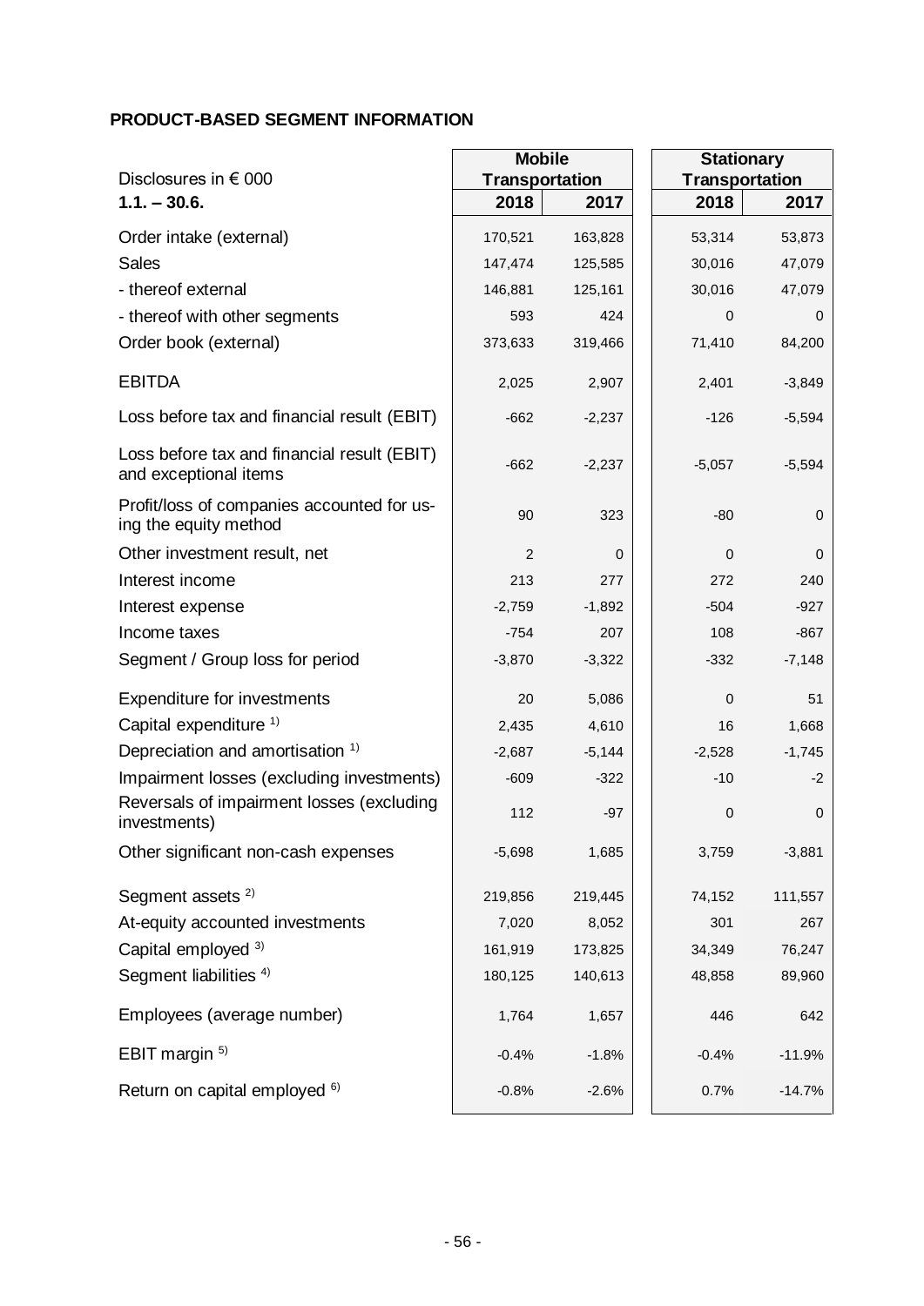**PRODUCT-BASED SEGMENT INFORMATION**

| Disclosures in € 000 | Mobile Transportation | | Stationary Transportation | |
|---|---|---|---|---|
| **1.1. – 30.6.** | **2018** | **2017** | **2018** | **2017** |
| Order intake (external) | 170,521 | 163,828 | 53,314 | 53,873 |
| Sales | 147,474 | 125,585 | 30,016 | 47,079 |
| - thereof external | 146,881 | 125,161 | 30,016 | 47,079 |
| - thereof with other segments | 593 | 424 | 0 | 0 |
| Order book (external) | 373,633 | 319,466 | 71,410 | 84,200 |
| EBITDA | 2,025 | 2,907 | 2,401 | -3,849 |
| Loss before tax and financial result (EBIT) | -662 | -2,237 | -126 | -5,594 |
| Loss before tax and financial result (EBIT) and exceptional items | -662 | -2,237 | -5,057 | -5,594 |
| Profit/loss of companies accounted for using the equity method | 90 | 323 | -80 | 0 |
| Other investment result, net | 2 | 0 | 0 | 0 |
| Interest income | 213 | 277 | 272 | 240 |
| Interest expense | -2,759 | -1,892 | -504 | -927 |
| Income taxes | -754 | 207 | 108 | -867 |
| Segment / Group loss for period | -3,870 | -3,322 | -332 | -7,148 |
| Expenditure for investments | 20 | 5,086 | 0 | 51 |
| Capital expenditure [1] | 2,435 | 4,610 | 16 | 1,668 |
| Depreciation and amortisation [1] | -2,687 | -5,144 | -2,528 | -1,745 |
| Impairment losses (excluding investments) | -609 | -322 | -10 | -2 |
| Reversals of impairment losses (excluding investments) | 112 | -97 | 0 | 0 |
| Other significant non-cash expenses | -5,698 | 1,685 | 3,759 | -3,881 |
| Segment assets [2] | 219,856 | 219,445 | 74,152 | 111,557 |
| At-equity accounted investments | 7,020 | 8,052 | 301 | 267 |
| Capital employed [3] | 161,919 | 173,825 | 34,349 | 76,247 |
| Segment liabilities [4] | 180,125 | 140,613 | 48,858 | 89,960 |
| Employees (average number) | 1,764 | 1,657 | 446 | 642 |
| EBIT margin [5] | -0.4% | -1.8% | -0.4% | -11.9% |
| Return on capital employed [6] | -0.8% | -2.6% | 0.7% | -14.7% |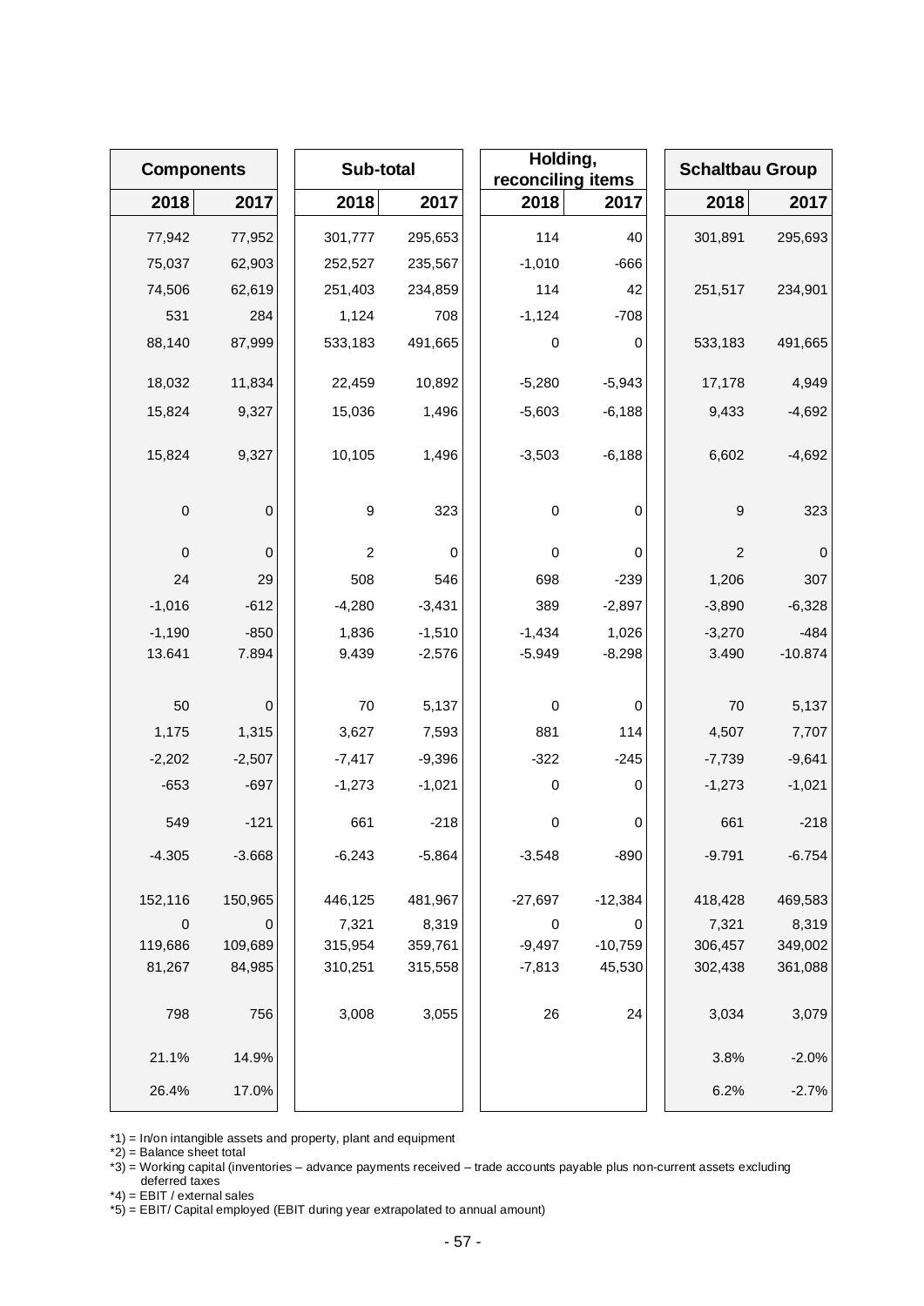| Components | | Sub-total | | Holding, reconciling items | | Schaltbau Group | |
|---|---|---|---|---|---|---|---|
| 2018 | 2017 | 2018 | 2017 | 2018 | 2017 | 2018 | 2017 |
| 77,942 | 77,952 | 301,777 | 295,653 | 114 | 40 | 301,891 | 295,693 |
| 75,037 | 62,903 | 252,527 | 235,567 | -1,010 | -666 | | |
| 74,506 | 62,619 | 251,403 | 234,859 | 114 | 42 | 251,517 | 234,901 |
| 531 | 284 | 1,124 | 708 | -1,124 | -708 | | |
| 88,140 | 87,999 | 533,183 | 491,665 | 0 | 0 | 533,183 | 491,665 |
| 18,032 | 11,834 | 22,459 | 10,892 | -5,280 | -5,943 | 17,178 | 4,949 |
| 15,824 | 9,327 | 15,036 | 1,496 | -5,603 | -6,188 | 9,433 | -4,692 |
| 15,824 | 9,327 | 10,105 | 1,496 | -3,503 | -6,188 | 6,602 | -4,692 |
| 0 | 0 | 9 | 323 | 0 | 0 | 9 | 323 |
| 0 | 0 | 2 | 0 | 0 | 0 | 2 | 0 |
| 24 | 29 | 508 | 546 | 698 | -239 | 1,206 | 307 |
| -1,016 | -612 | -4,280 | -3,431 | 389 | -2,897 | -3,890 | -6,328 |
| -1,190 | -850 | 1,836 | -1,510 | -1,434 | 1,026 | -3,270 | -484 |
| 13.641 | 7.894 | 9,439 | -2,576 | -5,949 | -8,298 | 3.490 | -10.874 |
| 50 | 0 | 70 | 5,137 | 0 | 0 | 70 | 5,137 |
| 1,175 | 1,315 | 3,627 | 7,593 | 881 | 114 | 4,507 | 7,707 |
| -2,202 | -2,507 | -7,417 | -9,396 | -322 | -245 | -7,739 | -9,641 |
| -653 | -697 | -1,273 | -1,021 | 0 | 0 | -1,273 | -1,021 |
| 549 | -121 | 661 | -218 | 0 | 0 | 661 | -218 |
| -4.305 | -3.668 | -6.243 | -5,864 | -3,548 | -890 | -9.791 | -6.754 |
| 152,116 | 150,965 | 446,125 | 481,967 | -27,697 | -12,384 | 418,428 | 469,583 |
| 0 | 0 | 7,321 | 8,319 | 0 | 0 | 7,321 | 8,319 |
| 119,686 | 109,689 | 315,954 | 359,761 | -9,497 | -10,759 | 306,457 | 349,002 |
| 81,267 | 84,985 | 310,251 | 315,558 | -7,813 | 45,530 | 302,438 | 361,088 |
| 798 | 756 | 3,008 | 3,055 | 26 | 24 | 3,034 | 3,079 |
| 21.1% | 14.9% | | | | | 3.8% | -2.0% |
| 26.4% | 17.0% | | | | | 6.2% | -2.7% |

*1) = In/on intangible assets and property, plant and equipment
*2) = Balance sheet total
*3) = Working capital (inventories – advance payments received – trade accounts payable plus non-current assets excluding deferred taxes
*4) = EBIT / external sales
*5) = EBIT/ Capital employed (EBIT during year extrapolated to annual amount)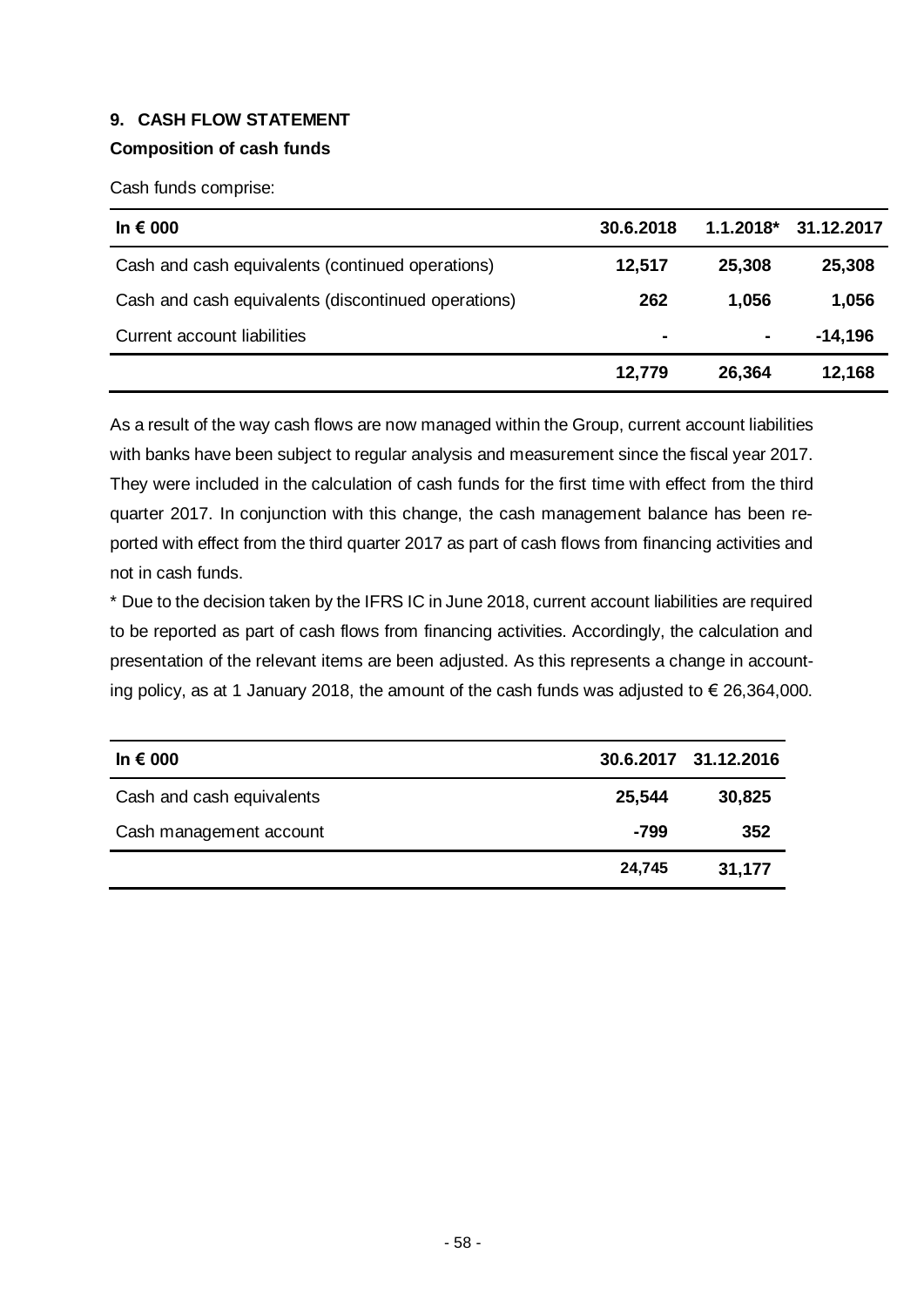## 9. CASH FLOW STATEMENT

### Composition of cash funds

Cash funds comprise:

| In € 000 | 30.6.2018 | 1.1.2018* | 31.12.2017 |
|---|---|---|---|
| Cash and cash equivalents (continued operations) | 12,517 | 25,308 | 25,308 |
| Cash and cash equivalents (discontinued operations) | 262 | 1,056 | 1,056 |
| Current account liabilities | - | - | -14,196 |
| | **12,779** | **26,364** | **12,168** |

As a result of the way cash flows are now managed within the Group, current account liabilities with banks have been subject to regular analysis and measurement since the fiscal year 2017. They were included in the calculation of cash funds for the first time with effect from the third quarter 2017. In conjunction with this change, the cash management balance has been reported with effect from the third quarter 2017 as part of cash flows from financing activities and not in cash funds.

* Due to the decision taken by the IFRS IC in June 2018, current account liabilities are required to be reported as part of cash flows from financing activities. Accordingly, the calculation and presentation of the relevant items are been adjusted. As this represents a change in accounting policy, as at 1 January 2018, the amount of the cash funds was adjusted to € 26,364,000.

| In € 000 | 30.6.2017 | 31.12.2016 |
|---|---|---|
| Cash and cash equivalents | 25,544 | 30,825 |
| Cash management account | -799 | 352 |
| | **24,745** | **31,177** |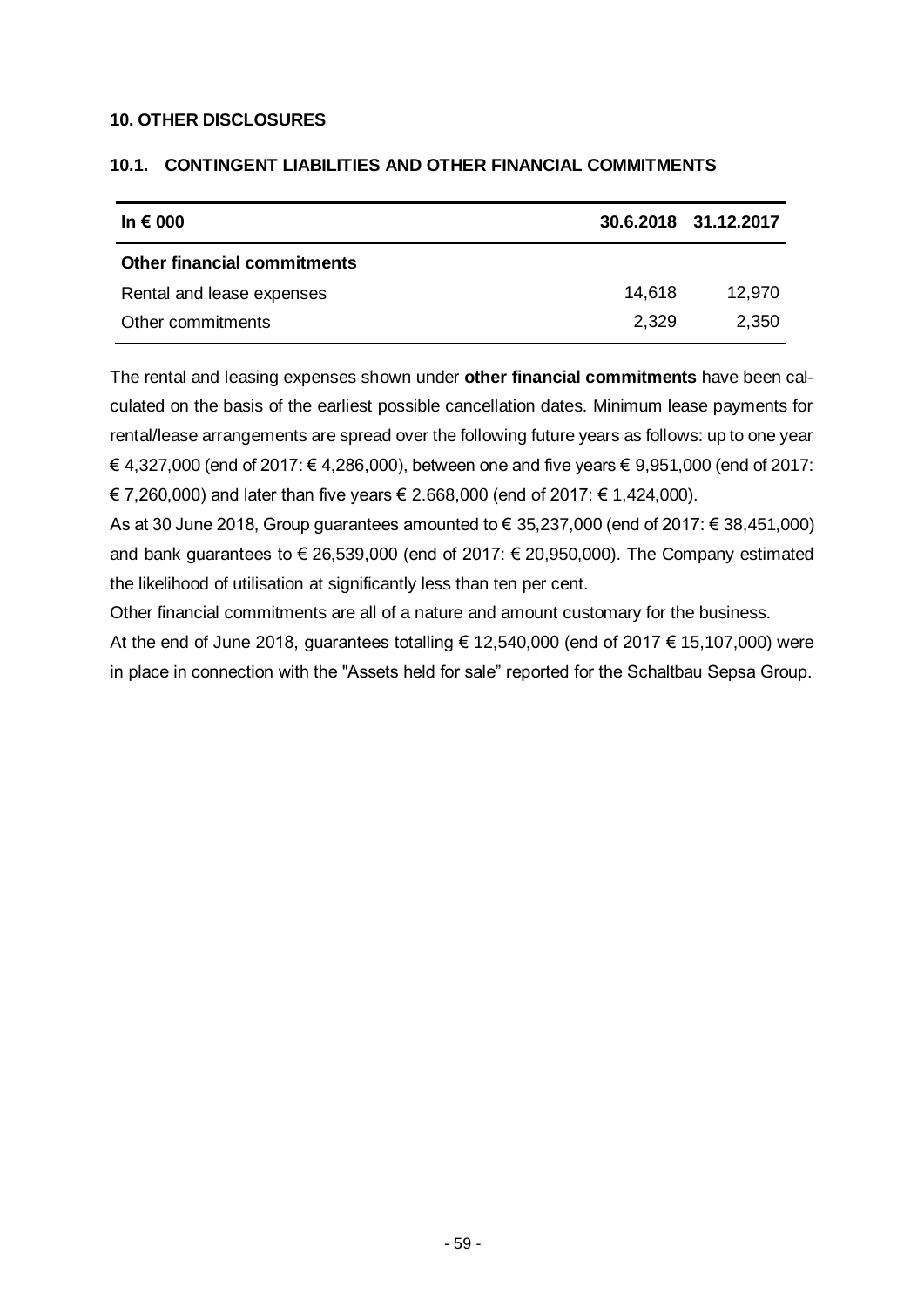## 10. OTHER DISCLOSURES

### 10.1. CONTINGENT LIABILITIES AND OTHER FINANCIAL COMMITMENTS

| In € 000 | 30.6.2018 | 31.12.2017 |
|---|---|---|
| **Other financial commitments** | | |
| Rental and lease expenses | 14,618 | 12,970 |
| Other commitments | 2,329 | 2,350 |

The rental and leasing expenses shown under **other financial commitments** have been calculated on the basis of the earliest possible cancellation dates. Minimum lease payments for rental/lease arrangements are spread over the following future years as follows: up to one year € 4,327,000 (end of 2017: € 4,286,000), between one and five years € 9,951,000 (end of 2017: € 7,260,000) and later than five years € 2.668,000 (end of 2017: € 1,424,000).

As at 30 June 2018, Group guarantees amounted to € 35,237,000 (end of 2017: € 38,451,000) and bank guarantees to € 26,539,000 (end of 2017: € 20,950,000). The Company estimated the likelihood of utilisation at significantly less than ten per cent.

Other financial commitments are all of a nature and amount customary for the business.

At the end of June 2018, guarantees totalling € 12,540,000 (end of 2017 € 15,107,000) were in place in connection with the "Assets held for sale" reported for the Schaltbau Sepsa Group.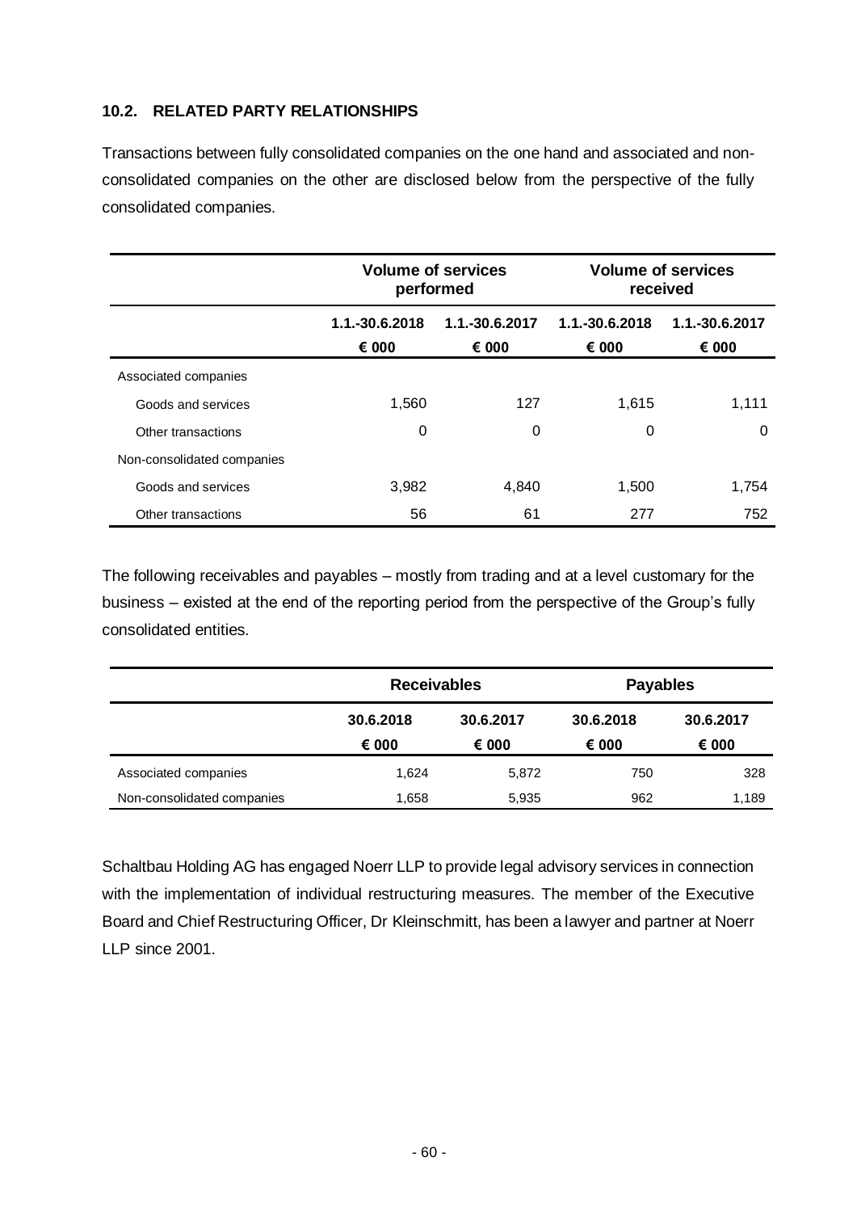### 10.2. RELATED PARTY RELATIONSHIPS

Transactions between fully consolidated companies on the one hand and associated and non-consolidated companies on the other are disclosed below from the perspective of the fully consolidated companies.

| | Volume of services performed | | Volume of services received | |
|---|---|---|---|---|
| | 1.1.-30.6.2018<br>€ 000 | 1.1.-30.6.2017<br>€ 000 | 1.1.-30.6.2018<br>€ 000 | 1.1.-30.6.2017<br>€ 000 |
| Associated companies | | | | |
| Goods and services | 1,560 | 127 | 1,615 | 1,111 |
| Other transactions | 0 | 0 | 0 | 0 |
| Non-consolidated companies | | | | |
| Goods and services | 3,982 | 4,840 | 1,500 | 1,754 |
| Other transactions | 56 | 61 | 277 | 752 |

The following receivables and payables – mostly from trading and at a level customary for the business – existed at the end of the reporting period from the perspective of the Group's fully consolidated entities.

| | Receivables | | Payables | |
|---|---|---|---|---|
| | 30.6.2018<br>€ 000 | 30.6.2017<br>€ 000 | 30.6.2018<br>€ 000 | 30.6.2017<br>€ 000 |
| Associated companies | 1,624 | 5,872 | 750 | 328 |
| Non-consolidated companies | 1,658 | 5,935 | 962 | 1,189 |

Schaltbau Holding AG has engaged Noerr LLP to provide legal advisory services in connection with the implementation of individual restructuring measures. The member of the Executive Board and Chief Restructuring Officer, Dr Kleinschmitt, has been a lawyer and partner at Noerr LLP since 2001.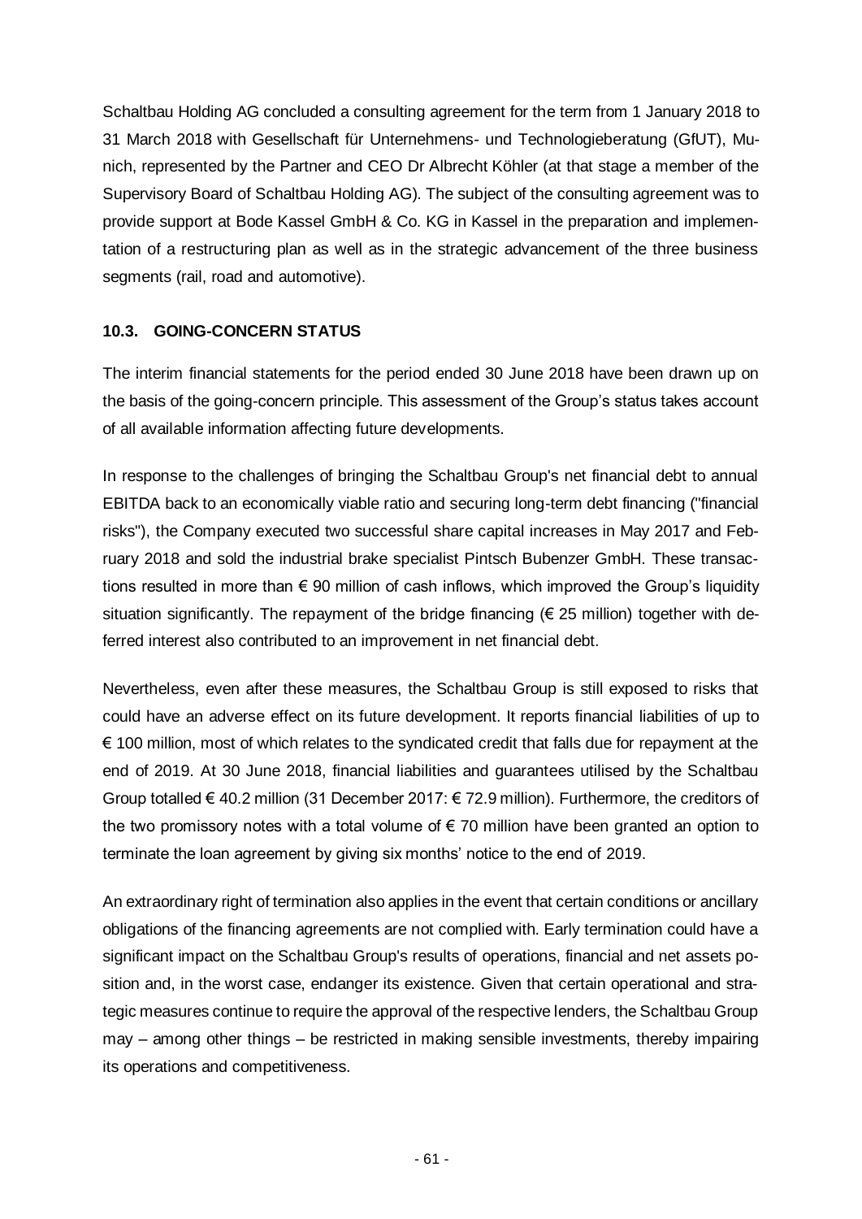Schaltbau Holding AG concluded a consulting agreement for the term from 1 January 2018 to 31 March 2018 with Gesellschaft für Unternehmens- und Technologieberatung (GfUT), Munich, represented by the Partner and CEO Dr Albrecht Köhler (at that stage a member of the Supervisory Board of Schaltbau Holding AG). The subject of the consulting agreement was to provide support at Bode Kassel GmbH & Co. KG in Kassel in the preparation and implementation of a restructuring plan as well as in the strategic advancement of the three business segments (rail, road and automotive).

### 10.3. GOING-CONCERN STATUS

The interim financial statements for the period ended 30 June 2018 have been drawn up on the basis of the going-concern principle. This assessment of the Group's status takes account of all available information affecting future developments.

In response to the challenges of bringing the Schaltbau Group's net financial debt to annual EBITDA back to an economically viable ratio and securing long-term debt financing ("financial risks"), the Company executed two successful share capital increases in May 2017 and February 2018 and sold the industrial brake specialist Pintsch Bubenzer GmbH. These transactions resulted in more than € 90 million of cash inflows, which improved the Group's liquidity situation significantly. The repayment of the bridge financing (€ 25 million) together with deferred interest also contributed to an improvement in net financial debt.

Nevertheless, even after these measures, the Schaltbau Group is still exposed to risks that could have an adverse effect on its future development. It reports financial liabilities of up to € 100 million, most of which relates to the syndicated credit that falls due for repayment at the end of 2019. At 30 June 2018, financial liabilities and guarantees utilised by the Schaltbau Group totalled € 40.2 million (31 December 2017: € 72.9 million). Furthermore, the creditors of the two promissory notes with a total volume of € 70 million have been granted an option to terminate the loan agreement by giving six months' notice to the end of 2019.

An extraordinary right of termination also applies in the event that certain conditions or ancillary obligations of the financing agreements are not complied with. Early termination could have a significant impact on the Schaltbau Group's results of operations, financial and net assets position and, in the worst case, endanger its existence. Given that certain operational and strategic measures continue to require the approval of the respective lenders, the Schaltbau Group may – among other things – be restricted in making sensible investments, thereby impairing its operations and competitiveness.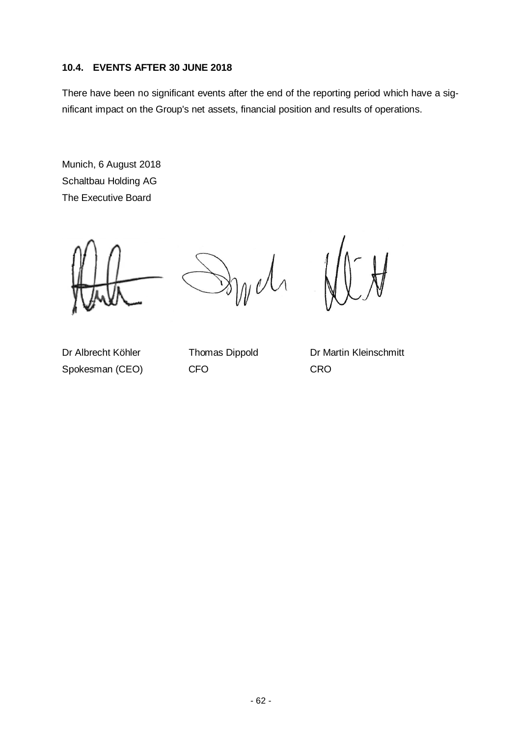### 10.4. EVENTS AFTER 30 JUNE 2018

There have been no significant events after the end of the reporting period which have a significant impact on the Group's net assets, financial position and results of operations.

Munich, 6 August 2018
Schaltbau Holding AG
The Executive Board

| Dr Albrecht Köhler | Thomas Dippold | Dr Martin Kleinschmitt |
|---|---|---|
| Spokesman (CEO) | CFO | CRO |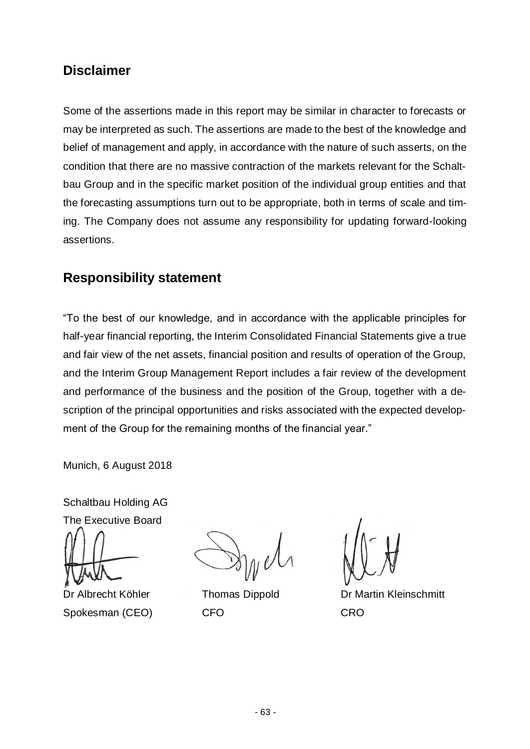## Disclaimer

Some of the assertions made in this report may be similar in character to forecasts or may be interpreted as such. The assertions are made to the best of the knowledge and belief of management and apply, in accordance with the nature of such asserts, on the condition that there are no massive contraction of the markets relevant for the Schaltbau Group and in the specific market position of the individual group entities and that the forecasting assumptions turn out to be appropriate, both in terms of scale and timing. The Company does not assume any responsibility for updating forward-looking assertions.

## Responsibility statement

"To the best of our knowledge, and in accordance with the applicable principles for half-year financial reporting, the Interim Consolidated Financial Statements give a true and fair view of the net assets, financial position and results of operation of the Group, and the Interim Group Management Report includes a fair review of the development and performance of the business and the position of the Group, together with a description of the principal opportunities and risks associated with the expected development of the Group for the remaining months of the financial year."

Munich, 6 August 2018

Schaltbau Holding AG
The Executive Board

| Dr Albrecht Köhler | Thomas Dippold | Dr Martin Kleinschmitt |
|---|---|---|
| Spokesman (CEO) | CFO | CRO |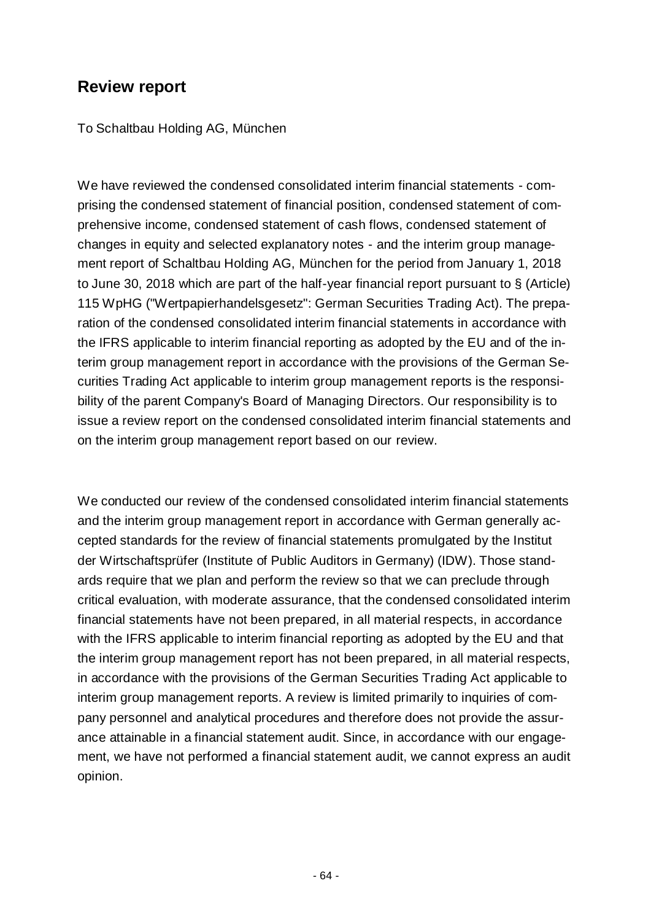## Review report

To Schaltbau Holding AG, München

We have reviewed the condensed consolidated interim financial statements - comprising the condensed statement of financial position, condensed statement of comprehensive income, condensed statement of cash flows, condensed statement of changes in equity and selected explanatory notes - and the interim group management report of Schaltbau Holding AG, München for the period from January 1, 2018 to June 30, 2018 which are part of the half-year financial report pursuant to § (Article) 115 WpHG ("Wertpapierhandelsgesetz": German Securities Trading Act). The preparation of the condensed consolidated interim financial statements in accordance with the IFRS applicable to interim financial reporting as adopted by the EU and of the interim group management report in accordance with the provisions of the German Securities Trading Act applicable to interim group management reports is the responsibility of the parent Company's Board of Managing Directors. Our responsibility is to issue a review report on the condensed consolidated interim financial statements and on the interim group management report based on our review.

We conducted our review of the condensed consolidated interim financial statements and the interim group management report in accordance with German generally accepted standards for the review of financial statements promulgated by the Institut der Wirtschaftsprüfer (Institute of Public Auditors in Germany) (IDW). Those standards require that we plan and perform the review so that we can preclude through critical evaluation, with moderate assurance, that the condensed consolidated interim financial statements have not been prepared, in all material respects, in accordance with the IFRS applicable to interim financial reporting as adopted by the EU and that the interim group management report has not been prepared, in all material respects, in accordance with the provisions of the German Securities Trading Act applicable to interim group management reports. A review is limited primarily to inquiries of company personnel and analytical procedures and therefore does not provide the assurance attainable in a financial statement audit. Since, in accordance with our engagement, we have not performed a financial statement audit, we cannot express an audit opinion.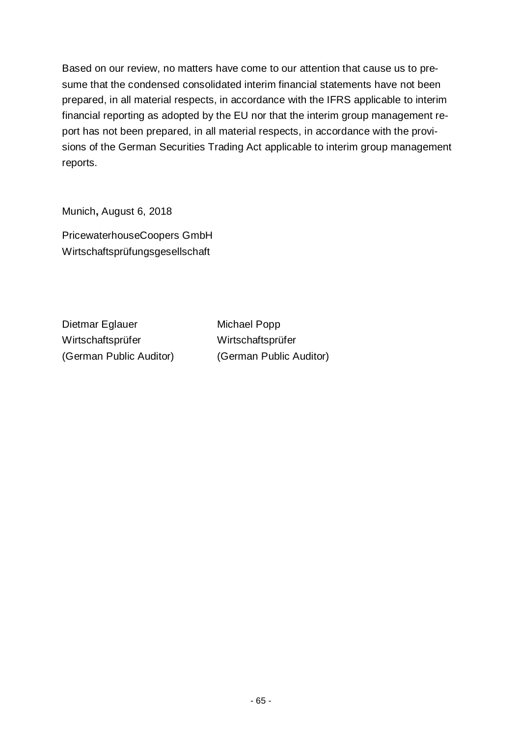Based on our review, no matters have come to our attention that cause us to presume that the condensed consolidated interim financial statements have not been prepared, in all material respects, in accordance with the IFRS applicable to interim financial reporting as adopted by the EU nor that the interim group management report has not been prepared, in all material respects, in accordance with the provisions of the German Securities Trading Act applicable to interim group management reports.

Munich**,** August 6, 2018

PricewaterhouseCoopers GmbH
Wirtschaftsprüfungsgesellschaft

| Dietmar Eglauer | Michael Popp |
|---|---|
| Wirtschaftsprüfer | Wirtschaftsprüfer |
| (German Public Auditor) | (German Public Auditor) |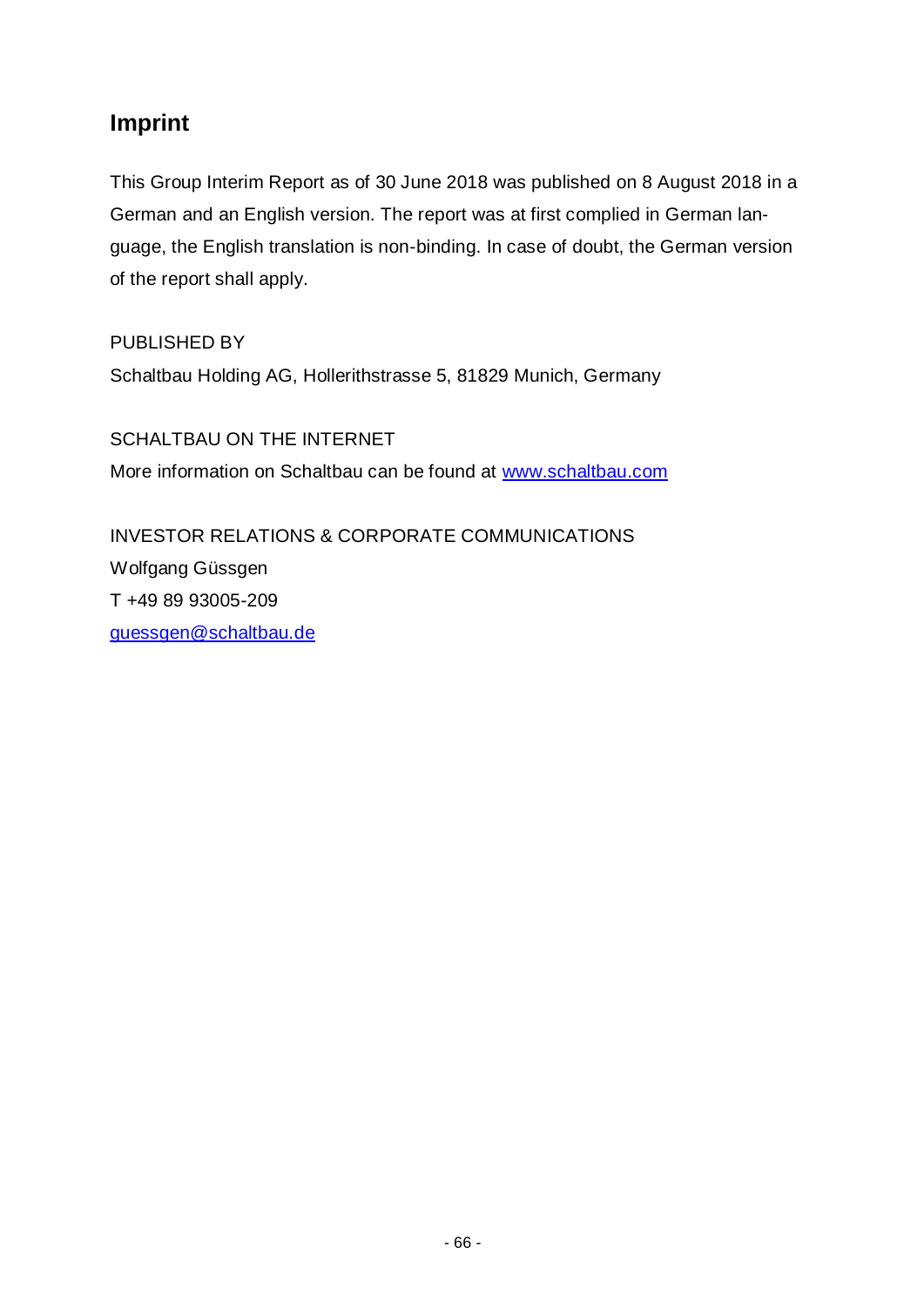## Imprint

This Group Interim Report as of 30 June 2018 was published on 8 August 2018 in a German and an English version. The report was at first complied in German language, the English translation is non-binding. In case of doubt, the German version of the report shall apply.

PUBLISHED BY
Schaltbau Holding AG, Hollerithstrasse 5, 81829 Munich, Germany

SCHALTBAU ON THE INTERNET
More information on Schaltbau can be found at www.schaltbau.com

INVESTOR RELATIONS & CORPORATE COMMUNICATIONS
Wolfgang Güssgen
T +49 89 93005-209
guessgen@schaltbau.de